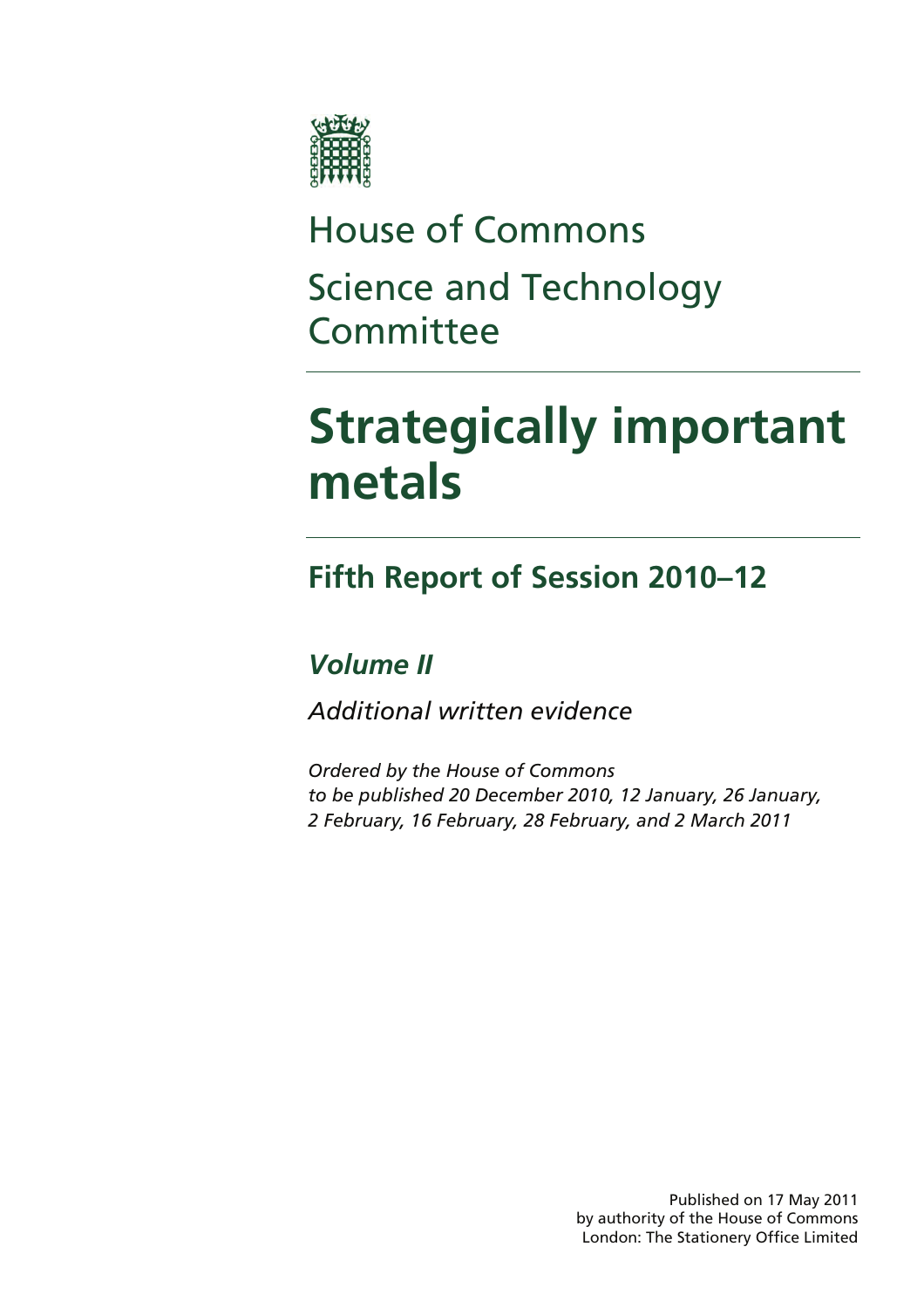House of Commons

Science and Technology Committee

# Strategically important metals

## Fifth Report of Session 2010–12

### *Volume II*

*Additional written evidence*

*Ordered by the House of Commons to be published 20 December 2010, 12 January, 26 January, 2 February, 16 February, 28 February, and 2 March 2011*

Published on 17 May 2011
by authority of the House of Commons
London: The Stationery Office Limited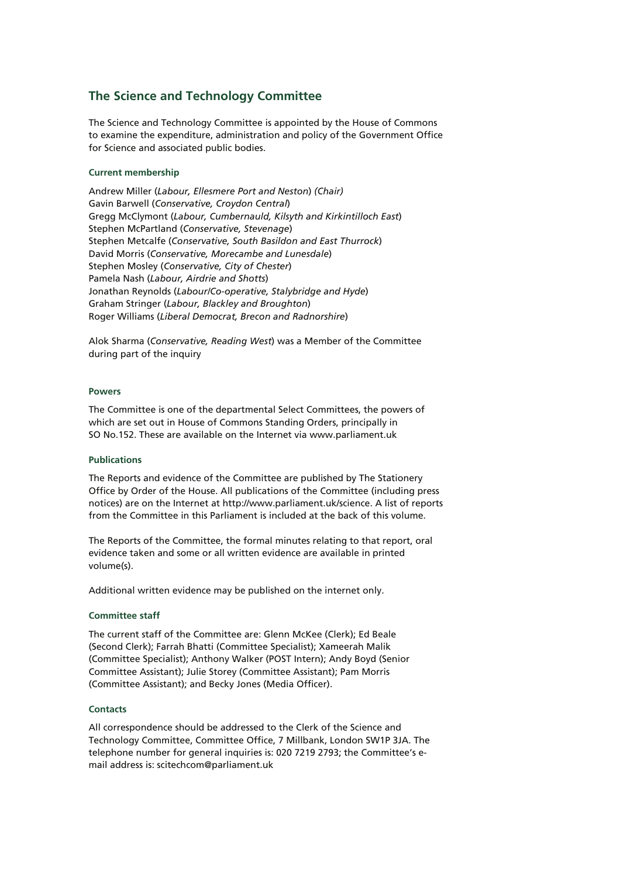## The Science and Technology Committee

The Science and Technology Committee is appointed by the House of Commons to examine the expenditure, administration and policy of the Government Office for Science and associated public bodies.

### Current membership

Andrew Miller (*Labour, Ellesmere Port and Neston*) *(Chair)*
Gavin Barwell (*Conservative, Croydon Central*)
Gregg McClymont (*Labour, Cumbernauld, Kilsyth and Kirkintilloch East*)
Stephen McPartland (*Conservative, Stevenage*)
Stephen Metcalfe (*Conservative, South Basildon and East Thurrock*)
David Morris (*Conservative, Morecambe and Lunesdale*)
Stephen Mosley (*Conservative, City of Chester*)
Pamela Nash (*Labour, Airdrie and Shotts*)
Jonathan Reynolds (*Labour/Co-operative, Stalybridge and Hyde*)
Graham Stringer (*Labour, Blackley and Broughton*)
Roger Williams (*Liberal Democrat, Brecon and Radnorshire*)

Alok Sharma (*Conservative, Reading West*) was a Member of the Committee during part of the inquiry

### Powers

The Committee is one of the departmental Select Committees, the powers of which are set out in House of Commons Standing Orders, principally in SO No.152. These are available on the Internet via www.parliament.uk

### Publications

The Reports and evidence of the Committee are published by The Stationery Office by Order of the House. All publications of the Committee (including press notices) are on the Internet at http://www.parliament.uk/science. A list of reports from the Committee in this Parliament is included at the back of this volume.

The Reports of the Committee, the formal minutes relating to that report, oral evidence taken and some or all written evidence are available in printed volume(s).

Additional written evidence may be published on the internet only.

### Committee staff

The current staff of the Committee are: Glenn McKee (Clerk); Ed Beale (Second Clerk); Farrah Bhatti (Committee Specialist); Xameerah Malik (Committee Specialist); Anthony Walker (POST Intern); Andy Boyd (Senior Committee Assistant); Julie Storey (Committee Assistant); Pam Morris (Committee Assistant); and Becky Jones (Media Officer).

### Contacts

All correspondence should be addressed to the Clerk of the Science and Technology Committee, Committee Office, 7 Millbank, London SW1P 3JA. The telephone number for general inquiries is: 020 7219 2793; the Committee's e-mail address is: scitechcom@parliament.uk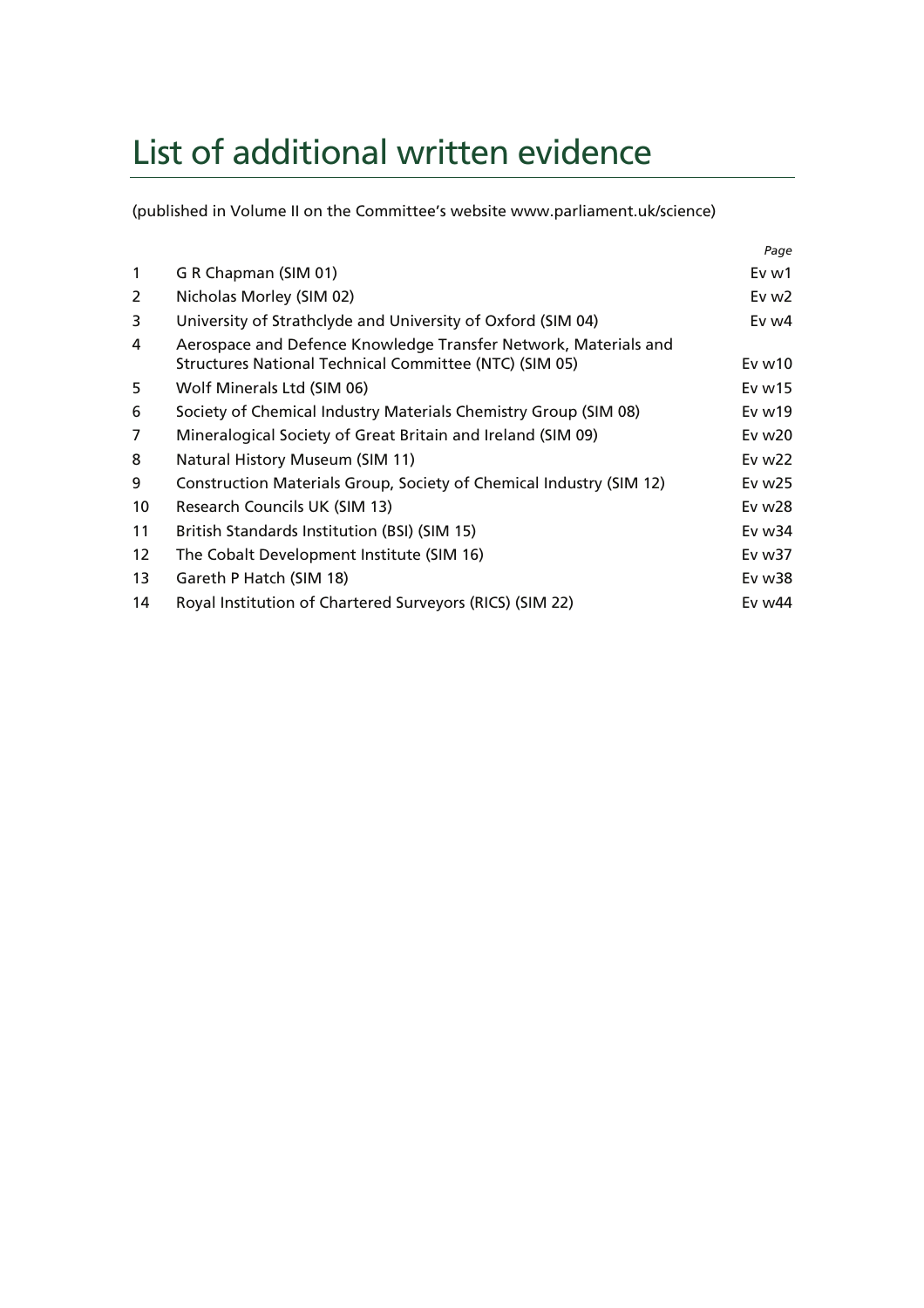# List of additional written evidence

(published in Volume II on the Committee's website www.parliament.uk/science)

| | | *Page* |
|---|---|---|
| 1 | G R Chapman (SIM 01) | Ev w1 |
| 2 | Nicholas Morley (SIM 02) | Ev w2 |
| 3 | University of Strathclyde and University of Oxford (SIM 04) | Ev w4 |
| 4 | Aerospace and Defence Knowledge Transfer Network, Materials and Structures National Technical Committee (NTC) (SIM 05) | Ev w10 |
| 5 | Wolf Minerals Ltd (SIM 06) | Ev w15 |
| 6 | Society of Chemical Industry Materials Chemistry Group (SIM 08) | Ev w19 |
| 7 | Mineralogical Society of Great Britain and Ireland (SIM 09) | Ev w20 |
| 8 | Natural History Museum (SIM 11) | Ev w22 |
| 9 | Construction Materials Group, Society of Chemical Industry (SIM 12) | Ev w25 |
| 10 | Research Councils UK (SIM 13) | Ev w28 |
| 11 | British Standards Institution (BSI) (SIM 15) | Ev w34 |
| 12 | The Cobalt Development Institute (SIM 16) | Ev w37 |
| 13 | Gareth P Hatch (SIM 18) | Ev w38 |
| 14 | Royal Institution of Chartered Surveyors (RICS) (SIM 22) | Ev w44 |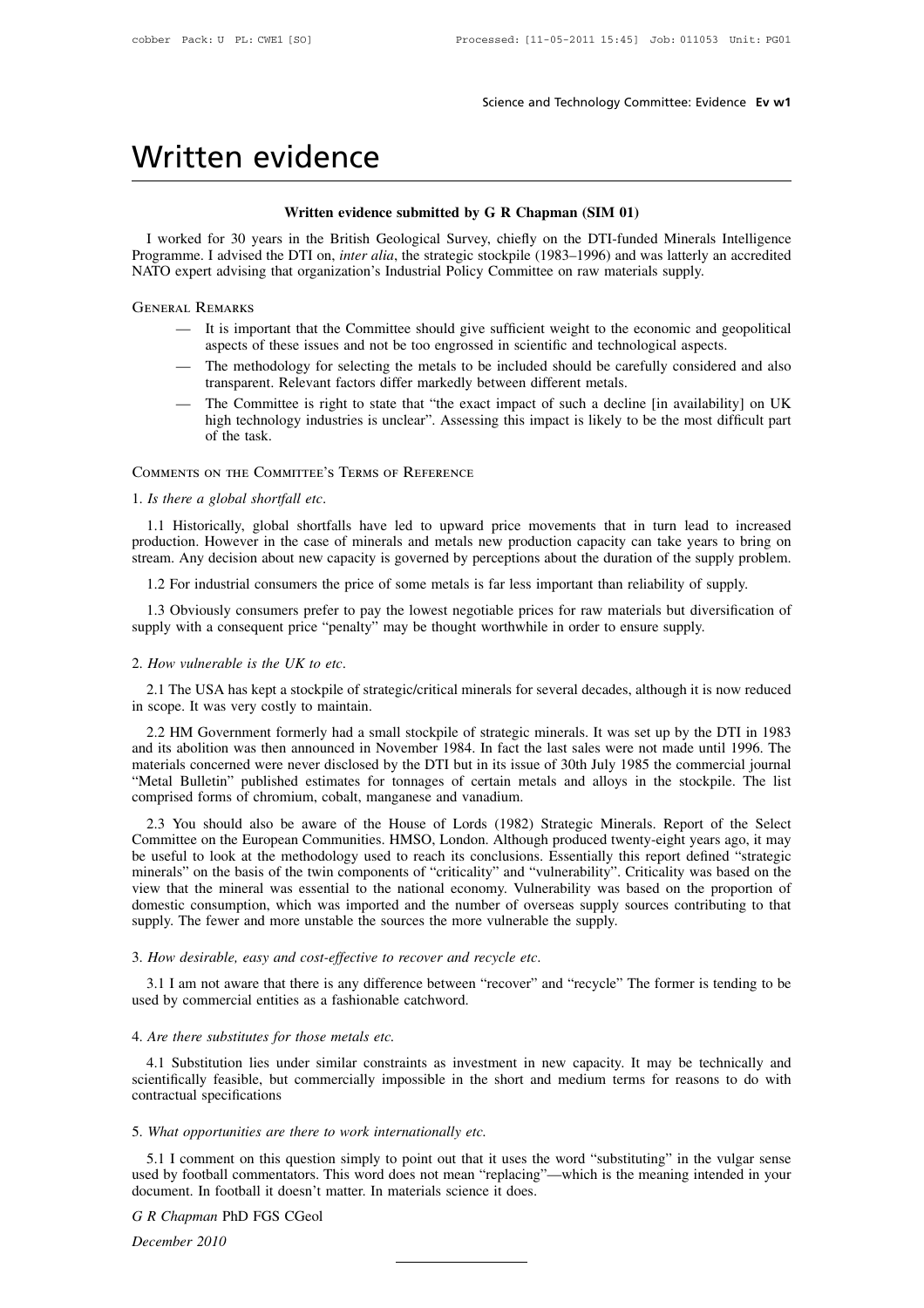# Written evidence

**Written evidence submitted by G R Chapman (SIM 01)**

I worked for 30 years in the British Geological Survey, chiefly on the DTI-funded Minerals Intelligence Programme. I advised the DTI on, *inter alia*, the strategic stockpile (1983–1996) and was latterly an accredited NATO expert advising that organization's Industrial Policy Committee on raw materials supply.

General Remarks

- It is important that the Committee should give sufficient weight to the economic and geopolitical aspects of these issues and not be too engrossed in scientific and technological aspects.
- The methodology for selecting the metals to be included should be carefully considered and also transparent. Relevant factors differ markedly between different metals.
- The Committee is right to state that "the exact impact of such a decline [in availability] on UK high technology industries is unclear". Assessing this impact is likely to be the most difficult part of the task.

Comments on the Committee's Terms of Reference

1. *Is there a global shortfall etc*.

1.1 Historically, global shortfalls have led to upward price movements that in turn lead to increased production. However in the case of minerals and metals new production capacity can take years to bring on stream. Any decision about new capacity is governed by perceptions about the duration of the supply problem.

1.2 For industrial consumers the price of some metals is far less important than reliability of supply.

1.3 Obviously consumers prefer to pay the lowest negotiable prices for raw materials but diversification of supply with a consequent price "penalty" may be thought worthwhile in order to ensure supply.

2. *How vulnerable is the UK to etc*.

2.1 The USA has kept a stockpile of strategic/critical minerals for several decades, although it is now reduced in scope. It was very costly to maintain.

2.2 HM Government formerly had a small stockpile of strategic minerals. It was set up by the DTI in 1983 and its abolition was then announced in November 1984. In fact the last sales were not made until 1996. The materials concerned were never disclosed by the DTI but in its issue of 30th July 1985 the commercial journal "Metal Bulletin" published estimates for tonnages of certain metals and alloys in the stockpile. The list comprised forms of chromium, cobalt, manganese and vanadium.

2.3 You should also be aware of the House of Lords (1982) Strategic Minerals. Report of the Select Committee on the European Communities. HMSO, London. Although produced twenty-eight years ago, it may be useful to look at the methodology used to reach its conclusions. Essentially this report defined "strategic minerals" on the basis of the twin components of "criticality" and "vulnerability". Criticality was based on the view that the mineral was essential to the national economy. Vulnerability was based on the proportion of domestic consumption, which was imported and the number of overseas supply sources contributing to that supply. The fewer and more unstable the sources the more vulnerable the supply.

3. *How desirable, easy and cost-effective to recover and recycle etc*.

3.1 I am not aware that there is any difference between "recover" and "recycle" The former is tending to be used by commercial entities as a fashionable catchword.

4. *Are there substitutes for those metals etc.*

4.1 Substitution lies under similar constraints as investment in new capacity. It may be technically and scientifically feasible, but commercially impossible in the short and medium terms for reasons to do with contractual specifications

5. *What opportunities are there to work internationally etc.*

5.1 I comment on this question simply to point out that it uses the word "substituting" in the vulgar sense used by football commentators. This word does not mean "replacing"—which is the meaning intended in your document. In football it doesn't matter. In materials science it does.

*G R Chapman* PhD FGS CGeol

*December 2010*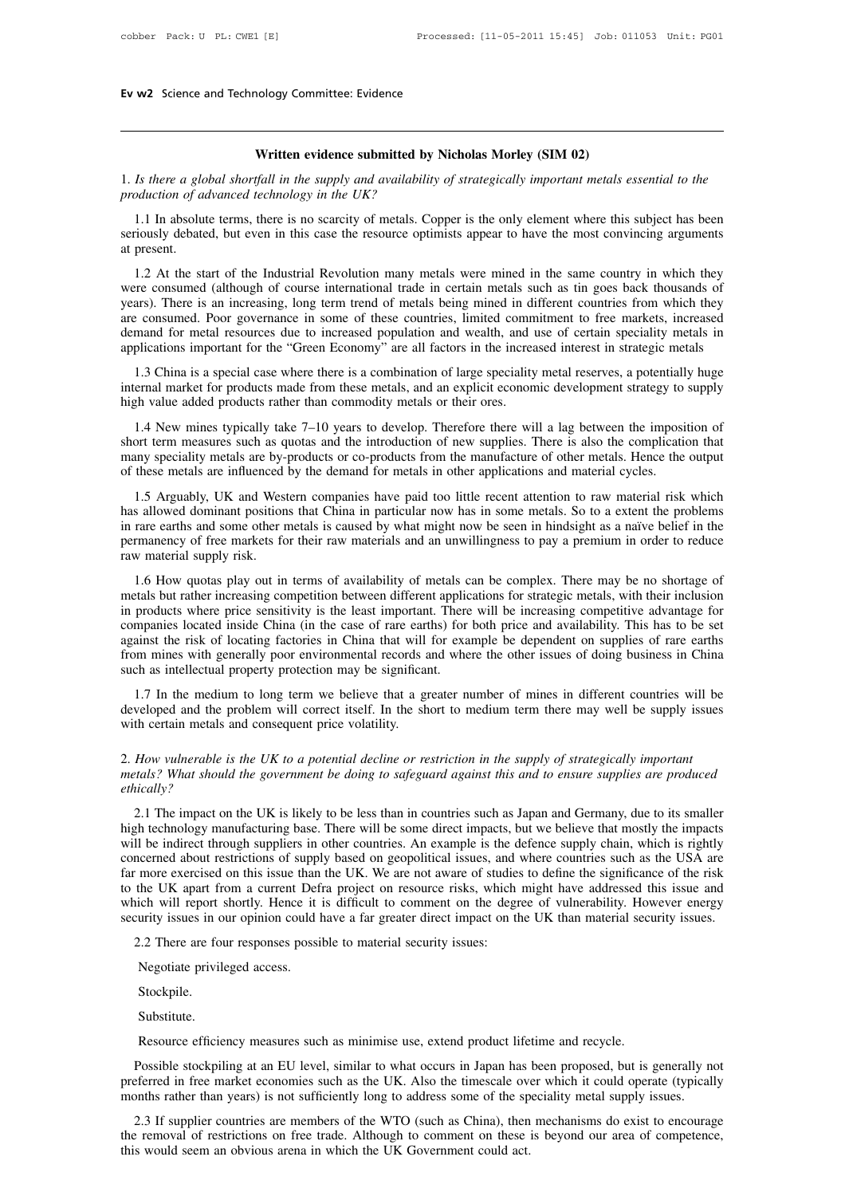## Written evidence submitted by Nicholas Morley (SIM 02)

1. *Is there a global shortfall in the supply and availability of strategically important metals essential to the production of advanced technology in the UK?*

1.1 In absolute terms, there is no scarcity of metals. Copper is the only element where this subject has been seriously debated, but even in this case the resource optimists appear to have the most convincing arguments at present.

1.2 At the start of the Industrial Revolution many metals were mined in the same country in which they were consumed (although of course international trade in certain metals such as tin goes back thousands of years). There is an increasing, long term trend of metals being mined in different countries from which they are consumed. Poor governance in some of these countries, limited commitment to free markets, increased demand for metal resources due to increased population and wealth, and use of certain speciality metals in applications important for the "Green Economy" are all factors in the increased interest in strategic metals

1.3 China is a special case where there is a combination of large speciality metal reserves, a potentially huge internal market for products made from these metals, and an explicit economic development strategy to supply high value added products rather than commodity metals or their ores.

1.4 New mines typically take 7–10 years to develop. Therefore there will a lag between the imposition of short term measures such as quotas and the introduction of new supplies. There is also the complication that many speciality metals are by-products or co-products from the manufacture of other metals. Hence the output of these metals are influenced by the demand for metals in other applications and material cycles.

1.5 Arguably, UK and Western companies have paid too little recent attention to raw material risk which has allowed dominant positions that China in particular now has in some metals. So to a extent the problems in rare earths and some other metals is caused by what might now be seen in hindsight as a naïve belief in the permanency of free markets for their raw materials and an unwillingness to pay a premium in order to reduce raw material supply risk.

1.6 How quotas play out in terms of availability of metals can be complex. There may be no shortage of metals but rather increasing competition between different applications for strategic metals, with their inclusion in products where price sensitivity is the least important. There will be increasing competitive advantage for companies located inside China (in the case of rare earths) for both price and availability. This has to be set against the risk of locating factories in China that will for example be dependent on supplies of rare earths from mines with generally poor environmental records and where the other issues of doing business in China such as intellectual property protection may be significant.

1.7 In the medium to long term we believe that a greater number of mines in different countries will be developed and the problem will correct itself. In the short to medium term there may well be supply issues with certain metals and consequent price volatility.

2. *How vulnerable is the UK to a potential decline or restriction in the supply of strategically important metals? What should the government be doing to safeguard against this and to ensure supplies are produced ethically?*

2.1 The impact on the UK is likely to be less than in countries such as Japan and Germany, due to its smaller high technology manufacturing base. There will be some direct impacts, but we believe that mostly the impacts will be indirect through suppliers in other countries. An example is the defence supply chain, which is rightly concerned about restrictions of supply based on geopolitical issues, and where countries such as the USA are far more exercised on this issue than the UK. We are not aware of studies to define the significance of the risk to the UK apart from a current Defra project on resource risks, which might have addressed this issue and which will report shortly. Hence it is difficult to comment on the degree of vulnerability. However energy security issues in our opinion could have a far greater direct impact on the UK than material security issues.

2.2 There are four responses possible to material security issues:

Negotiate privileged access.

Stockpile.

Substitute.

Resource efficiency measures such as minimise use, extend product lifetime and recycle.

Possible stockpiling at an EU level, similar to what occurs in Japan has been proposed, but is generally not preferred in free market economies such as the UK. Also the timescale over which it could operate (typically months rather than years) is not sufficiently long to address some of the speciality metal supply issues.

2.3 If supplier countries are members of the WTO (such as China), then mechanisms do exist to encourage the removal of restrictions on free trade. Although to comment on these is beyond our area of competence, this would seem an obvious arena in which the UK Government could act.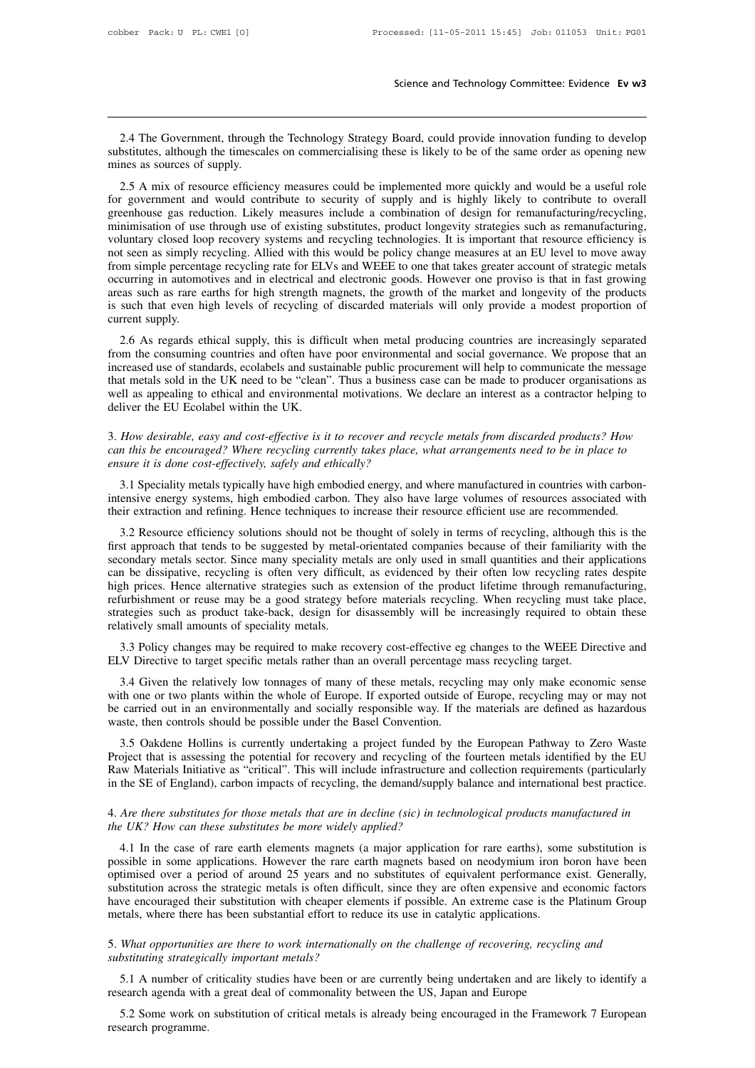2.4 The Government, through the Technology Strategy Board, could provide innovation funding to develop substitutes, although the timescales on commercialising these is likely to be of the same order as opening new mines as sources of supply.

2.5 A mix of resource efficiency measures could be implemented more quickly and would be a useful role for government and would contribute to security of supply and is highly likely to contribute to overall greenhouse gas reduction. Likely measures include a combination of design for remanufacturing/recycling, minimisation of use through use of existing substitutes, product longevity strategies such as remanufacturing, voluntary closed loop recovery systems and recycling technologies. It is important that resource efficiency is not seen as simply recycling. Allied with this would be policy change measures at an EU level to move away from simple percentage recycling rate for ELVs and WEEE to one that takes greater account of strategic metals occurring in automotives and in electrical and electronic goods. However one proviso is that in fast growing areas such as rare earths for high strength magnets, the growth of the market and longevity of the products is such that even high levels of recycling of discarded materials will only provide a modest proportion of current supply.

2.6 As regards ethical supply, this is difficult when metal producing countries are increasingly separated from the consuming countries and often have poor environmental and social governance. We propose that an increased use of standards, ecolabels and sustainable public procurement will help to communicate the message that metals sold in the UK need to be "clean". Thus a business case can be made to producer organisations as well as appealing to ethical and environmental motivations. We declare an interest as a contractor helping to deliver the EU Ecolabel within the UK.

3. *How desirable, easy and cost-effective is it to recover and recycle metals from discarded products? How can this be encouraged? Where recycling currently takes place, what arrangements need to be in place to ensure it is done cost-effectively, safely and ethically?*

3.1 Speciality metals typically have high embodied energy, and where manufactured in countries with carbon-intensive energy systems, high embodied carbon. They also have large volumes of resources associated with their extraction and refining. Hence techniques to increase their resource efficient use are recommended.

3.2 Resource efficiency solutions should not be thought of solely in terms of recycling, although this is the first approach that tends to be suggested by metal-orientated companies because of their familiarity with the secondary metals sector. Since many speciality metals are only used in small quantities and their applications can be dissipative, recycling is often very difficult, as evidenced by their often low recycling rates despite high prices. Hence alternative strategies such as extension of the product lifetime through remanufacturing, refurbishment or reuse may be a good strategy before materials recycling. When recycling must take place, strategies such as product take-back, design for disassembly will be increasingly required to obtain these relatively small amounts of speciality metals.

3.3 Policy changes may be required to make recovery cost-effective eg changes to the WEEE Directive and ELV Directive to target specific metals rather than an overall percentage mass recycling target.

3.4 Given the relatively low tonnages of many of these metals, recycling may only make economic sense with one or two plants within the whole of Europe. If exported outside of Europe, recycling may or may not be carried out in an environmentally and socially responsible way. If the materials are defined as hazardous waste, then controls should be possible under the Basel Convention.

3.5 Oakdene Hollins is currently undertaking a project funded by the European Pathway to Zero Waste Project that is assessing the potential for recovery and recycling of the fourteen metals identified by the EU Raw Materials Initiative as "critical". This will include infrastructure and collection requirements (particularly in the SE of England), carbon impacts of recycling, the demand/supply balance and international best practice.

4. *Are there substitutes for those metals that are in decline (sic) in technological products manufactured in the UK? How can these substitutes be more widely applied?*

4.1 In the case of rare earth elements magnets (a major application for rare earths), some substitution is possible in some applications. However the rare earth magnets based on neodymium iron boron have been optimised over a period of around 25 years and no substitutes of equivalent performance exist. Generally, substitution across the strategic metals is often difficult, since they are often expensive and economic factors have encouraged their substitution with cheaper elements if possible. An extreme case is the Platinum Group metals, where there has been substantial effort to reduce its use in catalytic applications.

5. *What opportunities are there to work internationally on the challenge of recovering, recycling and substituting strategically important metals?*

5.1 A number of criticality studies have been or are currently being undertaken and are likely to identify a research agenda with a great deal of commonality between the US, Japan and Europe

5.2 Some work on substitution of critical metals is already being encouraged in the Framework 7 European research programme.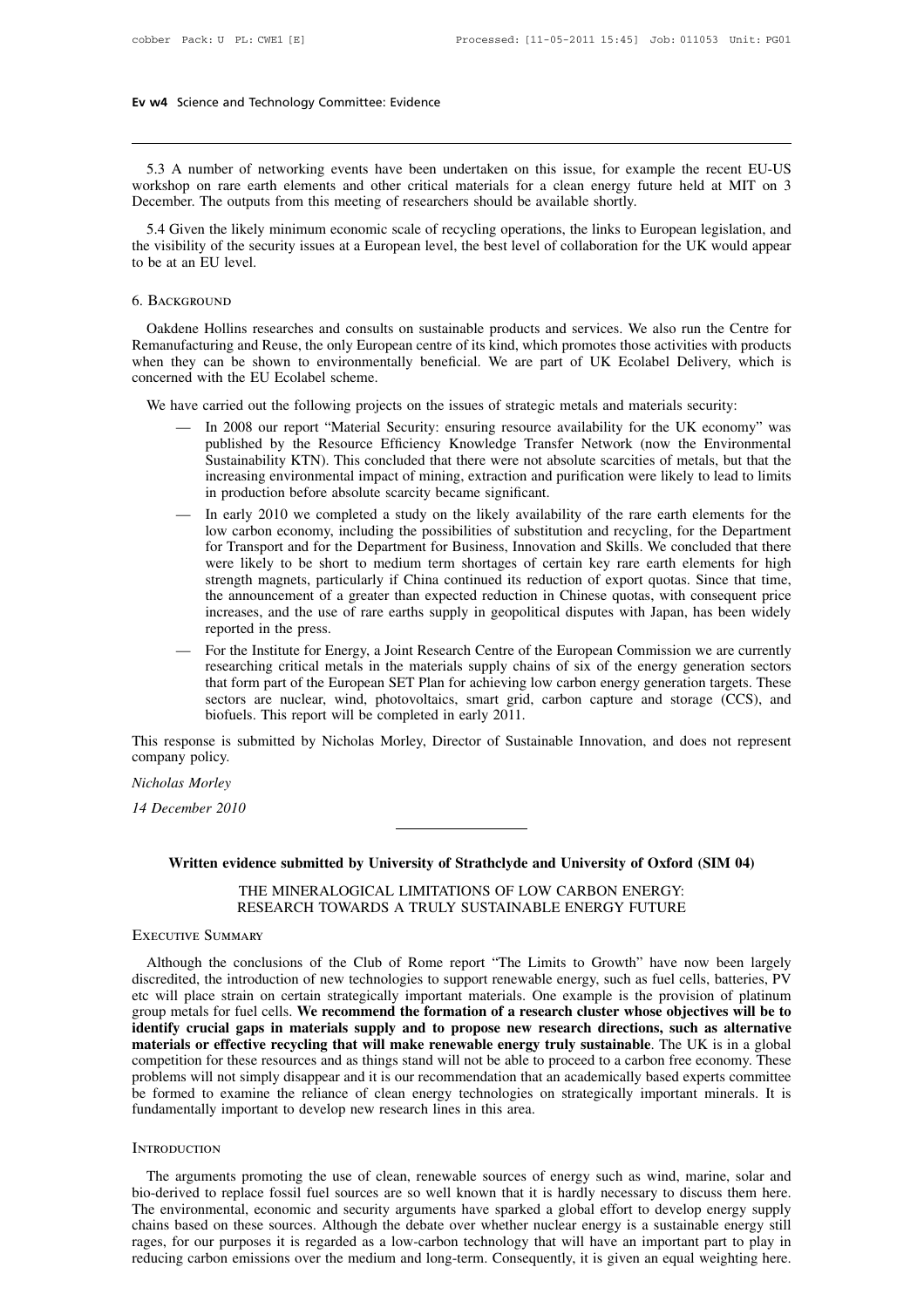5.3 A number of networking events have been undertaken on this issue, for example the recent EU-US workshop on rare earth elements and other critical materials for a clean energy future held at MIT on 3 December. The outputs from this meeting of researchers should be available shortly.

5.4 Given the likely minimum economic scale of recycling operations, the links to European legislation, and the visibility of the security issues at a European level, the best level of collaboration for the UK would appear to be at an EU level.

## 6. Background

Oakdene Hollins researches and consults on sustainable products and services. We also run the Centre for Remanufacturing and Reuse, the only European centre of its kind, which promotes those activities with products when they can be shown to environmentally beneficial. We are part of UK Ecolabel Delivery, which is concerned with the EU Ecolabel scheme.

We have carried out the following projects on the issues of strategic metals and materials security:

- In 2008 our report "Material Security: ensuring resource availability for the UK economy" was published by the Resource Efficiency Knowledge Transfer Network (now the Environmental Sustainability KTN). This concluded that there were not absolute scarcities of metals, but that the increasing environmental impact of mining, extraction and purification were likely to lead to limits in production before absolute scarcity became significant.
- In early 2010 we completed a study on the likely availability of the rare earth elements for the low carbon economy, including the possibilities of substitution and recycling, for the Department for Transport and for the Department for Business, Innovation and Skills. We concluded that there were likely to be short to medium term shortages of certain key rare earth elements for high strength magnets, particularly if China continued its reduction of export quotas. Since that time, the announcement of a greater than expected reduction in Chinese quotas, with consequent price increases, and the use of rare earths supply in geopolitical disputes with Japan, has been widely reported in the press.
- For the Institute for Energy, a Joint Research Centre of the European Commission we are currently researching critical metals in the materials supply chains of six of the energy generation sectors that form part of the European SET Plan for achieving low carbon energy generation targets. These sectors are nuclear, wind, photovoltaics, smart grid, carbon capture and storage (CCS), and biofuels. This report will be completed in early 2011.

This response is submitted by Nicholas Morley, Director of Sustainable Innovation, and does not represent company policy.

*Nicholas Morley*

*14 December 2010*

---

# Written evidence submitted by University of Strathclyde and University of Oxford (SIM 04)

## THE MINERALOGICAL LIMITATIONS OF LOW CARBON ENERGY: RESEARCH TOWARDS A TRULY SUSTAINABLE ENERGY FUTURE

### Executive Summary

Although the conclusions of the Club of Rome report "The Limits to Growth" have now been largely discredited, the introduction of new technologies to support renewable energy, such as fuel cells, batteries, PV etc will place strain on certain strategically important materials. One example is the provision of platinum group metals for fuel cells. **We recommend the formation of a research cluster whose objectives will be to identify crucial gaps in materials supply and to propose new research directions, such as alternative materials or effective recycling that will make renewable energy truly sustainable**. The UK is in a global competition for these resources and as things stand will not be able to proceed to a carbon free economy. These problems will not simply disappear and it is our recommendation that an academically based experts committee be formed to examine the reliance of clean energy technologies on strategically important minerals. It is fundamentally important to develop new research lines in this area.

### Introduction

The arguments promoting the use of clean, renewable sources of energy such as wind, marine, solar and bio-derived to replace fossil fuel sources are so well known that it is hardly necessary to discuss them here. The environmental, economic and security arguments have sparked a global effort to develop energy supply chains based on these sources. Although the debate over whether nuclear energy is a sustainable energy still rages, for our purposes it is regarded as a low-carbon technology that will have an important part to play in reducing carbon emissions over the medium and long-term. Consequently, it is given an equal weighting here.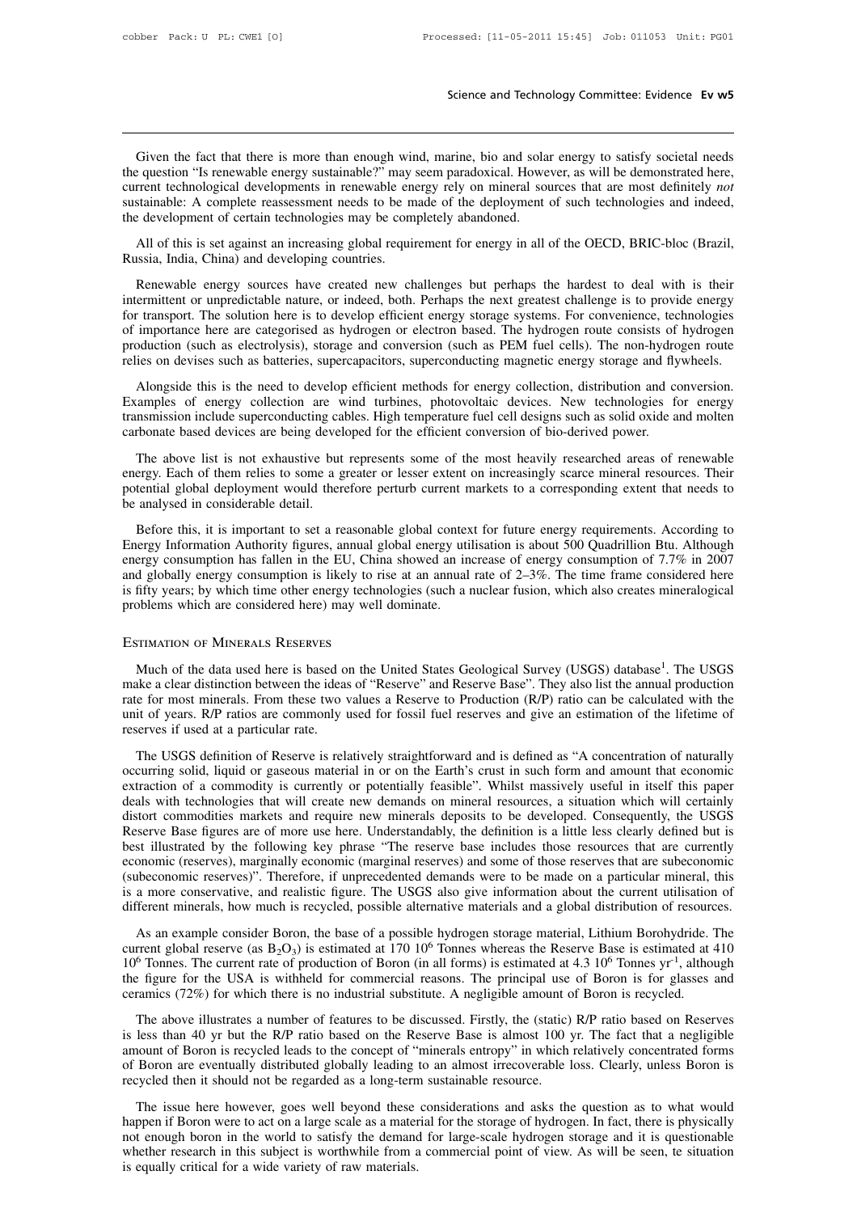Given the fact that there is more than enough wind, marine, bio and solar energy to satisfy societal needs the question "Is renewable energy sustainable?" may seem paradoxical. However, as will be demonstrated here, current technological developments in renewable energy rely on mineral sources that are most definitely *not* sustainable: A complete reassessment needs to be made of the deployment of such technologies and indeed, the development of certain technologies may be completely abandoned.

All of this is set against an increasing global requirement for energy in all of the OECD, BRIC-bloc (Brazil, Russia, India, China) and developing countries.

Renewable energy sources have created new challenges but perhaps the hardest to deal with is their intermittent or unpredictable nature, or indeed, both. Perhaps the next greatest challenge is to provide energy for transport. The solution here is to develop efficient energy storage systems. For convenience, technologies of importance here are categorised as hydrogen or electron based. The hydrogen route consists of hydrogen production (such as electrolysis), storage and conversion (such as PEM fuel cells). The non-hydrogen route relies on devises such as batteries, supercapacitors, superconducting magnetic energy storage and flywheels.

Alongside this is the need to develop efficient methods for energy collection, distribution and conversion. Examples of energy collection are wind turbines, photovoltaic devices. New technologies for energy transmission include superconducting cables. High temperature fuel cell designs such as solid oxide and molten carbonate based devices are being developed for the efficient conversion of bio-derived power.

The above list is not exhaustive but represents some of the most heavily researched areas of renewable energy. Each of them relies to some a greater or lesser extent on increasingly scarce mineral resources. Their potential global deployment would therefore perturb current markets to a corresponding extent that needs to be analysed in considerable detail.

Before this, it is important to set a reasonable global context for future energy requirements. According to Energy Information Authority figures, annual global energy utilisation is about 500 Quadrillion Btu. Although energy consumption has fallen in the EU, China showed an increase of energy consumption of 7.7% in 2007 and globally energy consumption is likely to rise at an annual rate of 2–3%. The time frame considered here is fifty years; by which time other energy technologies (such a nuclear fusion, which also creates mineralogical problems which are considered here) may well dominate.

## Estimation of Minerals Reserves

Much of the data used here is based on the United States Geological Survey (USGS) database[1]. The USGS make a clear distinction between the ideas of "Reserve" and Reserve Base". They also list the annual production rate for most minerals. From these two values a Reserve to Production (R/P) ratio can be calculated with the unit of years. R/P ratios are commonly used for fossil fuel reserves and give an estimation of the lifetime of reserves if used at a particular rate.

The USGS definition of Reserve is relatively straightforward and is defined as "A concentration of naturally occurring solid, liquid or gaseous material in or on the Earth's crust in such form and amount that economic extraction of a commodity is currently or potentially feasible". Whilst massively useful in itself this paper deals with technologies that will create new demands on mineral resources, a situation which will certainly distort commodities markets and require new minerals deposits to be developed. Consequently, the USGS Reserve Base figures are of more use here. Understandably, the definition is a little less clearly defined but is best illustrated by the following key phrase "The reserve base includes those resources that are currently economic (reserves), marginally economic (marginal reserves) and some of those reserves that are subeconomic (subeconomic reserves)". Therefore, if unprecedented demands were to be made on a particular mineral, this is a more conservative, and realistic figure. The USGS also give information about the current utilisation of different minerals, how much is recycled, possible alternative materials and a global distribution of resources.

As an example consider Boron, the base of a possible hydrogen storage material, Lithium Borohydride. The current global reserve (as $B_2O_3$) is estimated at 170 $10^6$ Tonnes whereas the Reserve Base is estimated at 410 $10^6$ Tonnes. The current rate of production of Boron (in all forms) is estimated at 4.3 $10^6$ Tonnes $yr^{-1}$, although the figure for the USA is withheld for commercial reasons. The principal use of Boron is for glasses and ceramics (72%) for which there is no industrial substitute. A negligible amount of Boron is recycled.

The above illustrates a number of features to be discussed. Firstly, the (static) R/P ratio based on Reserves is less than 40 yr but the R/P ratio based on the Reserve Base is almost 100 yr. The fact that a negligible amount of Boron is recycled leads to the concept of "minerals entropy" in which relatively concentrated forms of Boron are eventually distributed globally leading to an almost irrecoverable loss. Clearly, unless Boron is recycled then it should not be regarded as a long-term sustainable resource.

The issue here however, goes well beyond these considerations and asks the question as to what would happen if Boron were to act on a large scale as a material for the storage of hydrogen. In fact, there is physically not enough boron in the world to satisfy the demand for large-scale hydrogen storage and it is questionable whether research in this subject is worthwhile from a commercial point of view. As will be seen, te situation is equally critical for a wide variety of raw materials.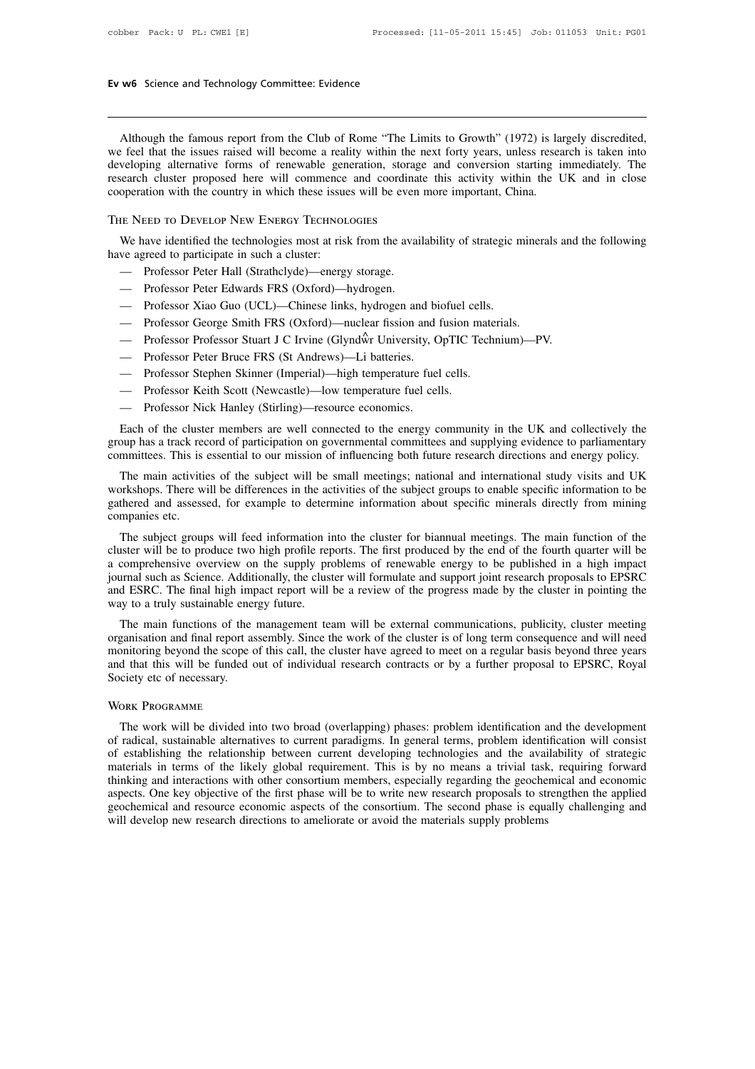Although the famous report from the Club of Rome "The Limits to Growth" (1972) is largely discredited, we feel that the issues raised will become a reality within the next forty years, unless research is taken into developing alternative forms of renewable generation, storage and conversion starting immediately. The research cluster proposed here will commence and coordinate this activity within the UK and in close cooperation with the country in which these issues will be even more important, China.

## The Need to Develop New Energy Technologies

We have identified the technologies most at risk from the availability of strategic minerals and the following have agreed to participate in such a cluster:

- Professor Peter Hall (Strathclyde)—energy storage.
- Professor Peter Edwards FRS (Oxford)—hydrogen.
- Professor Xiao Guo (UCL)—Chinese links, hydrogen and biofuel cells.
- Professor George Smith FRS (Oxford)—nuclear fission and fusion materials.
- Professor Professor Stuart J C Irvine (Glyndŵr University, OpTIC Technium)—PV.
- Professor Peter Bruce FRS (St Andrews)—Li batteries.
- Professor Stephen Skinner (Imperial)—high temperature fuel cells.
- Professor Keith Scott (Newcastle)—low temperature fuel cells.
- Professor Nick Hanley (Stirling)—resource economics.

Each of the cluster members are well connected to the energy community in the UK and collectively the group has a track record of participation on governmental committees and supplying evidence to parliamentary committees. This is essential to our mission of influencing both future research directions and energy policy.

The main activities of the subject will be small meetings; national and international study visits and UK workshops. There will be differences in the activities of the subject groups to enable specific information to be gathered and assessed, for example to determine information about specific minerals directly from mining companies etc.

The subject groups will feed information into the cluster for biannual meetings. The main function of the cluster will be to produce two high profile reports. The first produced by the end of the fourth quarter will be a comprehensive overview on the supply problems of renewable energy to be published in a high impact journal such as Science. Additionally, the cluster will formulate and support joint research proposals to EPSRC and ESRC. The final high impact report will be a review of the progress made by the cluster in pointing the way to a truly sustainable energy future.

The main functions of the management team will be external communications, publicity, cluster meeting organisation and final report assembly. Since the work of the cluster is of long term consequence and will need monitoring beyond the scope of this call, the cluster have agreed to meet on a regular basis beyond three years and that this will be funded out of individual research contracts or by a further proposal to EPSRC, Royal Society etc of necessary.

## Work Programme

The work will be divided into two broad (overlapping) phases: problem identification and the development of radical, sustainable alternatives to current paradigms. In general terms, problem identification will consist of establishing the relationship between current developing technologies and the availability of strategic materials in terms of the likely global requirement. This is by no means a trivial task, requiring forward thinking and interactions with other consortium members, especially regarding the geochemical and economic aspects. One key objective of the first phase will be to write new research proposals to strengthen the applied geochemical and resource economic aspects of the consortium. The second phase is equally challenging and will develop new research directions to ameliorate or avoid the materials supply problems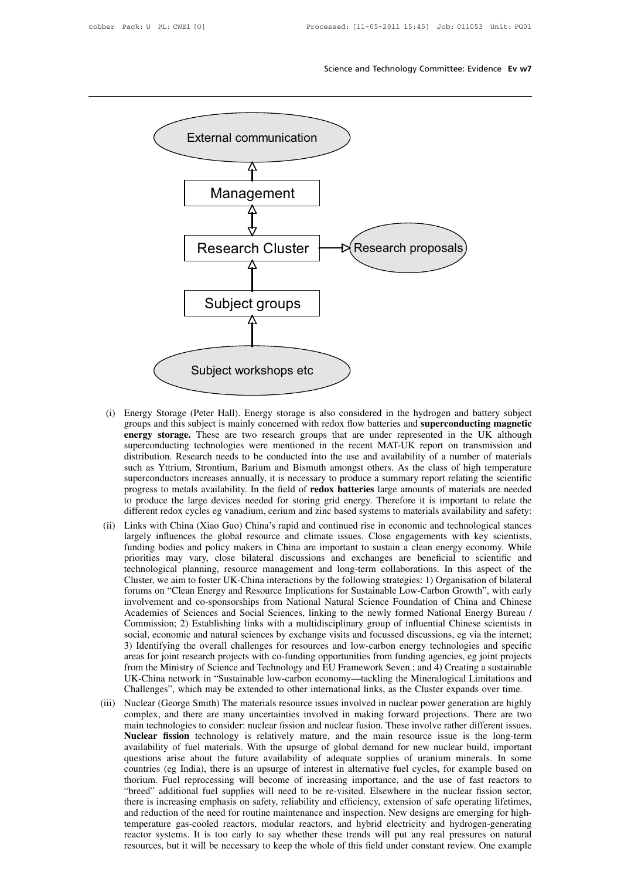External communication

Management

Research Cluster → Research proposals

Subject groups

Subject workshops etc

(i) Energy Storage (Peter Hall). Energy storage is also considered in the hydrogen and battery subject groups and this subject is mainly concerned with redox flow batteries and **superconducting magnetic energy storage.** These are two research groups that are under represented in the UK although superconducting technologies were mentioned in the recent MAT-UK report on transmission and distribution. Research needs to be conducted into the use and availability of a number of materials such as Yttrium, Strontium, Barium and Bismuth amongst others. As the class of high temperature superconductors increases annually, it is necessary to produce a summary report relating the scientific progress to metals availability. In the field of **redox batteries** large amounts of materials are needed to produce the large devices needed for storing grid energy. Therefore it is important to relate the different redox cycles eg vanadium, cerium and zinc based systems to materials availability and safety:

(ii) Links with China (Xiao Guo) China's rapid and continued rise in economic and technological stances largely influences the global resource and climate issues. Close engagements with key scientists, funding bodies and policy makers in China are important to sustain a clean energy economy. While priorities may vary, close bilateral discussions and exchanges are beneficial to scientific and technological planning, resource management and long-term collaborations. In this aspect of the Cluster, we aim to foster UK-China interactions by the following strategies: 1) Organisation of bilateral forums on "Clean Energy and Resource Implications for Sustainable Low-Carbon Growth", with early involvement and co-sponsorships from National Natural Science Foundation of China and Chinese Academies of Sciences and Social Sciences, linking to the newly formed National Energy Bureau / Commission; 2) Establishing links with a multidisciplinary group of influential Chinese scientists in social, economic and natural sciences by exchange visits and focussed discussions, eg via the internet; 3) Identifying the overall challenges for resources and low-carbon energy technologies and specific areas for joint research projects with co-funding opportunities from funding agencies, eg joint projects from the Ministry of Science and Technology and EU Framework Seven.; and 4) Creating a sustainable UK-China network in "Sustainable low-carbon economy—tackling the Mineralogical Limitations and Challenges", which may be extended to other international links, as the Cluster expands over time.

(iii) Nuclear (George Smith) The materials resource issues involved in nuclear power generation are highly complex, and there are many uncertainties involved in making forward projections. There are two main technologies to consider: nuclear fission and nuclear fusion. These involve rather different issues. **Nuclear fission** technology is relatively mature, and the main resource issue is the long-term availability of fuel materials. With the upsurge of global demand for new nuclear build, important questions arise about the future availability of adequate supplies of uranium minerals. In some countries (eg India), there is an upsurge of interest in alternative fuel cycles, for example based on thorium. Fuel reprocessing will become of increasing importance, and the use of fast reactors to "breed" additional fuel supplies will need to be re-visited. Elsewhere in the nuclear fission sector, there is increasing emphasis on safety, reliability and efficiency, extension of safe operating lifetimes, and reduction of the need for routine maintenance and inspection. New designs are emerging for high-temperature gas-cooled reactors, modular reactors, and hybrid electricity and hydrogen-generating reactor systems. It is too early to say whether these trends will put any real pressures on natural resources, but it will be necessary to keep the whole of this field under constant review. One example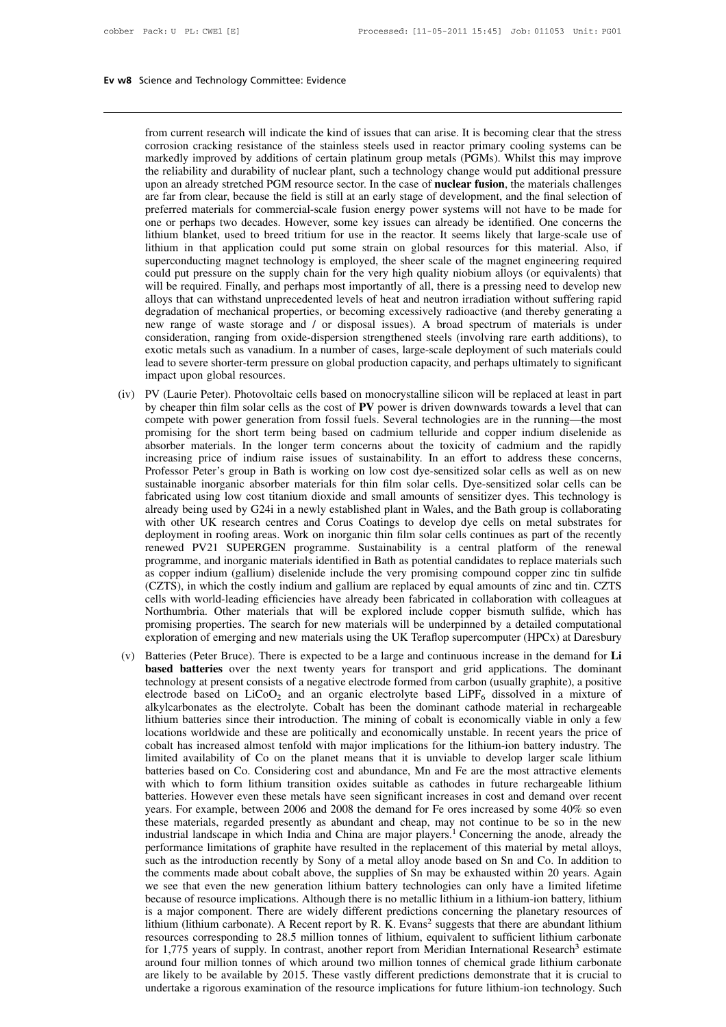from current research will indicate the kind of issues that can arise. It is becoming clear that the stress corrosion cracking resistance of the stainless steels used in reactor primary cooling systems can be markedly improved by additions of certain platinum group metals (PGMs). Whilst this may improve the reliability and durability of nuclear plant, such a technology change would put additional pressure upon an already stretched PGM resource sector. In the case of **nuclear fusion**, the materials challenges are far from clear, because the field is still at an early stage of development, and the final selection of preferred materials for commercial-scale fusion energy power systems will not have to be made for one or perhaps two decades. However, some key issues can already be identified. One concerns the lithium blanket, used to breed tritium for use in the reactor. It seems likely that large-scale use of lithium in that application could put some strain on global resources for this material. Also, if superconducting magnet technology is employed, the sheer scale of the magnet engineering required could put pressure on the supply chain for the very high quality niobium alloys (or equivalents) that will be required. Finally, and perhaps most importantly of all, there is a pressing need to develop new alloys that can withstand unprecedented levels of heat and neutron irradiation without suffering rapid degradation of mechanical properties, or becoming excessively radioactive (and thereby generating a new range of waste storage and / or disposal issues). A broad spectrum of materials is under consideration, ranging from oxide-dispersion strengthened steels (involving rare earth additions), to exotic metals such as vanadium. In a number of cases, large-scale deployment of such materials could lead to severe shorter-term pressure on global production capacity, and perhaps ultimately to significant impact upon global resources.

(iv) PV (Laurie Peter). Photovoltaic cells based on monocrystalline silicon will be replaced at least in part by cheaper thin film solar cells as the cost of **PV** power is driven downwards towards a level that can compete with power generation from fossil fuels. Several technologies are in the running—the most promising for the short term being based on cadmium telluride and copper indium diselenide as absorber materials. In the longer term concerns about the toxicity of cadmium and the rapidly increasing price of indium raise issues of sustainability. In an effort to address these concerns, Professor Peter's group in Bath is working on low cost dye-sensitized solar cells as well as on new sustainable inorganic absorber materials for thin film solar cells. Dye-sensitized solar cells can be fabricated using low cost titanium dioxide and small amounts of sensitizer dyes. This technology is already being used by G24i in a newly established plant in Wales, and the Bath group is collaborating with other UK research centres and Corus Coatings to develop dye cells on metal substrates for deployment in roofing areas. Work on inorganic thin film solar cells continues as part of the recently renewed PV21 SUPERGEN programme. Sustainability is a central platform of the renewal programme, and inorganic materials identified in Bath as potential candidates to replace materials such as copper indium (gallium) diselenide include the very promising compound copper zinc tin sulfide (CZTS), in which the costly indium and gallium are replaced by equal amounts of zinc and tin. CZTS cells with world-leading efficiencies have already been fabricated in collaboration with colleagues at Northumbria. Other materials that will be explored include copper bismuth sulfide, which has promising properties. The search for new materials will be underpinned by a detailed computational exploration of emerging and new materials using the UK Teraflop supercomputer (HPCx) at Daresbury

(v) Batteries (Peter Bruce). There is expected to be a large and continuous increase in the demand for **Li based batteries** over the next twenty years for transport and grid applications. The dominant technology at present consists of a negative electrode formed from carbon (usually graphite), a positive electrode based on $LiCoO_2$ and an organic electrolyte based $LiPF_6$ dissolved in a mixture of alkylcarbonates as the electrolyte. Cobalt has been the dominant cathode material in rechargeable lithium batteries since their introduction. The mining of cobalt is economically viable in only a few locations worldwide and these are politically and economically unstable. In recent years the price of cobalt has increased almost tenfold with major implications for the lithium-ion battery industry. The limited availability of Co on the planet means that it is unviable to develop larger scale lithium batteries based on Co. Considering cost and abundance, Mn and Fe are the most attractive elements with which to form lithium transition oxides suitable as cathodes in future rechargeable lithium batteries. However even these metals have seen significant increases in cost and demand over recent years. For example, between 2006 and 2008 the demand for Fe ores increased by some 40% so even these materials, regarded presently as abundant and cheap, may not continue to be so in the new industrial landscape in which India and China are major players.[1] Concerning the anode, already the performance limitations of graphite have resulted in the replacement of this material by metal alloys, such as the introduction recently by Sony of a metal alloy anode based on Sn and Co. In addition to the comments made about cobalt above, the supplies of Sn may be exhausted within 20 years. Again we see that even the new generation lithium battery technologies can only have a limited lifetime because of resource implications. Although there is no metallic lithium in a lithium-ion battery, lithium is a major component. There are widely different predictions concerning the planetary resources of lithium (lithium carbonate). A Recent report by R. K. Evans[2] suggests that there are abundant lithium resources corresponding to 28.5 million tonnes of lithium, equivalent to sufficient lithium carbonate for 1,775 years of supply. In contrast, another report from Meridian International Research[3] estimate around four million tonnes of which around two million tonnes of chemical grade lithium carbonate are likely to be available by 2015. These vastly different predictions demonstrate that it is crucial to undertake a rigorous examination of the resource implications for future lithium-ion technology. Such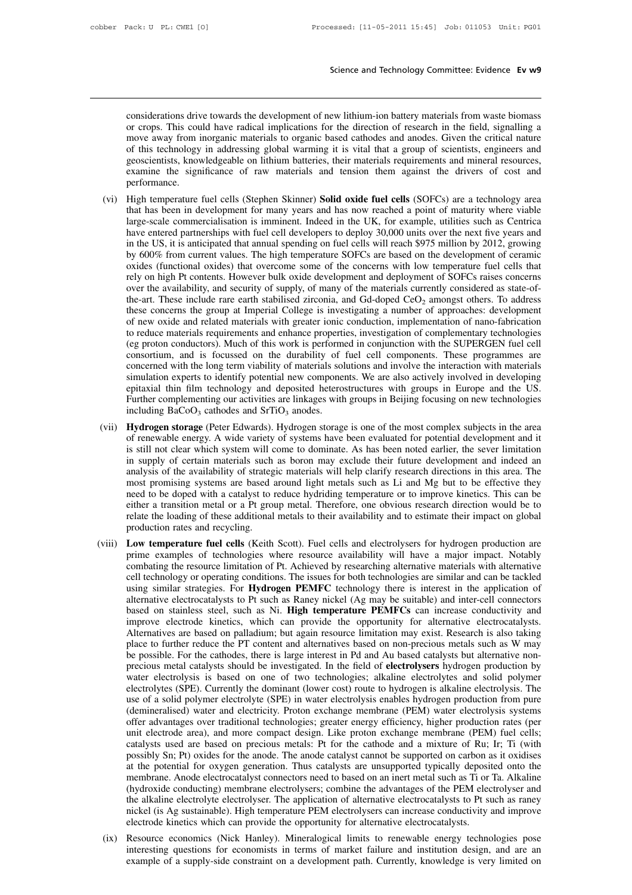considerations drive towards the development of new lithium-ion battery materials from waste biomass or crops. This could have radical implications for the direction of research in the field, signalling a move away from inorganic materials to organic based cathodes and anodes. Given the critical nature of this technology in addressing global warming it is vital that a group of scientists, engineers and geoscientists, knowledgeable on lithium batteries, their materials requirements and mineral resources, examine the significance of raw materials and tension them against the drivers of cost and performance.

(vi) High temperature fuel cells (Stephen Skinner) **Solid oxide fuel cells** (SOFCs) are a technology area that has been in development for many years and has now reached a point of maturity where viable large-scale commercialisation is imminent. Indeed in the UK, for example, utilities such as Centrica have entered partnerships with fuel cell developers to deploy 30,000 units over the next five years and in the US, it is anticipated that annual spending on fuel cells will reach $975 million by 2012, growing by 600% from current values. The high temperature SOFCs are based on the development of ceramic oxides (functional oxides) that overcome some of the concerns with low temperature fuel cells that rely on high Pt contents. However bulk oxide development and deployment of SOFCs raises concerns over the availability, and security of supply, of many of the materials currently considered as state-of-the-art. These include rare earth stabilised zirconia, and Gd-doped $CeO_2$ amongst others. To address these concerns the group at Imperial College is investigating a number of approaches: development of new oxide and related materials with greater ionic conduction, implementation of nano-fabrication to reduce materials requirements and enhance properties, investigation of complementary technologies (eg proton conductors). Much of this work is performed in conjunction with the SUPERGEN fuel cell consortium, and is focussed on the durability of fuel cell components. These programmes are concerned with the long term viability of materials solutions and involve the interaction with materials simulation experts to identify potential new components. We are also actively involved in developing epitaxial thin film technology and deposited heterostructures with groups in Europe and the US. Further complementing our activities are linkages with groups in Beijing focusing on new technologies including $BaCoO_3$ cathodes and $SrTiO_3$ anodes.

(vii) **Hydrogen storage** (Peter Edwards). Hydrogen storage is one of the most complex subjects in the area of renewable energy. A wide variety of systems have been evaluated for potential development and it is still not clear which system will come to dominate. As has been noted earlier, the sever limitation in supply of certain materials such as boron may exclude their future development and indeed an analysis of the availability of strategic materials will help clarify research directions in this area. The most promising systems are based around light metals such as Li and Mg but to be effective they need to be doped with a catalyst to reduce hydriding temperature or to improve kinetics. This can be either a transition metal or a Pt group metal. Therefore, one obvious research direction would be to relate the loading of these additional metals to their availability and to estimate their impact on global production rates and recycling.

(viii) **Low temperature fuel cells** (Keith Scott). Fuel cells and electrolysers for hydrogen production are prime examples of technologies where resource availability will have a major impact. Notably combating the resource limitation of Pt. Achieved by researching alternative materials with alternative cell technology or operating conditions. The issues for both technologies are similar and can be tackled using similar strategies. For **Hydrogen PEMFC** technology there is interest in the application of alternative electrocatalysts to Pt such as Raney nickel (Ag may be suitable) and inter-cell connectors based on stainless steel, such as Ni. **High temperature PEMFCs** can increase conductivity and improve electrode kinetics, which can provide the opportunity for alternative electrocatalysts. Alternatives are based on palladium; but again resource limitation may exist. Research is also taking place to further reduce the PT content and alternatives based on non-precious metals such as W may be possible. For the cathodes, there is large interest in Pd and Au based catalysts but alternative non-precious metal catalysts should be investigated. In the field of **electrolysers** hydrogen production by water electrolysis is based on one of two technologies; alkaline electrolytes and solid polymer electrolytes (SPE). Currently the dominant (lower cost) route to hydrogen is alkaline electrolysis. The use of a solid polymer electrolyte (SPE) in water electrolysis enables hydrogen production from pure (demineralised) water and electricity. Proton exchange membrane (PEM) water electrolysis systems offer advantages over traditional technologies; greater energy efficiency, higher production rates (per unit electrode area), and more compact design. Like proton exchange membrane (PEM) fuel cells; catalysts used are based on precious metals: Pt for the cathode and a mixture of Ru; Ir; Ti (with possibly Sn; Pt) oxides for the anode. The anode catalyst cannot be supported on carbon as it oxidises at the potential for oxygen generation. Thus catalysts are unsupported typically deposited onto the membrane. Anode electrocatalyst connectors need to based on an inert metal such as Ti or Ta. Alkaline (hydroxide conducting) membrane electrolysers; combine the advantages of the PEM electrolyser and the alkaline electrolyte electrolyser. The application of alternative electrocatalysts to Pt such as raney nickel (is Ag sustainable). High temperature PEM electrolysers can increase conductivity and improve electrode kinetics which can provide the opportunity for alternative electrocatalysts.

(ix) Resource economics (Nick Hanley). Mineralogical limits to renewable energy technologies pose interesting questions for economists in terms of market failure and institution design, and are an example of a supply-side constraint on a development path. Currently, knowledge is very limited on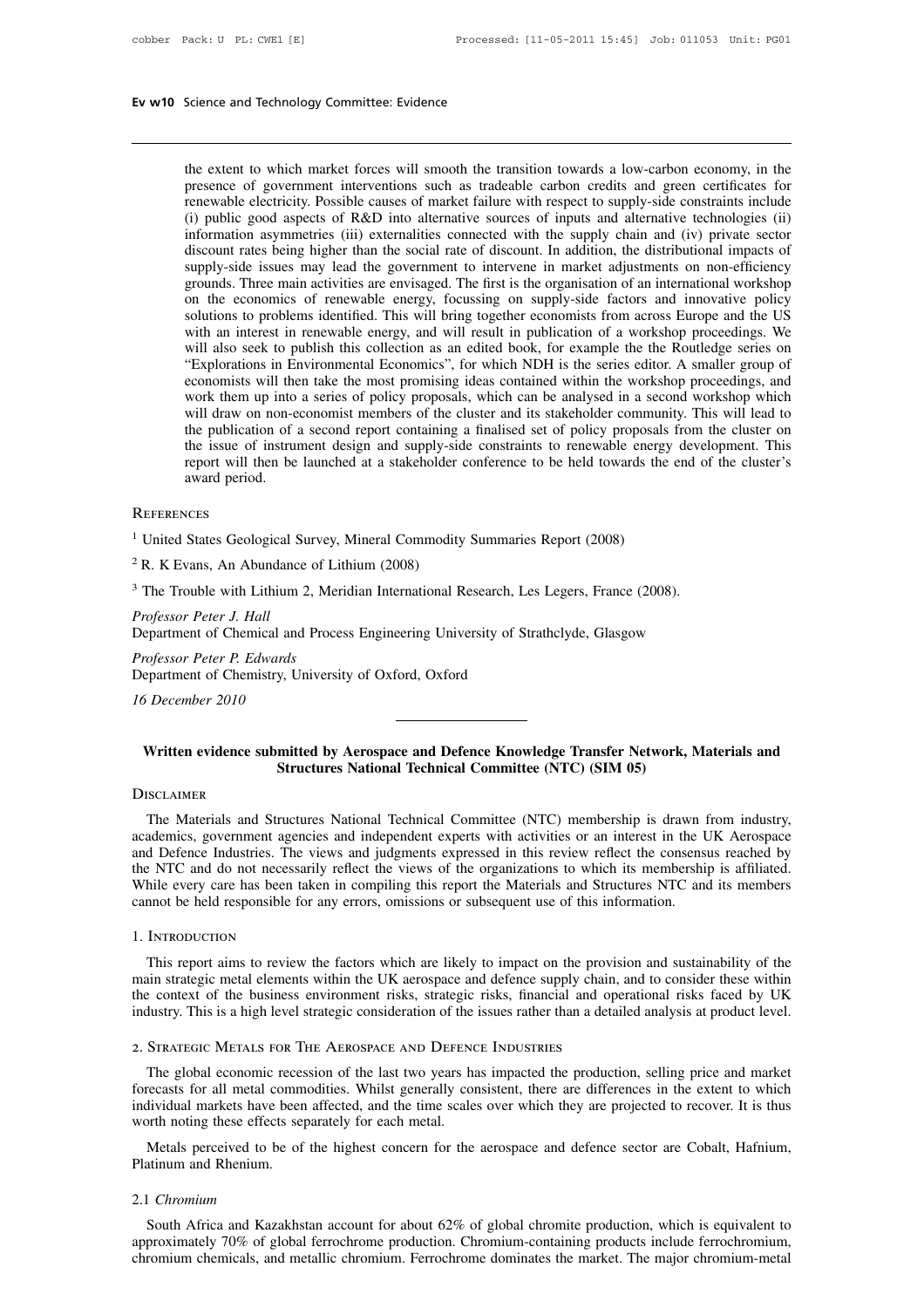the extent to which market forces will smooth the transition towards a low-carbon economy, in the presence of government interventions such as tradeable carbon credits and green certificates for renewable electricity. Possible causes of market failure with respect to supply-side constraints include (i) public good aspects of R&D into alternative sources of inputs and alternative technologies (ii) information asymmetries (iii) externalities connected with the supply chain and (iv) private sector discount rates being higher than the social rate of discount. In addition, the distributional impacts of supply-side issues may lead the government to intervene in market adjustments on non-efficiency grounds. Three main activities are envisaged. The first is the organisation of an international workshop on the economics of renewable energy, focussing on supply-side factors and innovative policy solutions to problems identified. This will bring together economists from across Europe and the US with an interest in renewable energy, and will result in publication of a workshop proceedings. We will also seek to publish this collection as an edited book, for example the the Routledge series on "Explorations in Environmental Economics", for which NDH is the series editor. A smaller group of economists will then take the most promising ideas contained within the workshop proceedings, and work them up into a series of policy proposals, which can be analysed in a second workshop which will draw on non-economist members of the cluster and its stakeholder community. This will lead to the publication of a second report containing a finalised set of policy proposals from the cluster on the issue of instrument design and supply-side constraints to renewable energy development. This report will then be launched at a stakeholder conference to be held towards the end of the cluster's award period.

References

[1] United States Geological Survey, Mineral Commodity Summaries Report (2008)

[2] R. K Evans, An Abundance of Lithium (2008)

[3] The Trouble with Lithium 2, Meridian International Research, Les Legers, France (2008).

*Professor Peter J. Hall*
Department of Chemical and Process Engineering University of Strathclyde, Glasgow

*Professor Peter P. Edwards*
Department of Chemistry, University of Oxford, Oxford

*16 December 2010*

---

## Written evidence submitted by Aerospace and Defence Knowledge Transfer Network, Materials and Structures National Technical Committee (NTC) (SIM 05)

Disclaimer

The Materials and Structures National Technical Committee (NTC) membership is drawn from industry, academics, government agencies and independent experts with activities or an interest in the UK Aerospace and Defence Industries. The views and judgments expressed in this review reflect the consensus reached by the NTC and do not necessarily reflect the views of the organizations to which its membership is affiliated. While every care has been taken in compiling this report the Materials and Structures NTC and its members cannot be held responsible for any errors, omissions or subsequent use of this information.

1. Introduction

This report aims to review the factors which are likely to impact on the provision and sustainability of the main strategic metal elements within the UK aerospace and defence supply chain, and to consider these within the context of the business environment risks, strategic risks, financial and operational risks faced by UK industry. This is a high level strategic consideration of the issues rather than a detailed analysis at product level.

2. Strategic Metals for The Aerospace and Defence Industries

The global economic recession of the last two years has impacted the production, selling price and market forecasts for all metal commodities. Whilst generally consistent, there are differences in the extent to which individual markets have been affected, and the time scales over which they are projected to recover. It is thus worth noting these effects separately for each metal.

Metals perceived to be of the highest concern for the aerospace and defence sector are Cobalt, Hafnium, Platinum and Rhenium.

2.1 *Chromium*

South Africa and Kazakhstan account for about 62% of global chromite production, which is equivalent to approximately 70% of global ferrochrome production. Chromium-containing products include ferrochromium, chromium chemicals, and metallic chromium. Ferrochrome dominates the market. The major chromium-metal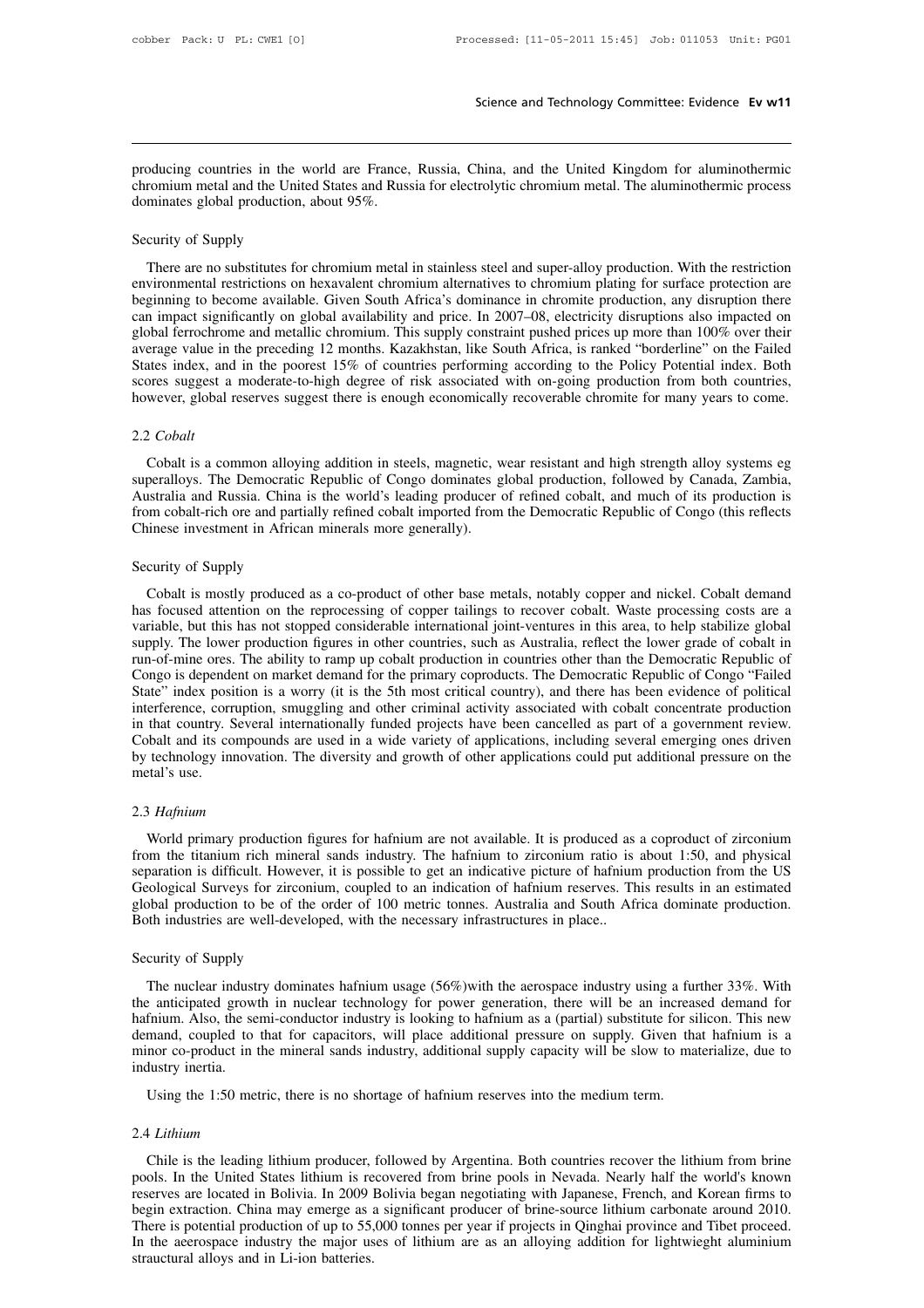producing countries in the world are France, Russia, China, and the United Kingdom for aluminothermic chromium metal and the United States and Russia for electrolytic chromium metal. The aluminothermic process dominates global production, about 95%.

Security of Supply

There are no substitutes for chromium metal in stainless steel and super-alloy production. With the restriction environmental restrictions on hexavalent chromium alternatives to chromium plating for surface protection are beginning to become available. Given South Africa's dominance in chromite production, any disruption there can impact significantly on global availability and price. In 2007–08, electricity disruptions also impacted on global ferrochrome and metallic chromium. This supply constraint pushed prices up more than 100% over their average value in the preceding 12 months. Kazakhstan, like South Africa, is ranked "borderline" on the Failed States index, and in the poorest 15% of countries performing according to the Policy Potential index. Both scores suggest a moderate-to-high degree of risk associated with on-going production from both countries, however, global reserves suggest there is enough economically recoverable chromite for many years to come.

2.2 *Cobalt*

Cobalt is a common alloying addition in steels, magnetic, wear resistant and high strength alloy systems eg superalloys. The Democratic Republic of Congo dominates global production, followed by Canada, Zambia, Australia and Russia. China is the world's leading producer of refined cobalt, and much of its production is from cobalt-rich ore and partially refined cobalt imported from the Democratic Republic of Congo (this reflects Chinese investment in African minerals more generally).

Security of Supply

Cobalt is mostly produced as a co-product of other base metals, notably copper and nickel. Cobalt demand has focused attention on the reprocessing of copper tailings to recover cobalt. Waste processing costs are a variable, but this has not stopped considerable international joint-ventures in this area, to help stabilize global supply. The lower production figures in other countries, such as Australia, reflect the lower grade of cobalt in run-of-mine ores. The ability to ramp up cobalt production in countries other than the Democratic Republic of Congo is dependent on market demand for the primary coproducts. The Democratic Republic of Congo "Failed State" index position is a worry (it is the 5th most critical country), and there has been evidence of political interference, corruption, smuggling and other criminal activity associated with cobalt concentrate production in that country. Several internationally funded projects have been cancelled as part of a government review. Cobalt and its compounds are used in a wide variety of applications, including several emerging ones driven by technology innovation. The diversity and growth of other applications could put additional pressure on the metal's use.

2.3 *Hafnium*

World primary production figures for hafnium are not available. It is produced as a coproduct of zirconium from the titanium rich mineral sands industry. The hafnium to zirconium ratio is about 1:50, and physical separation is difficult. However, it is possible to get an indicative picture of hafnium production from the US Geological Surveys for zirconium, coupled to an indication of hafnium reserves. This results in an estimated global production to be of the order of 100 metric tonnes. Australia and South Africa dominate production. Both industries are well-developed, with the necessary infrastructures in place..

Security of Supply

The nuclear industry dominates hafnium usage (56%)with the aerospace industry using a further 33%. With the anticipated growth in nuclear technology for power generation, there will be an increased demand for hafnium. Also, the semi-conductor industry is looking to hafnium as a (partial) substitute for silicon. This new demand, coupled to that for capacitors, will place additional pressure on supply. Given that hafnium is a minor co-product in the mineral sands industry, additional supply capacity will be slow to materialize, due to industry inertia.

Using the 1:50 metric, there is no shortage of hafnium reserves into the medium term.

2.4 *Lithium*

Chile is the leading lithium producer, followed by Argentina. Both countries recover the lithium from brine pools. In the United States lithium is recovered from brine pools in Nevada. Nearly half the world's known reserves are located in Bolivia. In 2009 Bolivia began negotiating with Japanese, French, and Korean firms to begin extraction. China may emerge as a significant producer of brine-source lithium carbonate around 2010. There is potential production of up to 55,000 tonnes per year if projects in Qinghai province and Tibet proceed. In the aerospace industry the major uses of lithium are as an alloying addition for lightwieght aluminium strauctural alloys and in Li-ion batteries.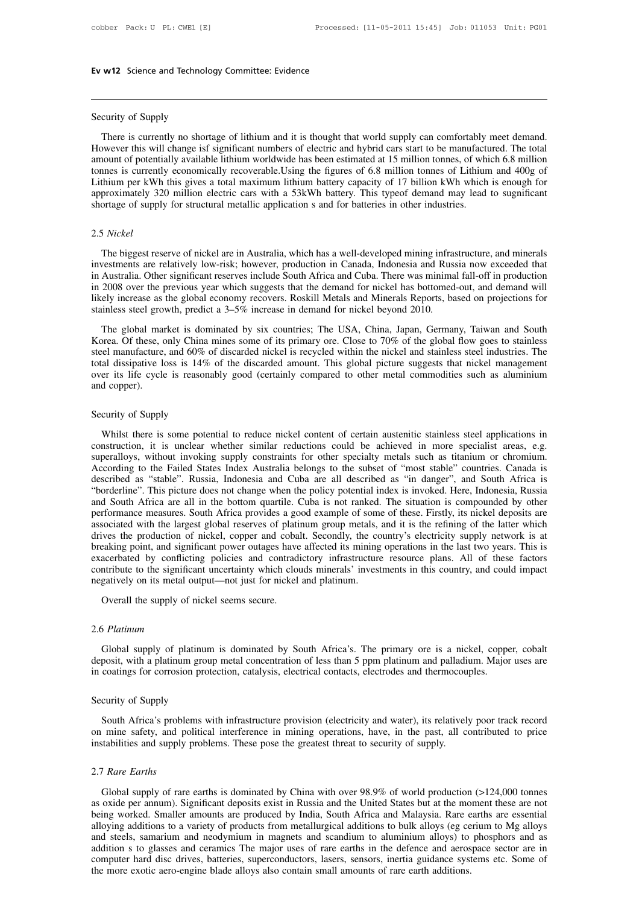Security of Supply

There is currently no shortage of lithium and it is thought that world supply can comfortably meet demand. However this will change isf significant numbers of electric and hybrid cars start to be manufactured. The total amount of potentially available lithium worldwide has been estimated at 15 million tonnes, of which 6.8 million tonnes is currently economically recoverable.Using the figures of 6.8 million tonnes of Lithium and 400g of Lithium per kWh this gives a total maximum lithium battery capacity of 17 billion kWh which is enough for approximately 320 million electric cars with a 53kWh battery. This typeof demand may lead to significant shortage of supply for structural metallic application s and for batteries in other industries.

2.5 *Nickel*

The biggest reserve of nickel are in Australia, which has a well-developed mining infrastructure, and minerals investments are relatively low-risk; however, production in Canada, Indonesia and Russia now exceeded that in Australia. Other significant reserves include South Africa and Cuba. There was minimal fall-off in production in 2008 over the previous year which suggests that the demand for nickel has bottomed-out, and demand will likely increase as the global economy recovers. Roskill Metals and Minerals Reports, based on projections for stainless steel growth, predict a 3–5% increase in demand for nickel beyond 2010.

The global market is dominated by six countries; The USA, China, Japan, Germany, Taiwan and South Korea. Of these, only China mines some of its primary ore. Close to 70% of the global flow goes to stainless steel manufacture, and 60% of discarded nickel is recycled within the nickel and stainless steel industries. The total dissipative loss is 14% of the discarded amount. This global picture suggests that nickel management over its life cycle is reasonably good (certainly compared to other metal commodities such as aluminium and copper).

Security of Supply

Whilst there is some potential to reduce nickel content of certain austenitic stainless steel applications in construction, it is unclear whether similar reductions could be achieved in more specialist areas, e.g. superalloys, without invoking supply constraints for other specialty metals such as titanium or chromium. According to the Failed States Index Australia belongs to the subset of "most stable" countries. Canada is described as "stable". Russia, Indonesia and Cuba are all described as "in danger", and South Africa is "borderline". This picture does not change when the policy potential index is invoked. Here, Indonesia, Russia and South Africa are all in the bottom quartile. Cuba is not ranked. The situation is compounded by other performance measures. South Africa provides a good example of some of these. Firstly, its nickel deposits are associated with the largest global reserves of platinum group metals, and it is the refining of the latter which drives the production of nickel, copper and cobalt. Secondly, the country's electricity supply network is at breaking point, and significant power outages have affected its mining operations in the last two years. This is exacerbated by conflicting policies and contradictory infrastructure resource plans. All of these factors contribute to the significant uncertainty which clouds minerals' investments in this country, and could impact negatively on its metal output—not just for nickel and platinum.

Overall the supply of nickel seems secure.

2.6 *Platinum*

Global supply of platinum is dominated by South Africa's. The primary ore is a nickel, copper, cobalt deposit, with a platinum group metal concentration of less than 5 ppm platinum and palladium. Major uses are in coatings for corrosion protection, catalysis, electrical contacts, electrodes and thermocouples.

Security of Supply

South Africa's problems with infrastructure provision (electricity and water), its relatively poor track record on mine safety, and political interference in mining operations, have, in the past, all contributed to price instabilities and supply problems. These pose the greatest threat to security of supply.

2.7 *Rare Earths*

Global supply of rare earths is dominated by China with over 98.9% of world production (>124,000 tonnes as oxide per annum). Significant deposits exist in Russia and the United States but at the moment these are not being worked. Smaller amounts are produced by India, South Africa and Malaysia. Rare earths are essential alloying additions to a variety of products from metallurgical additions to bulk alloys (eg cerium to Mg alloys and steels, samarium and neodymium in magnets and scandium to aluminium alloys) to phosphors and as addition s to glasses and ceramics The major uses of rare earths in the defence and aerospace sector are in computer hard disc drives, batteries, superconductors, lasers, sensors, inertia guidance systems etc. Some of the more exotic aero-engine blade alloys also contain small amounts of rare earth additions.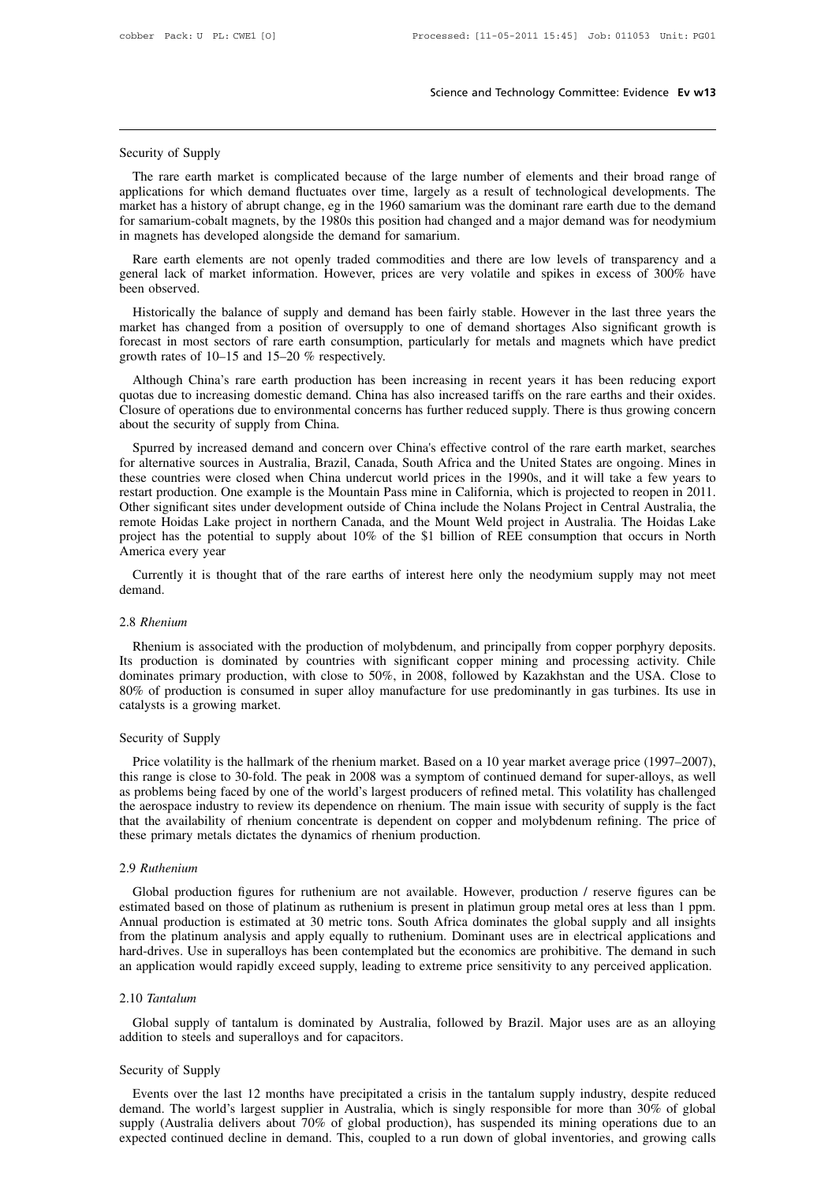Security of Supply

The rare earth market is complicated because of the large number of elements and their broad range of applications for which demand fluctuates over time, largely as a result of technological developments. The market has a history of abrupt change, eg in the 1960 samarium was the dominant rare earth due to the demand for samarium-cobalt magnets, by the 1980s this position had changed and a major demand was for neodymium in magnets has developed alongside the demand for samarium.

Rare earth elements are not openly traded commodities and there are low levels of transparency and a general lack of market information. However, prices are very volatile and spikes in excess of 300% have been observed.

Historically the balance of supply and demand has been fairly stable. However in the last three years the market has changed from a position of oversupply to one of demand shortages Also significant growth is forecast in most sectors of rare earth consumption, particularly for metals and magnets which have predict growth rates of 10–15 and 15–20 % respectively.

Although China's rare earth production has been increasing in recent years it has been reducing export quotas due to increasing domestic demand. China has also increased tariffs on the rare earths and their oxides. Closure of operations due to environmental concerns has further reduced supply. There is thus growing concern about the security of supply from China.

Spurred by increased demand and concern over China's effective control of the rare earth market, searches for alternative sources in Australia, Brazil, Canada, South Africa and the United States are ongoing. Mines in these countries were closed when China undercut world prices in the 1990s, and it will take a few years to restart production. One example is the Mountain Pass mine in California, which is projected to reopen in 2011. Other significant sites under development outside of China include the Nolans Project in Central Australia, the remote Hoidas Lake project in northern Canada, and the Mount Weld project in Australia. The Hoidas Lake project has the potential to supply about 10% of the $1 billion of REE consumption that occurs in North America every year

Currently it is thought that of the rare earths of interest here only the neodymium supply may not meet demand.

### 2.8 *Rhenium*

Rhenium is associated with the production of molybdenum, and principally from copper porphyry deposits. Its production is dominated by countries with significant copper mining and processing activity. Chile dominates primary production, with close to 50%, in 2008, followed by Kazakhstan and the USA. Close to 80% of production is consumed in super alloy manufacture for use predominantly in gas turbines. Its use in catalysts is a growing market.

Security of Supply

Price volatility is the hallmark of the rhenium market. Based on a 10 year market average price (1997–2007), this range is close to 30-fold. The peak in 2008 was a symptom of continued demand for super-alloys, as well as problems being faced by one of the world's largest producers of refined metal. This volatility has challenged the aerospace industry to review its dependence on rhenium. The main issue with security of supply is the fact that the availability of rhenium concentrate is dependent on copper and molybdenum refining. The price of these primary metals dictates the dynamics of rhenium production.

### 2.9 *Ruthenium*

Global production figures for ruthenium are not available. However, production / reserve figures can be estimated based on those of platinum as ruthenium is present in platimun group metal ores at less than 1 ppm. Annual production is estimated at 30 metric tons. South Africa dominates the global supply and all insights from the platinum analysis and apply equally to ruthenium. Dominant uses are in electrical applications and hard-drives. Use in superalloys has been contemplated but the economics are prohibitive. The demand in such an application would rapidly exceed supply, leading to extreme price sensitivity to any perceived application.

### 2.10 *Tantalum*

Global supply of tantalum is dominated by Australia, followed by Brazil. Major uses are as an alloying addition to steels and superalloys and for capacitors.

Security of Supply

Events over the last 12 months have precipitated a crisis in the tantalum supply industry, despite reduced demand. The world's largest supplier in Australia, which is singly responsible for more than 30% of global supply (Australia delivers about 70% of global production), has suspended its mining operations due to an expected continued decline in demand. This, coupled to a run down of global inventories, and growing calls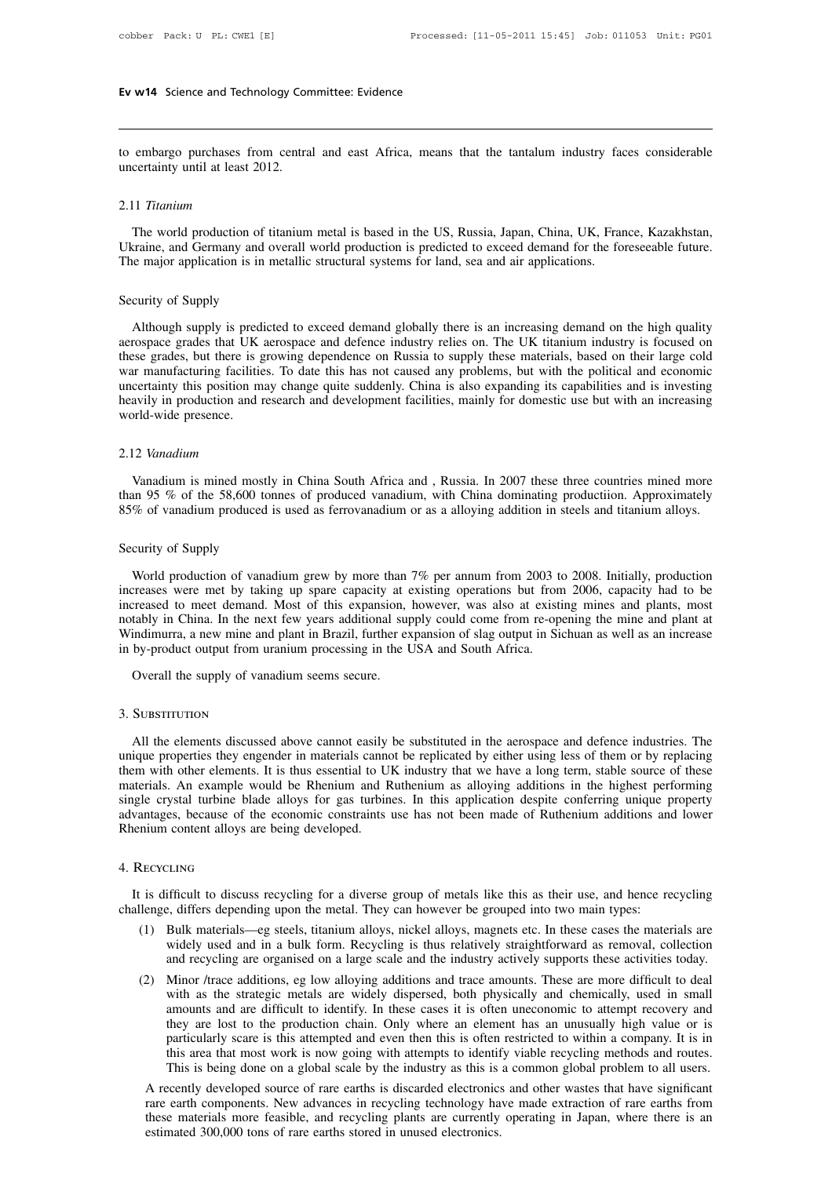to embargo purchases from central and east Africa, means that the tantalum industry faces considerable uncertainty until at least 2012.

2.11 *Titanium*

The world production of titanium metal is based in the US, Russia, Japan, China, UK, France, Kazakhstan, Ukraine, and Germany and overall world production is predicted to exceed demand for the foreseeable future. The major application is in metallic structural systems for land, sea and air applications.

Security of Supply

Although supply is predicted to exceed demand globally there is an increasing demand on the high quality aerospace grades that UK aerospace and defence industry relies on. The UK titanium industry is focused on these grades, but there is growing dependence on Russia to supply these materials, based on their large cold war manufacturing facilities. To date this has not caused any problems, but with the political and economic uncertainty this position may change quite suddenly. China is also expanding its capabilities and is investing heavily in production and research and development facilities, mainly for domestic use but with an increasing world-wide presence.

2.12 *Vanadium*

Vanadium is mined mostly in China South Africa and , Russia. In 2007 these three countries mined more than 95 % of the 58,600 tonnes of produced vanadium, with China dominating productiion. Approximately 85% of vanadium produced is used as ferrovanadium or as a alloying addition in steels and titanium alloys.

Security of Supply

World production of vanadium grew by more than 7% per annum from 2003 to 2008. Initially, production increases were met by taking up spare capacity at existing operations but from 2006, capacity had to be increased to meet demand. Most of this expansion, however, was also at existing mines and plants, most notably in China. In the next few years additional supply could come from re-opening the mine and plant at Windimurra, a new mine and plant in Brazil, further expansion of slag output in Sichuan as well as an increase in by-product output from uranium processing in the USA and South Africa.

Overall the supply of vanadium seems secure.

3. Substitution

All the elements discussed above cannot easily be substituted in the aerospace and defence industries. The unique properties they engender in materials cannot be replicated by either using less of them or by replacing them with other elements. It is thus essential to UK industry that we have a long term, stable source of these materials. An example would be Rhenium and Ruthenium as alloying additions in the highest performing single crystal turbine blade alloys for gas turbines. In this application despite conferring unique property advantages, because of the economic constraints use has not been made of Ruthenium additions and lower Rhenium content alloys are being developed.

4. Recycling

It is difficult to discuss recycling for a diverse group of metals like this as their use, and hence recycling challenge, differs depending upon the metal. They can however be grouped into two main types:

(1) Bulk materials—eg steels, titanium alloys, nickel alloys, magnets etc. In these cases the materials are widely used and in a bulk form. Recycling is thus relatively straightforward as removal, collection and recycling are organised on a large scale and the industry actively supports these activities today.

(2) Minor /trace additions, eg low alloying additions and trace amounts. These are more difficult to deal with as the strategic metals are widely dispersed, both physically and chemically, used in small amounts and are difficult to identify. In these cases it is often uneconomic to attempt recovery and they are lost to the production chain. Only where an element has an unusually high value or is particularly scare is this attempted and even then this is often restricted to within a company. It is in this area that most work is now going with attempts to identify viable recycling methods and routes. This is being done on a global scale by the industry as this is a common global problem to all users.

A recently developed source of rare earths is discarded electronics and other wastes that have significant rare earth components. New advances in recycling technology have made extraction of rare earths from these materials more feasible, and recycling plants are currently operating in Japan, where there is an estimated 300,000 tons of rare earths stored in unused electronics.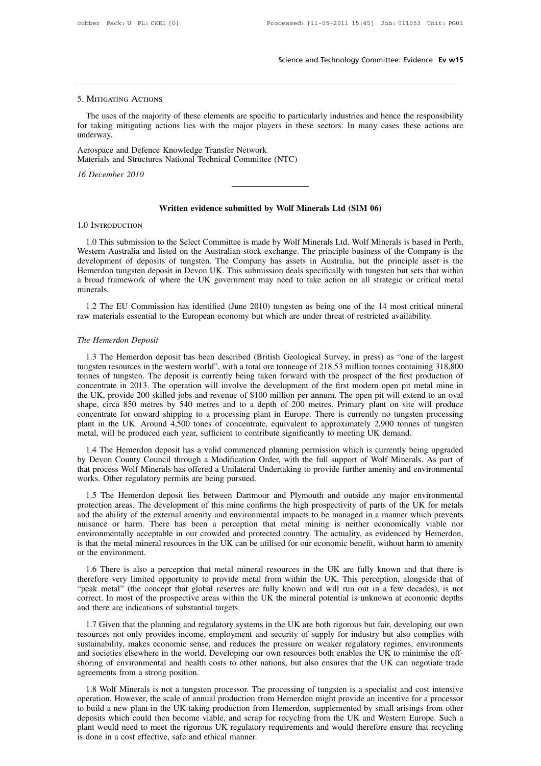## 5. Mitigating Actions

The uses of the majority of these elements are specific to particularly industries and hence the responsibility for taking mitigating actions lies with the major players in these sectors. In many cases these actions are underway.

Aerospace and Defence Knowledge Transfer Network
Materials and Structures National Technical Committee (NTC)

*16 December 2010*

---

# Written evidence submitted by Wolf Minerals Ltd (SIM 06)

## 1.0 Introduction

1.0 This submission to the Select Committee is made by Wolf Minerals Ltd. Wolf Minerals is based in Perth, Western Australia and listed on the Australian stock exchange. The principle business of the Company is the development of deposits of tungsten. The Company has assets in Australia, but the principle asset is the Hemerdon tungsten deposit in Devon UK. This submission deals specifically with tungsten but sets that within a broad framework of where the UK government may need to take action on all strategic or critical metal minerals.

1.2 The EU Commission has identified (June 2010) tungsten as being one of the 14 most critical mineral raw materials essential to the European economy but which are under threat of restricted availability.

### *The Hemerdon Deposit*

1.3 The Hemerdon deposit has been described (British Geological Survey, in press) as "one of the largest tungsten resources in the western world", with a total ore tonneage of 218.53 million tonnes containing 318,800 tonnes of tungsten. The deposit is currently being taken forward with the prospect of the first production of concentrate in 2013. The operation will involve the development of the first modern open pit metal mine in the UK, provide 200 skilled jobs and revenue of $100 million per annum. The open pit will extend to an oval shape, circa 850 metres by 540 metres and to a depth of 200 metres. Primary plant on site will produce concentrate for onward shipping to a processing plant in Europe. There is currently no tungsten processing plant in the UK. Around 4,500 tones of concentrate, equivalent to approximately 2,900 tonnes of tungsten metal, will be produced each year, sufficient to contribute significantly to meeting UK demand.

1.4 The Hemerdon deposit has a valid commenced planning permission which is currently being upgraded by Devon County Council through a Modification Order, with the full support of Wolf Minerals. As part of that process Wolf Minerals has offered a Unilateral Undertaking to provide further amenity and environmental works. Other regulatory permits are being pursued.

1.5 The Hemerdon deposit lies between Dartmoor and Plymouth and outside any major environmental protection areas. The development of this mine confirms the high prospectivity of parts of the UK for metals and the ability of the external amenity and environmental impacts to be managed in a manner which prevents nuisance or harm. There has been a perception that metal mining is neither economically viable nor environmentally acceptable in our crowded and protected country. The actuality, as evidenced by Hemerdon, is that the metal mineral resources in the UK can be utilised for our economic benefit, without harm to amenity or the environment.

1.6 There is also a perception that metal mineral resources in the UK are fully known and that there is therefore very limited opportunity to provide metal from within the UK. This perception, alongside that of "peak metal" (the concept that global reserves are fully known and will run out in a few decades), is not correct. In most of the prospective areas within the UK the mineral potential is unknown at economic depths and there are indications of substantial targets.

1.7 Given that the planning and regulatory systems in the UK are both rigorous but fair, developing our own resources not only provides income, employment and security of supply for industry but also complies with sustainability, makes economic sense, and reduces the pressure on weaker regulatory regimes, environments and societies elsewhere in the world. Developing our own resources both enables the UK to minimise the off-shoring of environmental and health costs to other nations, but also ensures that the UK can negotiate trade agreements from a strong position.

1.8 Wolf Minerals is not a tungsten processor. The processing of tungsten is a specialist and cost intensive operation. However, the scale of annual production from Hemerdon might provide an incentive for a processor to build a new plant in the UK taking production from Hemerdon, supplemented by small arisings from other deposits which could then become viable, and scrap for recycling from the UK and Western Europe. Such a plant would need to meet the rigorous UK regulatory requirements and would therefore ensure that recycling is done in a cost effective, safe and ethical manner.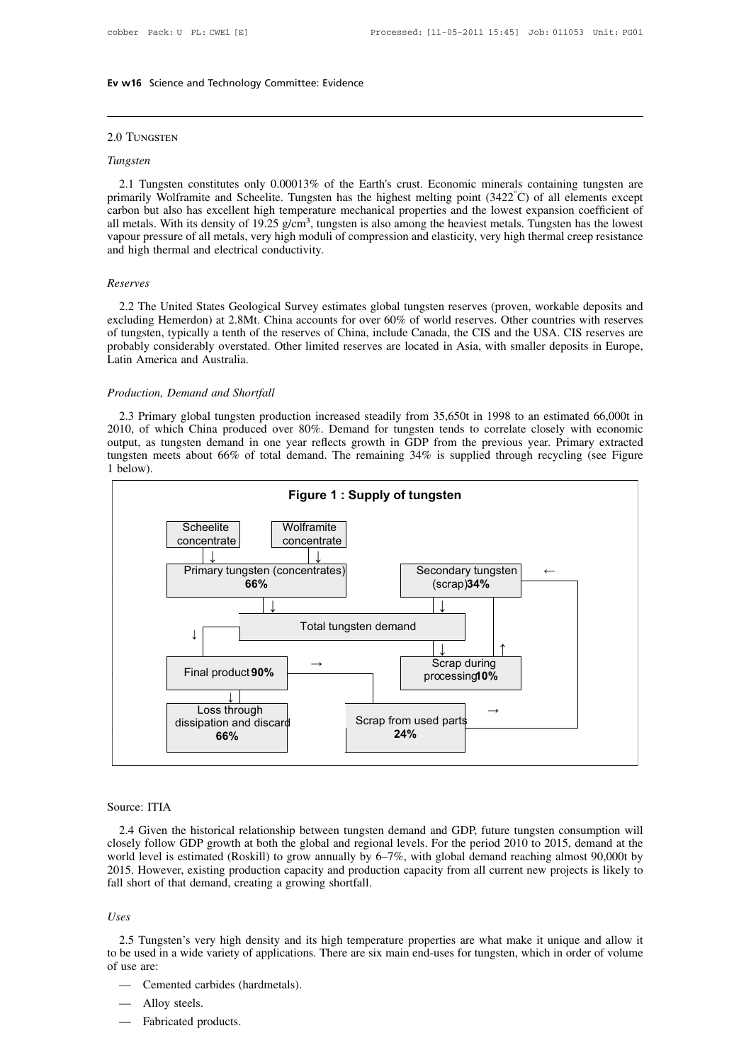## 2.0 Tungsten

### *Tungsten*

2.1 Tungsten constitutes only 0.00013% of the Earth's crust. Economic minerals containing tungsten are primarily Wolframite and Scheelite. Tungsten has the highest melting point (3422°C) of all elements except carbon but also has excellent high temperature mechanical properties and the lowest expansion coefficient of all metals. With its density of 19.25 g/cm$^3$, tungsten is also among the heaviest metals. Tungsten has the lowest vapour pressure of all metals, very high moduli of compression and elasticity, very high thermal creep resistance and high thermal and electrical conductivity.

### *Reserves*

2.2 The United States Geological Survey estimates global tungsten reserves (proven, workable deposits and excluding Hemerdon) at 2.8Mt. China accounts for over 60% of world reserves. Other countries with reserves of tungsten, typically a tenth of the reserves of China, include Canada, the CIS and the USA. CIS reserves are probably considerably overstated. Other limited reserves are located in Asia, with smaller deposits in Europe, Latin America and Australia.

### *Production, Demand and Shortfall*

2.3 Primary global tungsten production increased steadily from 35,650t in 1998 to an estimated 66,000t in 2010, of which China produced over 80%. Demand for tungsten tends to correlate closely with economic output, as tungsten demand in one year reflects growth in GDP from the previous year. Primary extracted tungsten meets about 66% of total demand. The remaining 34% is supplied through recycling (see Figure 1 below).

**Figure 1 : Supply of tungsten**

Scheelite concentrate → Primary tungsten (concentrates) **66%**
Wolframite concentrate → Primary tungsten (concentrates) **66%**
Secondary tungsten (scrap) **34%**
Primary tungsten and Secondary tungsten → Total tungsten demand
Total tungsten demand → Final product **90%**
Total tungsten demand → Scrap during processing **10%** → Secondary tungsten
Final product **90%** → Loss through dissipation and discard **66%**
Final product **90%** → Scrap from used parts **24%** → Secondary tungsten

Source: ITIA

2.4 Given the historical relationship between tungsten demand and GDP, future tungsten consumption will closely follow GDP growth at both the global and regional levels. For the period 2010 to 2015, demand at the world level is estimated (Roskill) to grow annually by 6–7%, with global demand reaching almost 90,000t by 2015. However, existing production capacity and production capacity from all current new projects is likely to fall short of that demand, creating a growing shortfall.

### *Uses*

2.5 Tungsten's very high density and its high temperature properties are what make it unique and allow it to be used in a wide variety of applications. There are six main end-uses for tungsten, which in order of volume of use are:

- Cemented carbides (hardmetals).
- Alloy steels.
- Fabricated products.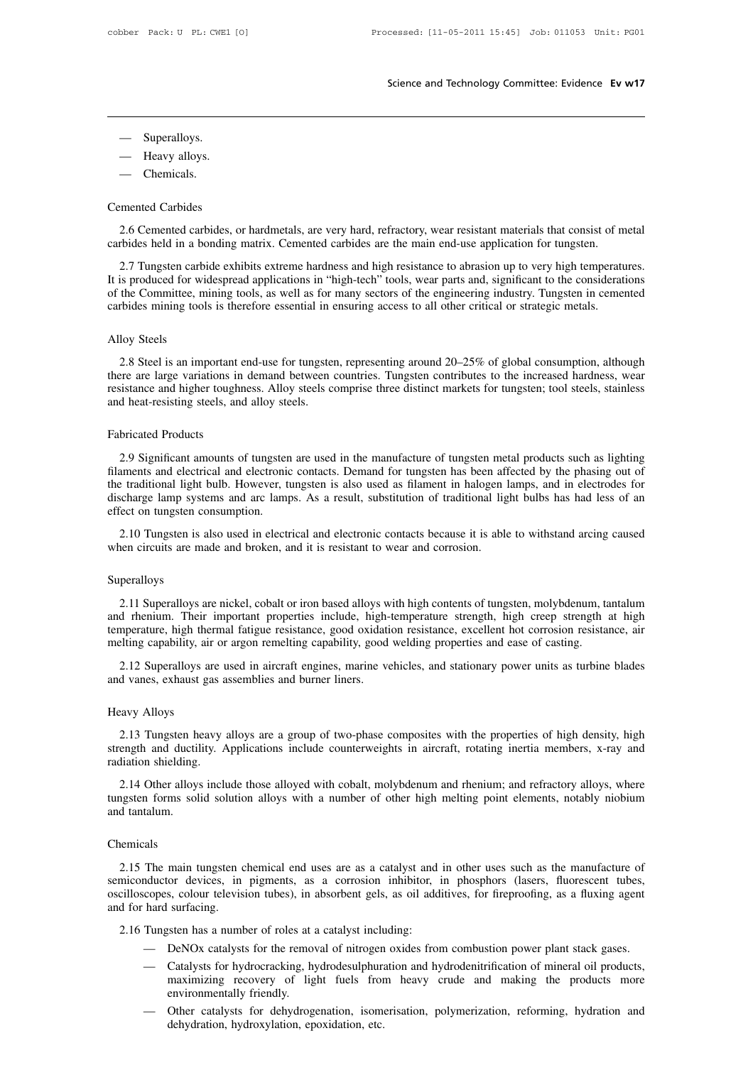- Superalloys.
- Heavy alloys.
- Chemicals.

### Cemented Carbides

2.6 Cemented carbides, or hardmetals, are very hard, refractory, wear resistant materials that consist of metal carbides held in a bonding matrix. Cemented carbides are the main end-use application for tungsten.

2.7 Tungsten carbide exhibits extreme hardness and high resistance to abrasion up to very high temperatures. It is produced for widespread applications in "high-tech" tools, wear parts and, significant to the considerations of the Committee, mining tools, as well as for many sectors of the engineering industry. Tungsten in cemented carbides mining tools is therefore essential in ensuring access to all other critical or strategic metals.

### Alloy Steels

2.8 Steel is an important end-use for tungsten, representing around 20–25% of global consumption, although there are large variations in demand between countries. Tungsten contributes to the increased hardness, wear resistance and higher toughness. Alloy steels comprise three distinct markets for tungsten; tool steels, stainless and heat-resisting steels, and alloy steels.

### Fabricated Products

2.9 Significant amounts of tungsten are used in the manufacture of tungsten metal products such as lighting filaments and electrical and electronic contacts. Demand for tungsten has been affected by the phasing out of the traditional light bulb. However, tungsten is also used as filament in halogen lamps, and in electrodes for discharge lamp systems and arc lamps. As a result, substitution of traditional light bulbs has had less of an effect on tungsten consumption.

2.10 Tungsten is also used in electrical and electronic contacts because it is able to withstand arcing caused when circuits are made and broken, and it is resistant to wear and corrosion.

### Superalloys

2.11 Superalloys are nickel, cobalt or iron based alloys with high contents of tungsten, molybdenum, tantalum and rhenium. Their important properties include, high-temperature strength, high creep strength at high temperature, high thermal fatigue resistance, good oxidation resistance, excellent hot corrosion resistance, air melting capability, air or argon remelting capability, good welding properties and ease of casting.

2.12 Superalloys are used in aircraft engines, marine vehicles, and stationary power units as turbine blades and vanes, exhaust gas assemblies and burner liners.

### Heavy Alloys

2.13 Tungsten heavy alloys are a group of two-phase composites with the properties of high density, high strength and ductility. Applications include counterweights in aircraft, rotating inertia members, x-ray and radiation shielding.

2.14 Other alloys include those alloyed with cobalt, molybdenum and rhenium; and refractory alloys, where tungsten forms solid solution alloys with a number of other high melting point elements, notably niobium and tantalum.

### Chemicals

2.15 The main tungsten chemical end uses are as a catalyst and in other uses such as the manufacture of semiconductor devices, in pigments, as a corrosion inhibitor, in phosphors (lasers, fluorescent tubes, oscilloscopes, colour television tubes), in absorbent gels, as oil additives, for fireproofing, as a fluxing agent and for hard surfacing.

2.16 Tungsten has a number of roles at a catalyst including:

- DeNOx catalysts for the removal of nitrogen oxides from combustion power plant stack gases.
- Catalysts for hydrocracking, hydrodesulphuration and hydrodenitrification of mineral oil products, maximizing recovery of light fuels from heavy crude and making the products more environmentally friendly.
- Other catalysts for dehydrogenation, isomerisation, polymerization, reforming, hydration and dehydration, hydroxylation, epoxidation, etc.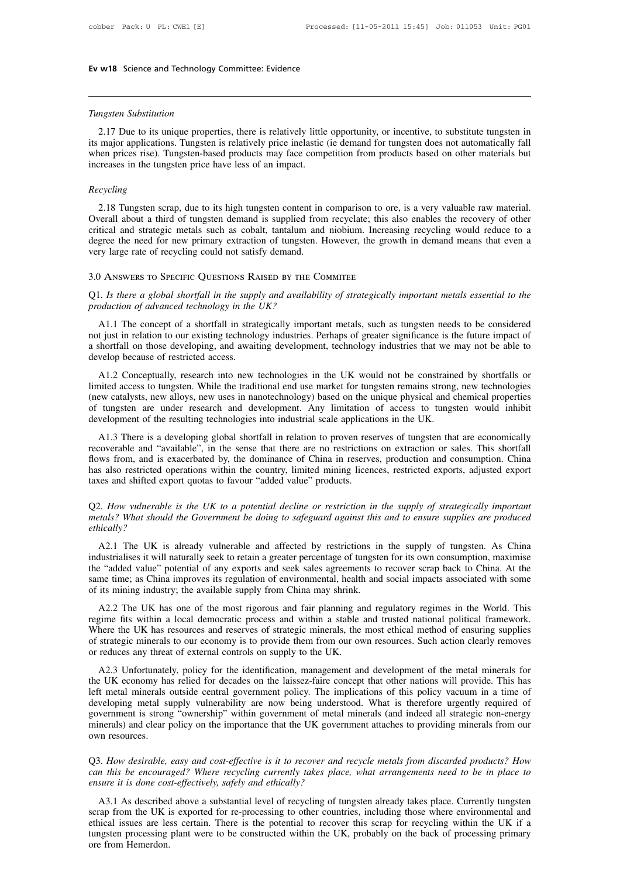### *Tungsten Substitution*

2.17 Due to its unique properties, there is relatively little opportunity, or incentive, to substitute tungsten in its major applications. Tungsten is relatively price inelastic (ie demand for tungsten does not automatically fall when prices rise). Tungsten-based products may face competition from products based on other materials but increases in the tungsten price have less of an impact.

### *Recycling*

2.18 Tungsten scrap, due to its high tungsten content in comparison to ore, is a very valuable raw material. Overall about a third of tungsten demand is supplied from recyclate; this also enables the recovery of other critical and strategic metals such as cobalt, tantalum and niobium. Increasing recycling would reduce to a degree the need for new primary extraction of tungsten. However, the growth in demand means that even a very large rate of recycling could not satisfy demand.

## 3.0 Answers to Specific Questions Raised by the Commitee

Q1. *Is there a global shortfall in the supply and availability of strategically important metals essential to the production of advanced technology in the UK?*

A1.1 The concept of a shortfall in strategically important metals, such as tungsten needs to be considered not just in relation to our existing technology industries. Perhaps of greater significance is the future impact of a shortfall on those developing, and awaiting development, technology industries that we may not be able to develop because of restricted access.

A1.2 Conceptually, research into new technologies in the UK would not be constrained by shortfalls or limited access to tungsten. While the traditional end use market for tungsten remains strong, new technologies (new catalysts, new alloys, new uses in nanotechnology) based on the unique physical and chemical properties of tungsten are under research and development. Any limitation of access to tungsten would inhibit development of the resulting technologies into industrial scale applications in the UK.

A1.3 There is a developing global shortfall in relation to proven reserves of tungsten that are economically recoverable and "available", in the sense that there are no restrictions on extraction or sales. This shortfall flows from, and is exacerbated by, the dominance of China in reserves, production and consumption. China has also restricted operations within the country, limited mining licences, restricted exports, adjusted export taxes and shifted export quotas to favour "added value" products.

Q2. *How vulnerable is the UK to a potential decline or restriction in the supply of strategically important metals? What should the Government be doing to safeguard against this and to ensure supplies are produced ethically?*

A2.1 The UK is already vulnerable and affected by restrictions in the supply of tungsten. As China industrialises it will naturally seek to retain a greater percentage of tungsten for its own consumption, maximise the "added value" potential of any exports and seek sales agreements to recover scrap back to China. At the same time; as China improves its regulation of environmental, health and social impacts associated with some of its mining industry; the available supply from China may shrink.

A2.2 The UK has one of the most rigorous and fair planning and regulatory regimes in the World. This regime fits within a local democratic process and within a stable and trusted national political framework. Where the UK has resources and reserves of strategic minerals, the most ethical method of ensuring supplies of strategic minerals to our economy is to provide them from our own resources. Such action clearly removes or reduces any threat of external controls on supply to the UK.

A2.3 Unfortunately, policy for the identification, management and development of the metal minerals for the UK economy has relied for decades on the laissez-faire concept that other nations will provide. This has left metal minerals outside central government policy. The implications of this policy vacuum in a time of developing metal supply vulnerability are now being understood. What is therefore urgently required of government is strong "ownership" within government of metal minerals (and indeed all strategic non-energy minerals) and clear policy on the importance that the UK government attaches to providing minerals from our own resources.

Q3. *How desirable, easy and cost-effective is it to recover and recycle metals from discarded products? How can this be encouraged? Where recycling currently takes place, what arrangements need to be in place to ensure it is done cost-effectively, safely and ethically?*

A3.1 As described above a substantial level of recycling of tungsten already takes place. Currently tungsten scrap from the UK is exported for re-processing to other countries, including those where environmental and ethical issues are less certain. There is the potential to recover this scrap for recycling within the UK if a tungsten processing plant were to be constructed within the UK, probably on the back of processing primary ore from Hemerdon.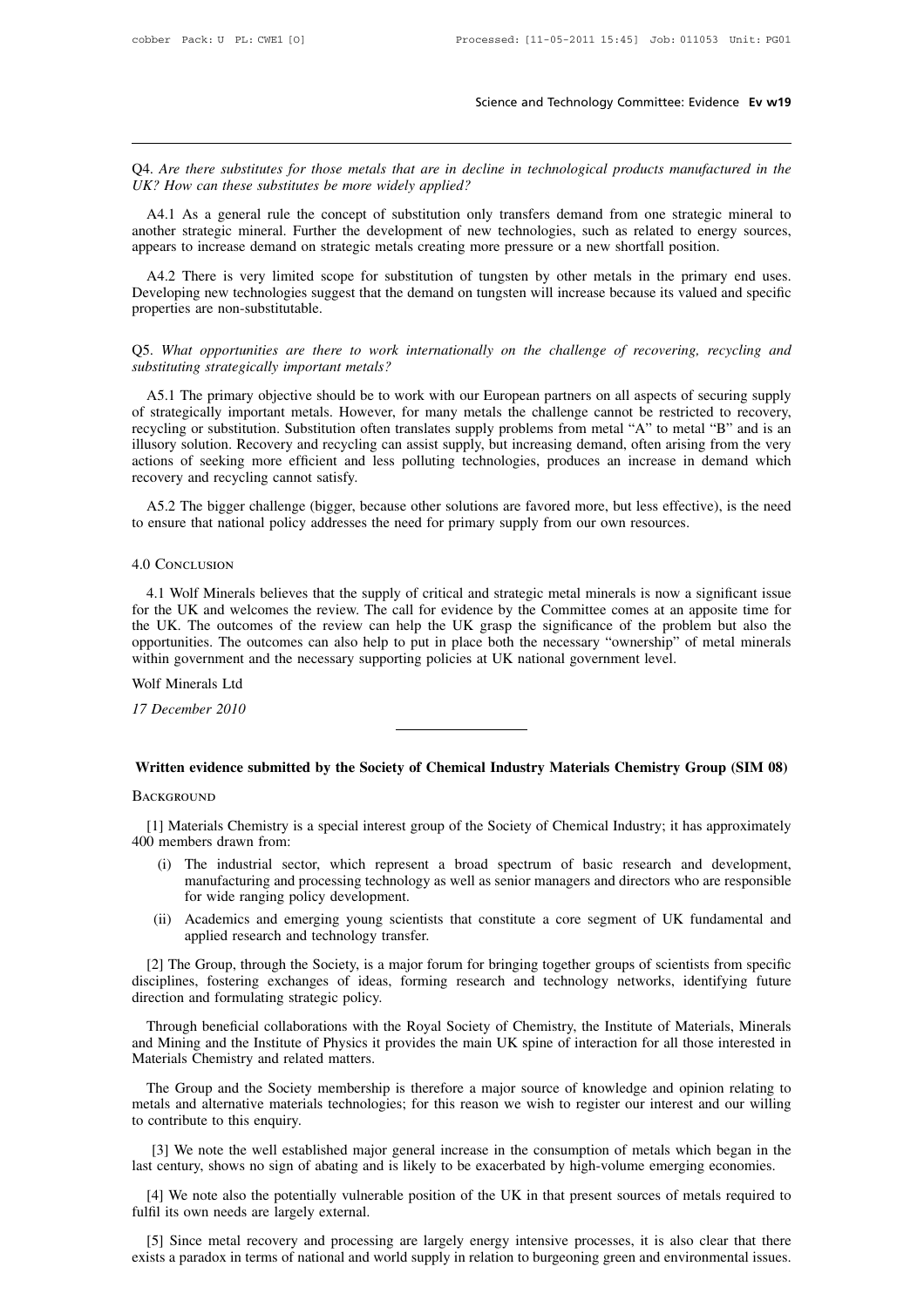Q4. *Are there substitutes for those metals that are in decline in technological products manufactured in the UK? How can these substitutes be more widely applied?*

A4.1 As a general rule the concept of substitution only transfers demand from one strategic mineral to another strategic mineral. Further the development of new technologies, such as related to energy sources, appears to increase demand on strategic metals creating more pressure or a new shortfall position.

A4.2 There is very limited scope for substitution of tungsten by other metals in the primary end uses. Developing new technologies suggest that the demand on tungsten will increase because its valued and specific properties are non-substitutable.

Q5. *What opportunities are there to work internationally on the challenge of recovering, recycling and substituting strategically important metals?*

A5.1 The primary objective should be to work with our European partners on all aspects of securing supply of strategically important metals. However, for many metals the challenge cannot be restricted to recovery, recycling or substitution. Substitution often translates supply problems from metal "A" to metal "B" and is an illusory solution. Recovery and recycling can assist supply, but increasing demand, often arising from the very actions of seeking more efficient and less polluting technologies, produces an increase in demand which recovery and recycling cannot satisfy.

A5.2 The bigger challenge (bigger, because other solutions are favored more, but less effective), is the need to ensure that national policy addresses the need for primary supply from our own resources.

## 4.0 Conclusion

4.1 Wolf Minerals believes that the supply of critical and strategic metal minerals is now a significant issue for the UK and welcomes the review. The call for evidence by the Committee comes at an apposite time for the UK. The outcomes of the review can help the UK grasp the significance of the problem but also the opportunities. The outcomes can also help to put in place both the necessary "ownership" of metal minerals within government and the necessary supporting policies at UK national government level.

Wolf Minerals Ltd

*17 December 2010*

---

# Written evidence submitted by the Society of Chemical Industry Materials Chemistry Group (SIM 08)

## Background

[1] Materials Chemistry is a special interest group of the Society of Chemical Industry; it has approximately 400 members drawn from:

(i) The industrial sector, which represent a broad spectrum of basic research and development, manufacturing and processing technology as well as senior managers and directors who are responsible for wide ranging policy development.

(ii) Academics and emerging young scientists that constitute a core segment of UK fundamental and applied research and technology transfer.

[2] The Group, through the Society, is a major forum for bringing together groups of scientists from specific disciplines, fostering exchanges of ideas, forming research and technology networks, identifying future direction and formulating strategic policy.

Through beneficial collaborations with the Royal Society of Chemistry, the Institute of Materials, Minerals and Mining and the Institute of Physics it provides the main UK spine of interaction for all those interested in Materials Chemistry and related matters.

The Group and the Society membership is therefore a major source of knowledge and opinion relating to metals and alternative materials technologies; for this reason we wish to register our interest and our willing to contribute to this enquiry.

[3] We note the well established major general increase in the consumption of metals which began in the last century, shows no sign of abating and is likely to be exacerbated by high-volume emerging economies.

[4] We note also the potentially vulnerable position of the UK in that present sources of metals required to fulfil its own needs are largely external.

[5] Since metal recovery and processing are largely energy intensive processes, it is also clear that there exists a paradox in terms of national and world supply in relation to burgeoning green and environmental issues.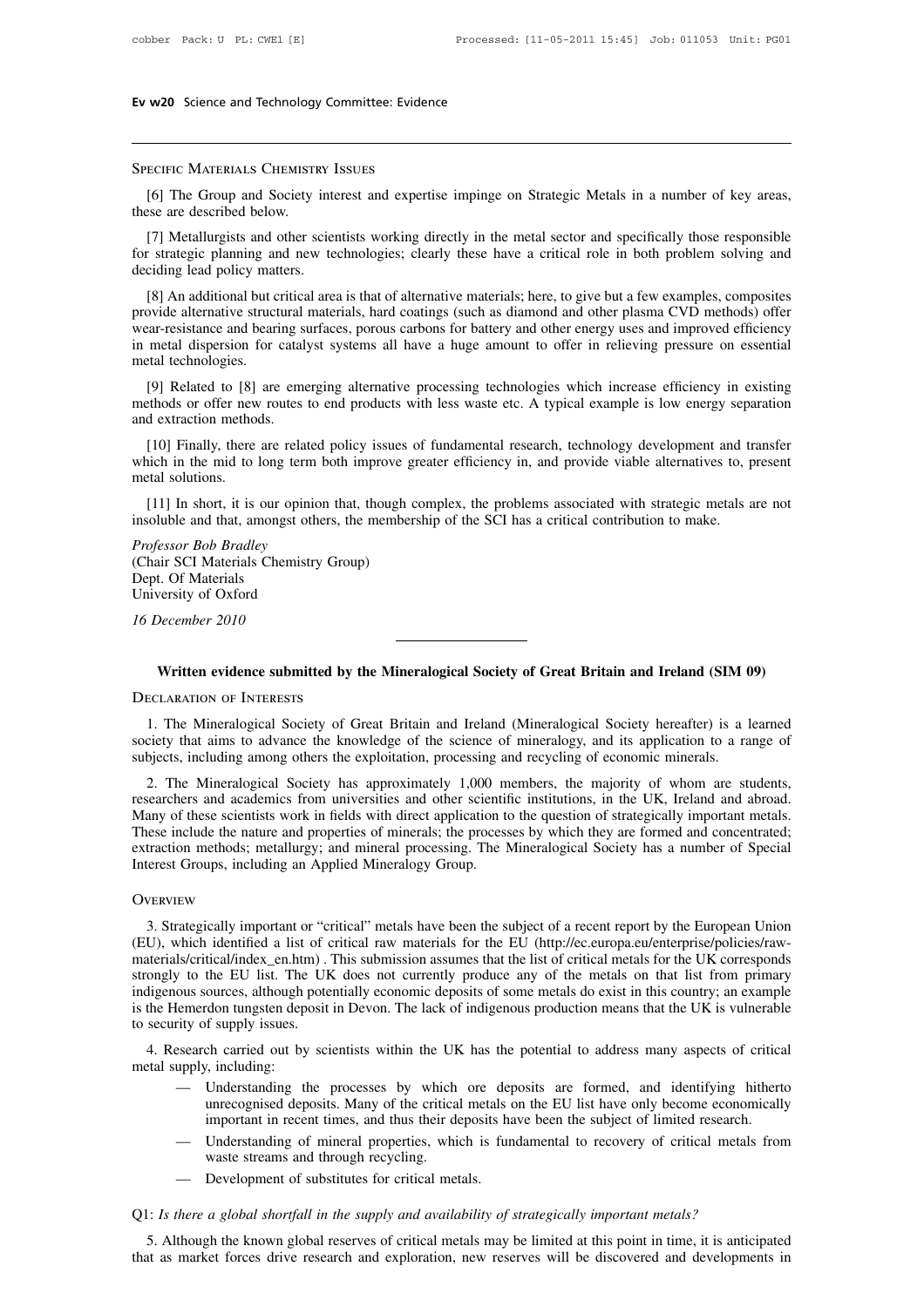### Specific Materials Chemistry Issues

[6] The Group and Society interest and expertise impinge on Strategic Metals in a number of key areas, these are described below.

[7] Metallurgists and other scientists working directly in the metal sector and specifically those responsible for strategic planning and new technologies; clearly these have a critical role in both problem solving and deciding lead policy matters.

[8] An additional but critical area is that of alternative materials; here, to give but a few examples, composites provide alternative structural materials, hard coatings (such as diamond and other plasma CVD methods) offer wear-resistance and bearing surfaces, porous carbons for battery and other energy uses and improved efficiency in metal dispersion for catalyst systems all have a huge amount to offer in relieving pressure on essential metal technologies.

[9] Related to [8] are emerging alternative processing technologies which increase efficiency in existing methods or offer new routes to end products with less waste etc. A typical example is low energy separation and extraction methods.

[10] Finally, there are related policy issues of fundamental research, technology development and transfer which in the mid to long term both improve greater efficiency in, and provide viable alternatives to, present metal solutions.

[11] In short, it is our opinion that, though complex, the problems associated with strategic metals are not insoluble and that, amongst others, the membership of the SCI has a critical contribution to make.

*Professor Bob Bradley*
(Chair SCI Materials Chemistry Group)
Dept. Of Materials
University of Oxford

*16 December 2010*

---

## Written evidence submitted by the Mineralogical Society of Great Britain and Ireland (SIM 09)

### Declaration of Interests

1. The Mineralogical Society of Great Britain and Ireland (Mineralogical Society hereafter) is a learned society that aims to advance the knowledge of the science of mineralogy, and its application to a range of subjects, including among others the exploitation, processing and recycling of economic minerals.

2. The Mineralogical Society has approximately 1,000 members, the majority of whom are students, researchers and academics from universities and other scientific institutions, in the UK, Ireland and abroad. Many of these scientists work in fields with direct application to the question of strategically important metals. These include the nature and properties of minerals; the processes by which they are formed and concentrated; extraction methods; metallurgy; and mineral processing. The Mineralogical Society has a number of Special Interest Groups, including an Applied Mineralogy Group.

### Overview

3. Strategically important or "critical" metals have been the subject of a recent report by the European Union (EU), which identified a list of critical raw materials for the EU (http://ec.europa.eu/enterprise/policies/raw-materials/critical/index_en.htm) . This submission assumes that the list of critical metals for the UK corresponds strongly to the EU list. The UK does not currently produce any of the metals on that list from primary indigenous sources, although potentially economic deposits of some metals do exist in this country; an example is the Hemerdon tungsten deposit in Devon. The lack of indigenous production means that the UK is vulnerable to security of supply issues.

4. Research carried out by scientists within the UK has the potential to address many aspects of critical metal supply, including:

- Understanding the processes by which ore deposits are formed, and identifying hitherto unrecognised deposits. Many of the critical metals on the EU list have only become economically important in recent times, and thus their deposits have been the subject of limited research.
- Understanding of mineral properties, which is fundamental to recovery of critical metals from waste streams and through recycling.
- Development of substitutes for critical metals.

Q1: *Is there a global shortfall in the supply and availability of strategically important metals?*

5. Although the known global reserves of critical metals may be limited at this point in time, it is anticipated that as market forces drive research and exploration, new reserves will be discovered and developments in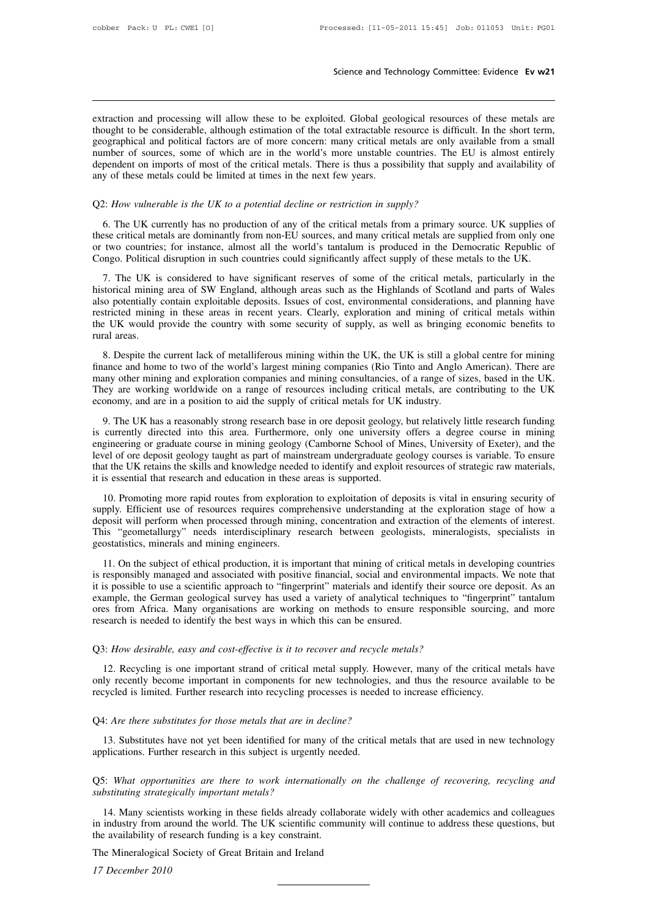extraction and processing will allow these to be exploited. Global geological resources of these metals are thought to be considerable, although estimation of the total extractable resource is difficult. In the short term, geographical and political factors are of more concern: many critical metals are only available from a small number of sources, some of which are in the world's more unstable countries. The EU is almost entirely dependent on imports of most of the critical metals. There is thus a possibility that supply and availability of any of these metals could be limited at times in the next few years.

Q2: *How vulnerable is the UK to a potential decline or restriction in supply?*

6. The UK currently has no production of any of the critical metals from a primary source. UK supplies of these critical metals are dominantly from non-EU sources, and many critical metals are supplied from only one or two countries; for instance, almost all the world's tantalum is produced in the Democratic Republic of Congo. Political disruption in such countries could significantly affect supply of these metals to the UK.

7. The UK is considered to have significant reserves of some of the critical metals, particularly in the historical mining area of SW England, although areas such as the Highlands of Scotland and parts of Wales also potentially contain exploitable deposits. Issues of cost, environmental considerations, and planning have restricted mining in these areas in recent years. Clearly, exploration and mining of critical metals within the UK would provide the country with some security of supply, as well as bringing economic benefits to rural areas.

8. Despite the current lack of metalliferous mining within the UK, the UK is still a global centre for mining finance and home to two of the world's largest mining companies (Rio Tinto and Anglo American). There are many other mining and exploration companies and mining consultancies, of a range of sizes, based in the UK. They are working worldwide on a range of resources including critical metals, are contributing to the UK economy, and are in a position to aid the supply of critical metals for UK industry.

9. The UK has a reasonably strong research base in ore deposit geology, but relatively little research funding is currently directed into this area. Furthermore, only one university offers a degree course in mining engineering or graduate course in mining geology (Camborne School of Mines, University of Exeter), and the level of ore deposit geology taught as part of mainstream undergraduate geology courses is variable. To ensure that the UK retains the skills and knowledge needed to identify and exploit resources of strategic raw materials, it is essential that research and education in these areas is supported.

10. Promoting more rapid routes from exploration to exploitation of deposits is vital in ensuring security of supply. Efficient use of resources requires comprehensive understanding at the exploration stage of how a deposit will perform when processed through mining, concentration and extraction of the elements of interest. This "geometallurgy" needs interdisciplinary research between geologists, mineralogists, specialists in geostatistics, minerals and mining engineers.

11. On the subject of ethical production, it is important that mining of critical metals in developing countries is responsibly managed and associated with positive financial, social and environmental impacts. We note that it is possible to use a scientific approach to "fingerprint" materials and identify their source ore deposit. As an example, the German geological survey has used a variety of analytical techniques to "fingerprint" tantalum ores from Africa. Many organisations are working on methods to ensure responsible sourcing, and more research is needed to identify the best ways in which this can be ensured.

Q3: *How desirable, easy and cost-effective is it to recover and recycle metals?*

12. Recycling is one important strand of critical metal supply. However, many of the critical metals have only recently become important in components for new technologies, and thus the resource available to be recycled is limited. Further research into recycling processes is needed to increase efficiency.

Q4: *Are there substitutes for those metals that are in decline?*

13. Substitutes have not yet been identified for many of the critical metals that are used in new technology applications. Further research in this subject is urgently needed.

Q5: *What opportunities are there to work internationally on the challenge of recovering, recycling and substituting strategically important metals?*

14. Many scientists working in these fields already collaborate widely with other academics and colleagues in industry from around the world. The UK scientific community will continue to address these questions, but the availability of research funding is a key constraint.

The Mineralogical Society of Great Britain and Ireland

*17 December 2010*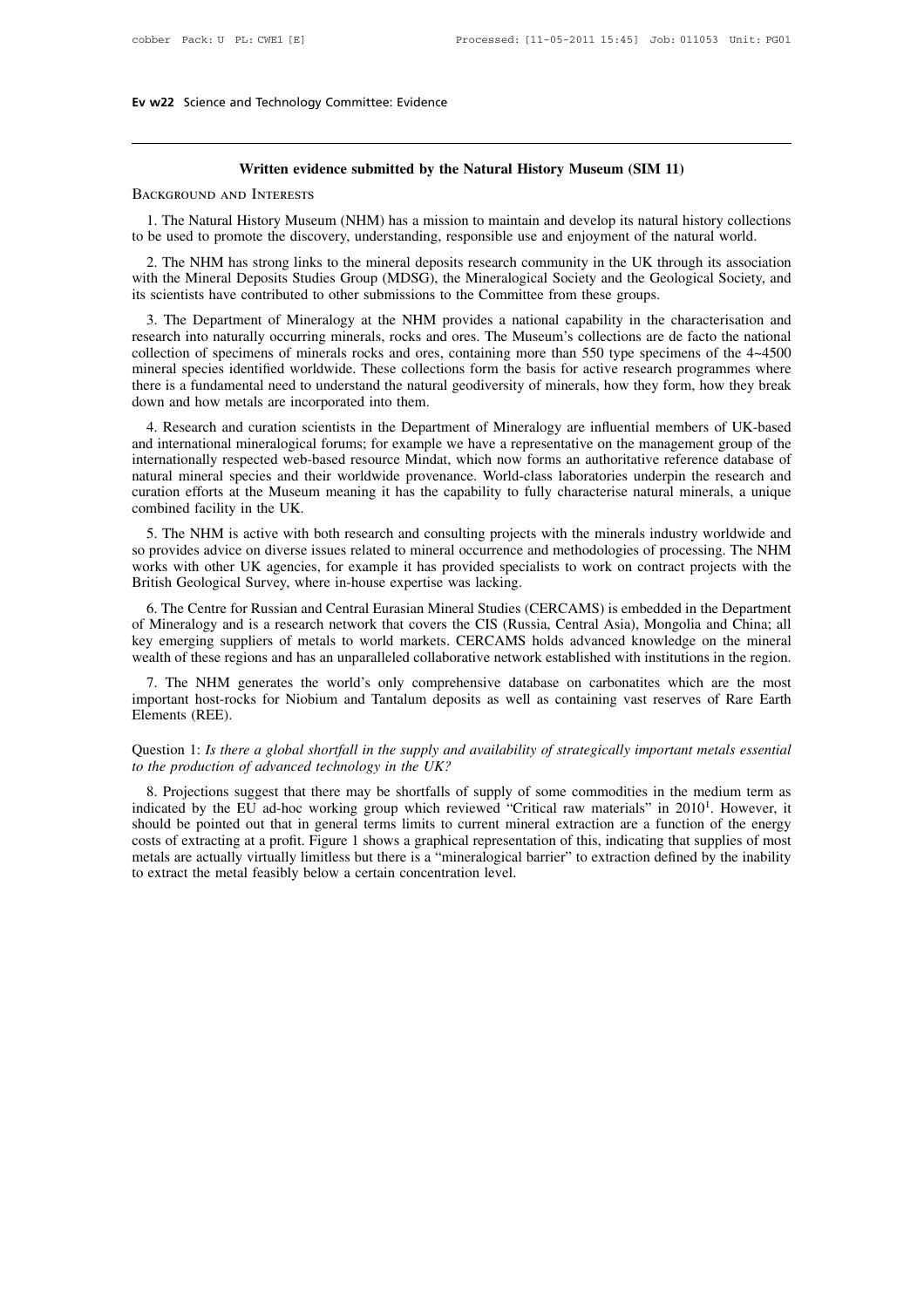## Written evidence submitted by the Natural History Museum (SIM 11)

BACKGROUND AND INTERESTS

1. The Natural History Museum (NHM) has a mission to maintain and develop its natural history collections to be used to promote the discovery, understanding, responsible use and enjoyment of the natural world.

2. The NHM has strong links to the mineral deposits research community in the UK through its association with the Mineral Deposits Studies Group (MDSG), the Mineralogical Society and the Geological Society, and its scientists have contributed to other submissions to the Committee from these groups.

3. The Department of Mineralogy at the NHM provides a national capability in the characterisation and research into naturally occurring minerals, rocks and ores. The Museum's collections are de facto the national collection of specimens of minerals rocks and ores, containing more than 550 type specimens of the 4~4500 mineral species identified worldwide. These collections form the basis for active research programmes where there is a fundamental need to understand the natural geodiversity of minerals, how they form, how they break down and how metals are incorporated into them.

4. Research and curation scientists in the Department of Mineralogy are influential members of UK-based and international mineralogical forums; for example we have a representative on the management group of the internationally respected web-based resource Mindat, which now forms an authoritative reference database of natural mineral species and their worldwide provenance. World-class laboratories underpin the research and curation efforts at the Museum meaning it has the capability to fully characterise natural minerals, a unique combined facility in the UK.

5. The NHM is active with both research and consulting projects with the minerals industry worldwide and so provides advice on diverse issues related to mineral occurrence and methodologies of processing. The NHM works with other UK agencies, for example it has provided specialists to work on contract projects with the British Geological Survey, where in-house expertise was lacking.

6. The Centre for Russian and Central Eurasian Mineral Studies (CERCAMS) is embedded in the Department of Mineralogy and is a research network that covers the CIS (Russia, Central Asia), Mongolia and China; all key emerging suppliers of metals to world markets. CERCAMS holds advanced knowledge on the mineral wealth of these regions and has an unparalleled collaborative network established with institutions in the region.

7. The NHM generates the world's only comprehensive database on carbonatites which are the most important host-rocks for Niobium and Tantalum deposits as well as containing vast reserves of Rare Earth Elements (REE).

Question 1: *Is there a global shortfall in the supply and availability of strategically important metals essential to the production of advanced technology in the UK?*

8. Projections suggest that there may be shortfalls of supply of some commodities in the medium term as indicated by the EU ad-hoc working group which reviewed "Critical raw materials" in 2010[1]. However, it should be pointed out that in general terms limits to current mineral extraction are a function of the energy costs of extracting at a profit. Figure 1 shows a graphical representation of this, indicating that supplies of most metals are actually virtually limitless but there is a "mineralogical barrier" to extraction defined by the inability to extract the metal feasibly below a certain concentration level.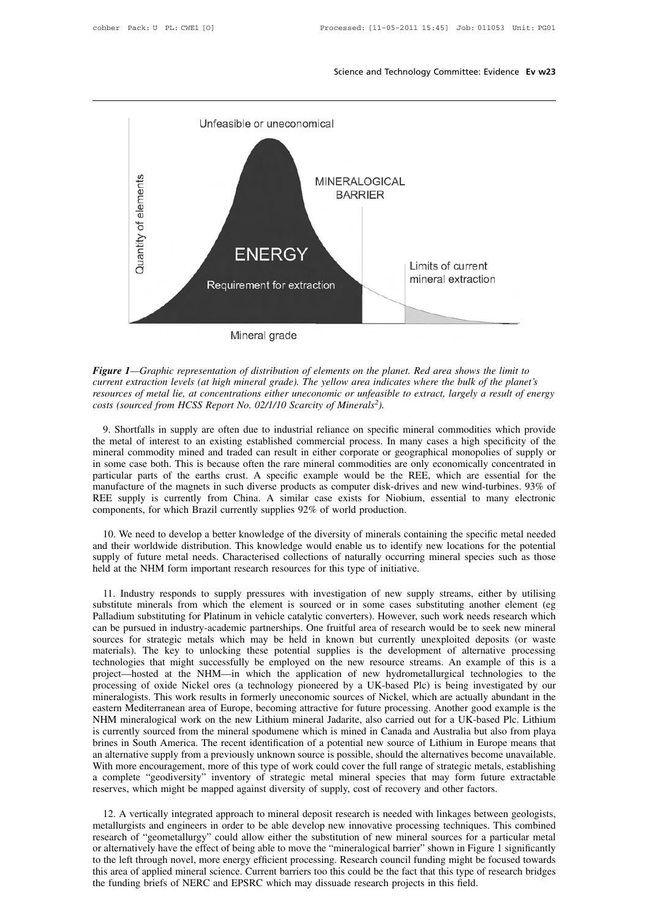*Figure 1—Graphic representation of distribution of elements on the planet. Red area shows the limit to current extraction levels (at high mineral grade). The yellow area indicates where the bulk of the planet's resources of metal lie, at concentrations either uneconomic or unfeasible to extract, largely a result of energy costs (sourced from HCSS Report No. 02/1/10 Scarcity of Minerals[2]).*

9. Shortfalls in supply are often due to industrial reliance on specific mineral commodities which provide the metal of interest to an existing established commercial process. In many cases a high specificity of the mineral commodity mined and traded can result in either corporate or geographical monopolies of supply or in some case both. This is because often the rare mineral commodities are only economically concentrated in particular parts of the earths crust. A specific example would be the REE, which are essential for the manufacture of the magnets in such diverse products as computer disk-drives and new wind-turbines. 93% of REE supply is currently from China. A similar case exists for Niobium, essential to many electronic components, for which Brazil currently supplies 92% of world production.

10. We need to develop a better knowledge of the diversity of minerals containing the specific metal needed and their worldwide distribution. This knowledge would enable us to identify new locations for the potential supply of future metal needs. Characterised collections of naturally occurring mineral species such as those held at the NHM form important research resources for this type of initiative.

11. Industry responds to supply pressures with investigation of new supply streams, either by utilising substitute minerals from which the element is sourced or in some cases substituting another element (eg Palladium substituting for Platinum in vehicle catalytic converters). However, such work needs research which can be pursued in industry-academic partnerships. One fruitful area of research would be to seek new mineral sources for strategic metals which may be held in known but currently unexploited deposits (or waste materials). The key to unlocking these potential supplies is the development of alternative processing technologies that might successfully be employed on the new resource streams. An example of this is a project—hosted at the NHM—in which the application of new hydrometallurgical technologies to the processing of oxide Nickel ores (a technology pioneered by a UK-based Plc) is being investigated by our mineralogists. This work results in formerly uneconomic sources of Nickel, which are actually abundant in the eastern Mediterranean area of Europe, becoming attractive for future processing. Another good example is the NHM mineralogical work on the new Lithium mineral Jadarite, also carried out for a UK-based Plc. Lithium is currently sourced from the mineral spodumene which is mined in Canada and Australia but also from playa brines in South America. The recent identification of a potential new source of Lithium in Europe means that an alternative supply from a previously unknown source is possible, should the alternatives become unavailable. With more encouragement, more of this type of work could cover the full range of strategic metals, establishing a complete "geodiversity" inventory of strategic metal mineral species that may form future extractable reserves, which might be mapped against diversity of supply, cost of recovery and other factors.

12. A vertically integrated approach to mineral deposit research is needed with linkages between geologists, metallurgists and engineers in order to be able develop new innovative processing techniques. This combined research of "geometallurgy" could allow either the substitution of new mineral sources for a particular metal or alternatively have the effect of being able to move the "mineralogical barrier" shown in Figure 1 significantly to the left through novel, more energy efficient processing. Research council funding might be focused towards this area of applied mineral science. Current barriers too this could be the fact that this type of research bridges the funding briefs of NERC and EPSRC which may dissuade research projects in this field.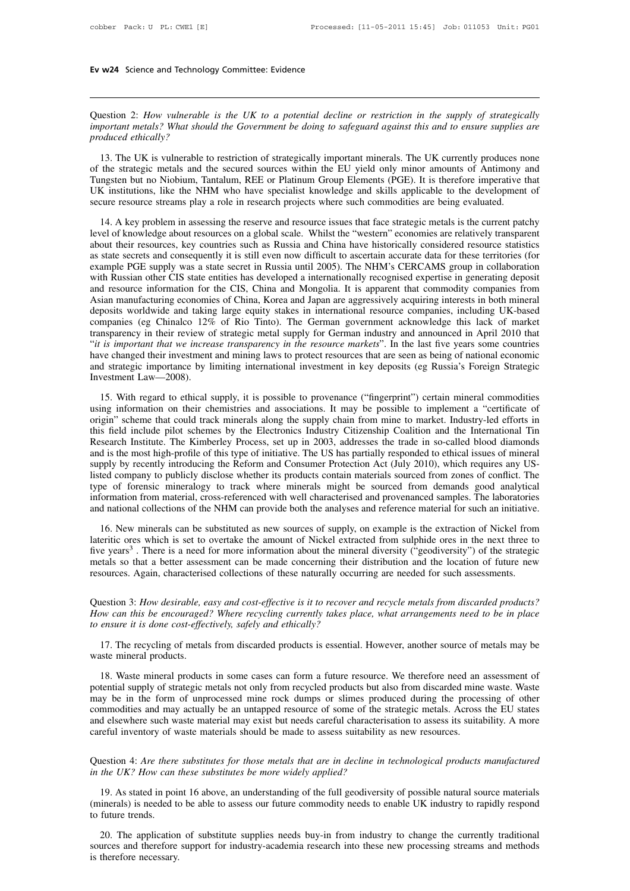Question 2: *How vulnerable is the UK to a potential decline or restriction in the supply of strategically important metals? What should the Government be doing to safeguard against this and to ensure supplies are produced ethically?*

13. The UK is vulnerable to restriction of strategically important minerals. The UK currently produces none of the strategic metals and the secured sources within the EU yield only minor amounts of Antimony and Tungsten but no Niobium, Tantalum, REE or Platinum Group Elements (PGE). It is therefore imperative that UK institutions, like the NHM who have specialist knowledge and skills applicable to the development of secure resource streams play a role in research projects where such commodities are being evaluated.

14. A key problem in assessing the reserve and resource issues that face strategic metals is the current patchy level of knowledge about resources on a global scale. Whilst the "western" economies are relatively transparent about their resources, key countries such as Russia and China have historically considered resource statistics as state secrets and consequently it is still even now difficult to ascertain accurate data for these territories (for example PGE supply was a state secret in Russia until 2005). The NHM's CERCAMS group in collaboration with Russian other CIS state entities has developed a internationally recognised expertise in generating deposit and resource information for the CIS, China and Mongolia. It is apparent that commodity companies from Asian manufacturing economies of China, Korea and Japan are aggressively acquiring interests in both mineral deposits worldwide and taking large equity stakes in international resource companies, including UK-based companies (eg Chinalco 12% of Rio Tinto). The German government acknowledge this lack of market transparency in their review of strategic metal supply for German industry and announced in April 2010 that "*it is important that we increase transparency in the resource markets*". In the last five years some countries have changed their investment and mining laws to protect resources that are seen as being of national economic and strategic importance by limiting international investment in key deposits (eg Russia's Foreign Strategic Investment Law—2008).

15. With regard to ethical supply, it is possible to provenance ("fingerprint") certain mineral commodities using information on their chemistries and associations. It may be possible to implement a "certificate of origin" scheme that could track minerals along the supply chain from mine to market. Industry-led efforts in this field include pilot schemes by the Electronics Industry Citizenship Coalition and the International Tin Research Institute. The Kimberley Process, set up in 2003, addresses the trade in so-called blood diamonds and is the most high-profile of this type of initiative. The US has partially responded to ethical issues of mineral supply by recently introducing the Reform and Consumer Protection Act (July 2010), which requires any US-listed company to publicly disclose whether its products contain materials sourced from zones of conflict. The type of forensic mineralogy to track where minerals might be sourced from demands good analytical information from material, cross-referenced with well characterised and provenanced samples. The laboratories and national collections of the NHM can provide both the analyses and reference material for such an initiative.

16. New minerals can be substituted as new sources of supply, on example is the extraction of Nickel from lateritic ores which is set to overtake the amount of Nickel extracted from sulphide ores in the next three to five years[3] . There is a need for more information about the mineral diversity ("geodiversity") of the strategic metals so that a better assessment can be made concerning their distribution and the location of future new resources. Again, characterised collections of these naturally occurring are needed for such assessments.

Question 3: *How desirable, easy and cost-effective is it to recover and recycle metals from discarded products? How can this be encouraged? Where recycling currently takes place, what arrangements need to be in place to ensure it is done cost-effectively, safely and ethically?*

17. The recycling of metals from discarded products is essential. However, another source of metals may be waste mineral products.

18. Waste mineral products in some cases can form a future resource. We therefore need an assessment of potential supply of strategic metals not only from recycled products but also from discarded mine waste. Waste may be in the form of unprocessed mine rock dumps or slimes produced during the processing of other commodities and may actually be an untapped resource of some of the strategic metals. Across the EU states and elsewhere such waste material may exist but needs careful characterisation to assess its suitability. A more careful inventory of waste materials should be made to assess suitability as new resources.

Question 4: *Are there substitutes for those metals that are in decline in technological products manufactured in the UK? How can these substitutes be more widely applied?*

19. As stated in point 16 above, an understanding of the full geodiversity of possible natural source materials (minerals) is needed to be able to assess our future commodity needs to enable UK industry to rapidly respond to future trends.

20. The application of substitute supplies needs buy-in from industry to change the currently traditional sources and therefore support for industry-academia research into these new processing streams and methods is therefore necessary.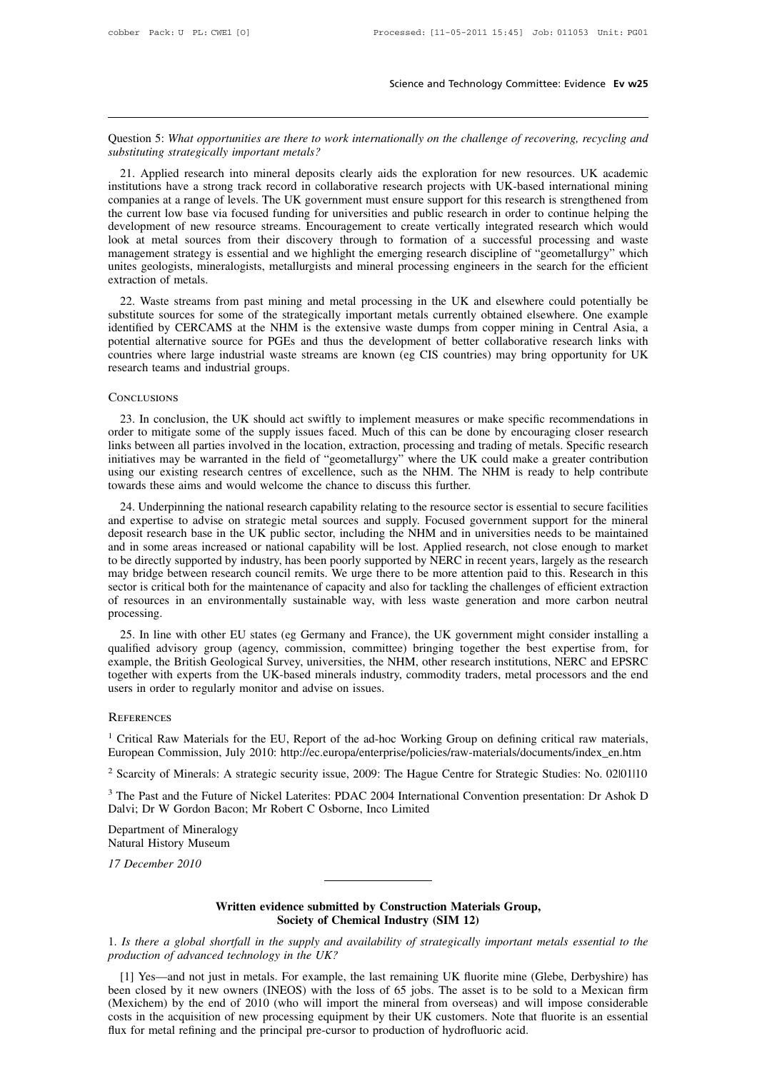Question 5: *What opportunities are there to work internationally on the challenge of recovering, recycling and substituting strategically important metals?*

21. Applied research into mineral deposits clearly aids the exploration for new resources. UK academic institutions have a strong track record in collaborative research projects with UK-based international mining companies at a range of levels. The UK government must ensure support for this research is strengthened from the current low base via focused funding for universities and public research in order to continue helping the development of new resource streams. Encouragement to create vertically integrated research which would look at metal sources from their discovery through to formation of a successful processing and waste management strategy is essential and we highlight the emerging research discipline of "geometallurgy" which unites geologists, mineralogists, metallurgists and mineral processing engineers in the search for the efficient extraction of metals.

22. Waste streams from past mining and metal processing in the UK and elsewhere could potentially be substitute sources for some of the strategically important metals currently obtained elsewhere. One example identified by CERCAMS at the NHM is the extensive waste dumps from copper mining in Central Asia, a potential alternative source for PGEs and thus the development of better collaborative research links with countries where large industrial waste streams are known (eg CIS countries) may bring opportunity for UK research teams and industrial groups.

## Conclusions

23. In conclusion, the UK should act swiftly to implement measures or make specific recommendations in order to mitigate some of the supply issues faced. Much of this can be done by encouraging closer research links between all parties involved in the location, extraction, processing and trading of metals. Specific research initiatives may be warranted in the field of "geometallurgy" where the UK could make a greater contribution using our existing research centres of excellence, such as the NHM. The NHM is ready to help contribute towards these aims and would welcome the chance to discuss this further.

24. Underpinning the national research capability relating to the resource sector is essential to secure facilities and expertise to advise on strategic metal sources and supply. Focused government support for the mineral deposit research base in the UK public sector, including the NHM and in universities needs to be maintained and in some areas increased or national capability will be lost. Applied research, not close enough to market to be directly supported by industry, has been poorly supported by NERC in recent years, largely as the research may bridge between research council remits. We urge there to be more attention paid to this. Research in this sector is critical both for the maintenance of capacity and also for tackling the challenges of efficient extraction of resources in an environmentally sustainable way, with less waste generation and more carbon neutral processing.

25. In line with other EU states (eg Germany and France), the UK government might consider installing a qualified advisory group (agency, commission, committee) bringing together the best expertise from, for example, the British Geological Survey, universities, the NHM, other research institutions, NERC and EPSRC together with experts from the UK-based minerals industry, commodity traders, metal processors and the end users in order to regularly monitor and advise on issues.

## References

[1] Critical Raw Materials for the EU, Report of the ad-hoc Working Group on defining critical raw materials, European Commission, July 2010: http://ec.europa/enterprise/policies/raw-materials/documents/index_en.htm

[2] Scarcity of Minerals: A strategic security issue, 2009: The Hague Centre for Strategic Studies: No. 02|01|10

[3] The Past and the Future of Nickel Laterites: PDAC 2004 International Convention presentation: Dr Ashok D Dalvi; Dr W Gordon Bacon; Mr Robert C Osborne, Inco Limited

Department of Mineralogy
Natural History Museum

*17 December 2010*

---

## Written evidence submitted by Construction Materials Group, Society of Chemical Industry (SIM 12)

1. *Is there a global shortfall in the supply and availability of strategically important metals essential to the production of advanced technology in the UK?*

[1] Yes—and not just in metals. For example, the last remaining UK fluorite mine (Glebe, Derbyshire) has been closed by it new owners (INEOS) with the loss of 65 jobs. The asset is to be sold to a Mexican firm (Mexichem) by the end of 2010 (who will import the mineral from overseas) and will impose considerable costs in the acquisition of new processing equipment by their UK customers. Note that fluorite is an essential flux for metal refining and the principal pre-cursor to production of hydrofluoric acid.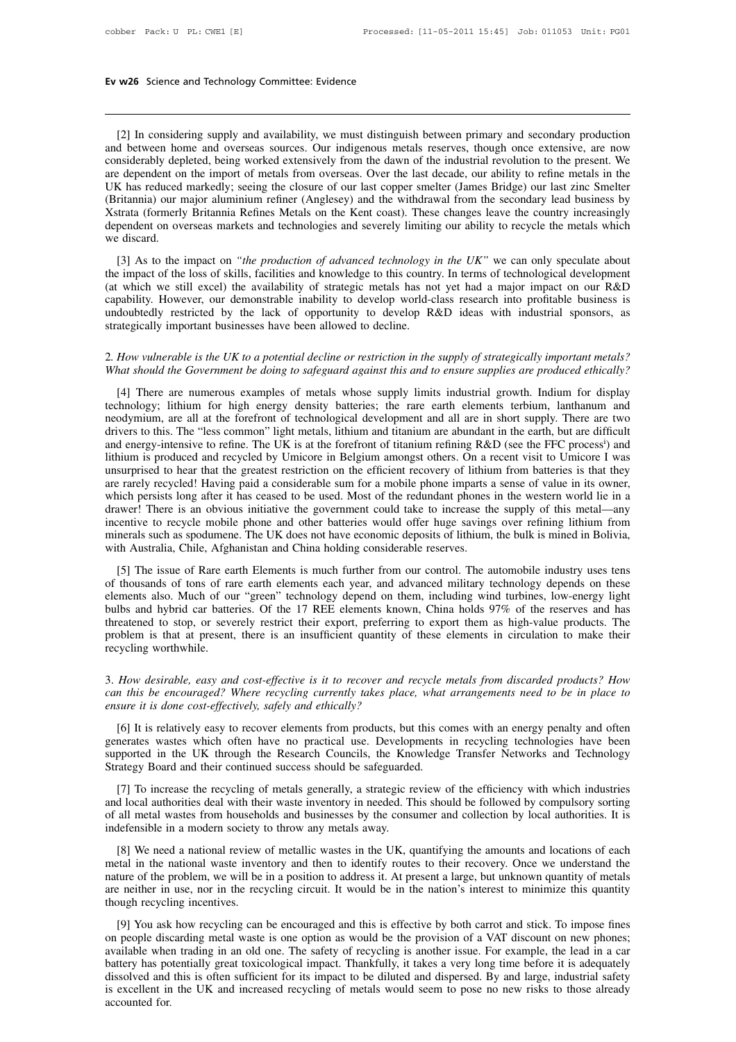[2] In considering supply and availability, we must distinguish between primary and secondary production and between home and overseas sources. Our indigenous metals reserves, though once extensive, are now considerably depleted, being worked extensively from the dawn of the industrial revolution to the present. We are dependent on the import of metals from overseas. Over the last decade, our ability to refine metals in the UK has reduced markedly; seeing the closure of our last copper smelter (James Bridge) our last zinc Smelter (Britannia) our major aluminium refiner (Anglesey) and the withdrawal from the secondary lead business by Xstrata (formerly Britannia Refines Metals on the Kent coast). These changes leave the country increasingly dependent on overseas markets and technologies and severely limiting our ability to recycle the metals which we discard.

[3] As to the impact on *"the production of advanced technology in the UK"* we can only speculate about the impact of the loss of skills, facilities and knowledge to this country. In terms of technological development (at which we still excel) the availability of strategic metals has not yet had a major impact on our R&D capabilty. However, our demonstrable inability to develop world-class research into profitable business is undoubtedly restricted by the lack of opportunity to develop R&D ideas with industrial sponsors, as strategically important businesses have been allowed to decline.

2. *How vulnerable is the UK to a potential decline or restriction in the supply of strategically important metals? What should the Government be doing to safeguard against this and to ensure supplies are produced ethically?*

[4] There are numerous examples of metals whose supply limits industrial growth. Indium for display technology; lithium for high energy density batteries; the rare earth elements terbium, lanthanum and neodymium, are all at the forefront of technological development and all are in short supply. There are two drivers to this. The "less common" light metals, lithium and titanium are abundant in the earth, but are difficult and energy-intensive to refine. The UK is at the forefront of titanium refining R&D (see the FFC process[i]) and lithium is produced and recycled by Umicore in Belgium amongst others. On a recent visit to Umicore I was unsurprised to hear that the greatest restriction on the efficient recovery of lithium from batteries is that they are rarely recycled! Having paid a considerable sum for a mobile phone imparts a sense of value in its owner, which persists long after it has ceased to be used. Most of the redundant phones in the western world lie in a drawer! There is an obvious initiative the government could take to increase the supply of this metal—any incentive to recycle mobile phone and other batteries would offer huge savings over refining lithium from minerals such as spodumene. The UK does not have economic deposits of lithium, the bulk is mined in Bolivia, with Australia, Chile, Afghanistan and China holding considerable reserves.

[5] The issue of Rare earth Elements is much further from our control. The automobile industry uses tens of thousands of tons of rare earth elements each year, and advanced military technology depends on these elements also. Much of our "green" technology depend on them, including wind turbines, low-energy light bulbs and hybrid car batteries. Of the 17 REE elements known, China holds 97% of the reserves and has threatened to stop, or severely restrict their export, preferring to export them as high-value products. The problem is that at present, there is an insufficient quantity of these elements in circulation to make their recycling worthwhile.

3. *How desirable, easy and cost-effective is it to recover and recycle metals from discarded products? How can this be encouraged? Where recycling currently takes place, what arrangements need to be in place to ensure it is done cost-effectively, safely and ethically?*

[6] It is relatively easy to recover elements from products, but this comes with an energy penalty and often generates wastes which often have no practical use. Developments in recycling technologies have been supported in the UK through the Research Councils, the Knowledge Transfer Networks and Technology Strategy Board and their continued success should be safeguarded.

[7] To increase the recycling of metals generally, a strategic review of the efficiency with which industries and local authorities deal with their waste inventory in needed. This should be followed by compulsory sorting of all metal wastes from households and businesses by the consumer and collection by local authorities. It is indefensible in a modern society to throw any metals away.

[8] We need a national review of metallic wastes in the UK, quantifying the amounts and locations of each metal in the national waste inventory and then to identify routes to their recovery. Once we understand the nature of the problem, we will be in a position to address it. At present a large, but unknown quantity of metals are neither in use, nor in the recycling circuit. It would be in the nation's interest to minimize this quantity though recycling incentives.

[9] You ask how recycling can be encouraged and this is effective by both carrot and stick. To impose fines on people discarding metal waste is one option as would be the provision of a VAT discount on new phones; available when trading in an old one. The safety of recycling is another issue. For example, the lead in a car battery has potentially great toxicological impact. Thankfully, it takes a very long time before it is adequately dissolved and this is often sufficient for its impact to be diluted and dispersed. By and large, industrial safety is excellent in the UK and increased recycling of metals would seem to pose no new risks to those already accounted for.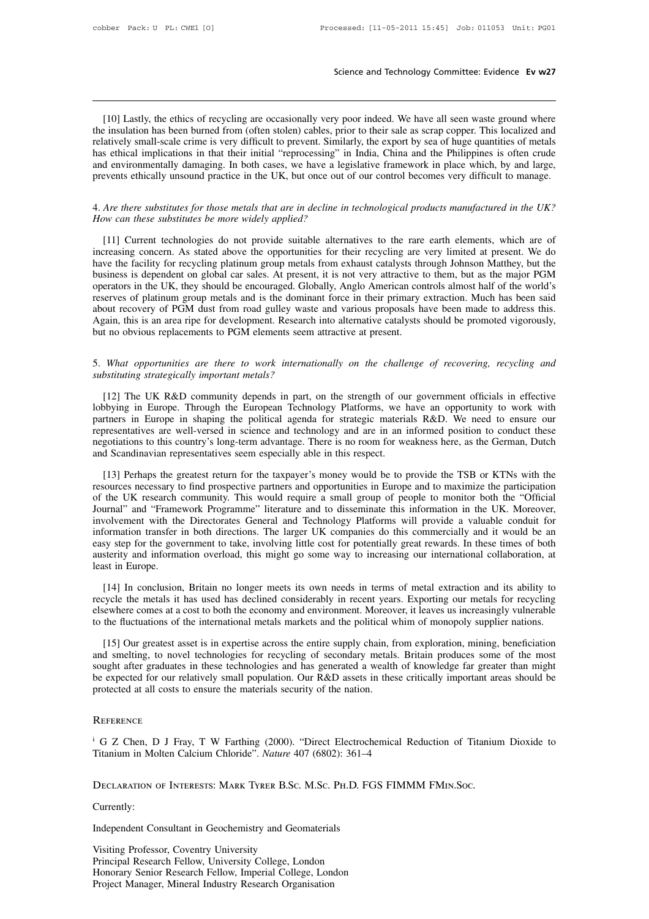[10] Lastly, the ethics of recycling are occasionally very poor indeed. We have all seen waste ground where the insulation has been burned from (often stolen) cables, prior to their sale as scrap copper. This localized and relatively small-scale crime is very difficult to prevent. Similarly, the export by sea of huge quantities of metals has ethical implications in that their initial "reprocessing" in India, China and the Philippines is often crude and environmentally damaging. In both cases, we have a legislative framework in place which, by and large, prevents ethically unsound practice in the UK, but once out of our control becomes very difficult to manage.

4. *Are there substitutes for those metals that are in decline in technological products manufactured in the UK? How can these substitutes be more widely applied?*

[11] Current technologies do not provide suitable alternatives to the rare earth elements, which are of increasing concern. As stated above the opportunities for their recycling are very limited at present. We do have the facility for recycling platinum group metals from exhaust catalysts through Johnson Matthey, but the business is dependent on global car sales. At present, it is not very attractive to them, but as the major PGM operators in the UK, they should be encouraged. Globally, Anglo American controls almost half of the world's reserves of platinum group metals and is the dominant force in their primary extraction. Much has been said about recovery of PGM dust from road gulley waste and various proposals have been made to address this. Again, this is an area ripe for development. Research into alternative catalysts should be promoted vigorously, but no obvious replacements to PGM elements seem attractive at present.

5. *What opportunities are there to work internationally on the challenge of recovering, recycling and substituting strategically important metals?*

[12] The UK R&D community depends in part, on the strength of our government officials in effective lobbying in Europe. Through the European Technology Platforms, we have an opportunity to work with partners in Europe in shaping the political agenda for strategic materials R&D. We need to ensure our representatives are well-versed in science and technology and are in an informed position to conduct these negotiations to this country's long-term advantage. There is no room for weakness here, as the German, Dutch and Scandinavian representatives seem especially able in this respect.

[13] Perhaps the greatest return for the taxpayer's money would be to provide the TSB or KTNs with the resources necessary to find prospective partners and opportunities in Europe and to maximize the participation of the UK research community. This would require a small group of people to monitor both the "Official Journal" and "Framework Programme" literature and to disseminate this information in the UK. Moreover, involvement with the Directorates General and Technology Platforms will provide a valuable conduit for information transfer in both directions. The larger UK companies do this commercially and it would be an easy step for the government to take, involving little cost for potentially great rewards. In these times of both austerity and information overload, this might go some way to increasing our international collaboration, at least in Europe.

[14] In conclusion, Britain no longer meets its own needs in terms of metal extraction and its ability to recycle the metals it has used has declined considerably in recent years. Exporting our metals for recycling elsewhere comes at a cost to both the economy and environment. Moreover, it leaves us increasingly vulnerable to the fluctuations of the international metals markets and the political whim of monopoly supplier nations.

[15] Our greatest asset is in expertise across the entire supply chain, from exploration, mining, beneficiation and smelting, to novel technologies for recycling of secondary metals. Britain produces some of the most sought after graduates in these technologies and has generated a wealth of knowledge far greater than might be expected for our relatively small population. Our R&D assets in these critically important areas should be protected at all costs to ensure the materials security of the nation.

## Reference

[i] G Z Chen, D J Fray, T W Farthing (2000). "Direct Electrochemical Reduction of Titanium Dioxide to Titanium in Molten Calcium Chloride". *Nature* 407 (6802): 361–4

## Declaration of Interests: Mark Tyrer B.Sc. M.Sc. Ph.D. FGS FIMMM FMin.Soc.

Currently:

Independent Consultant in Geochemistry and Geomaterials

Visiting Professor, Coventry University
Principal Research Fellow, University College, London
Honorary Senior Research Fellow, Imperial College, London
Project Manager, Mineral Industry Research Organisation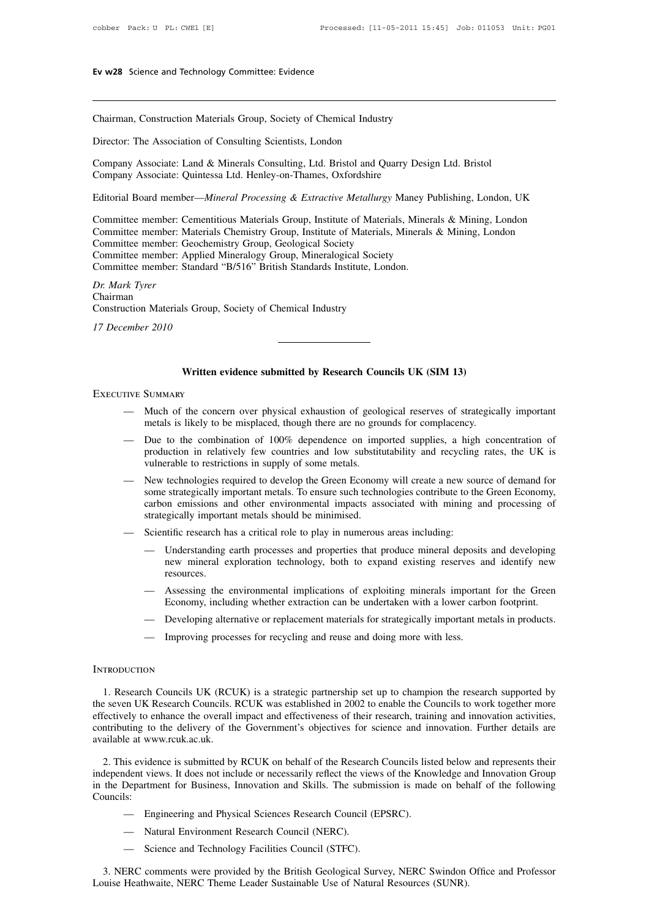Chairman, Construction Materials Group, Society of Chemical Industry

Director: The Association of Consulting Scientists, London

Company Associate: Land & Minerals Consulting, Ltd. Bristol and Quarry Design Ltd. Bristol
Company Associate: Quintessa Ltd. Henley-on-Thames, Oxfordshire

Editorial Board member—*Mineral Processing & Extractive Metallurgy* Maney Publishing, London, UK

Committee member: Cementitious Materials Group, Institute of Materials, Minerals & Mining, London
Committee member: Materials Chemistry Group, Institute of Materials, Minerals & Mining, London
Committee member: Geochemistry Group, Geological Society
Committee member: Applied Mineralogy Group, Mineralogical Society
Committee member: Standard "B/516" British Standards Institute, London.

*Dr. Mark Tyrer*
Chairman
Construction Materials Group, Society of Chemical Industry

*17 December 2010*

---

## Written evidence submitted by Research Councils UK (SIM 13)

### Executive Summary

- Much of the concern over physical exhaustion of geological reserves of strategically important metals is likely to be misplaced, though there are no grounds for complacency.
- Due to the combination of 100% dependence on imported supplies, a high concentration of production in relatively few countries and low substitutability and recycling rates, the UK is vulnerable to restrictions in supply of some metals.
- New technologies required to develop the Green Economy will create a new source of demand for some strategically important metals. To ensure such technologies contribute to the Green Economy, carbon emissions and other environmental impacts associated with mining and processing of strategically important metals should be minimised.
- Scientific research has a critical role to play in numerous areas including:
  - Understanding earth processes and properties that produce mineral deposits and developing new mineral exploration technology, both to expand existing reserves and identify new resources.
  - Assessing the environmental implications of exploiting minerals important for the Green Economy, including whether extraction can be undertaken with a lower carbon footprint.
  - Developing alternative or replacement materials for strategically important metals in products.
  - Improving processes for recycling and reuse and doing more with less.

### Introduction

1. Research Councils UK (RCUK) is a strategic partnership set up to champion the research supported by the seven UK Research Councils. RCUK was established in 2002 to enable the Councils to work together more effectively to enhance the overall impact and effectiveness of their research, training and innovation activities, contributing to the delivery of the Government's objectives for science and innovation. Further details are available at www.rcuk.ac.uk.

2. This evidence is submitted by RCUK on behalf of the Research Councils listed below and represents their independent views. It does not include or necessarily reflect the views of the Knowledge and Innovation Group in the Department for Business, Innovation and Skills. The submission is made on behalf of the following Councils:

- Engineering and Physical Sciences Research Council (EPSRC).
- Natural Environment Research Council (NERC).
- Science and Technology Facilities Council (STFC).

3. NERC comments were provided by the British Geological Survey, NERC Swindon Office and Professor Louise Heathwaite, NERC Theme Leader Sustainable Use of Natural Resources (SUNR).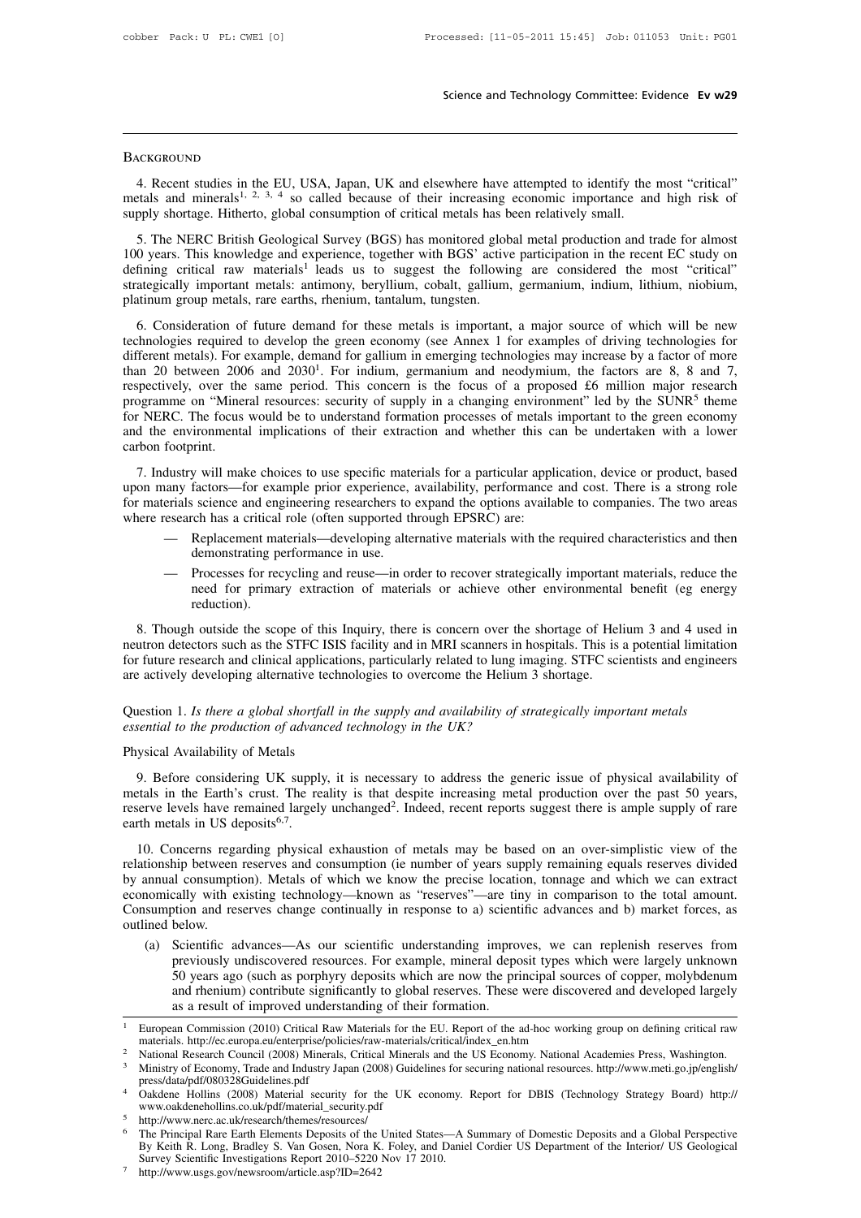## Background

4. Recent studies in the EU, USA, Japan, UK and elsewhere have attempted to identify the most "critical" metals and minerals[1, 2, 3, 4] so called because of their increasing economic importance and high risk of supply shortage. Hitherto, global consumption of critical metals has been relatively small.

5. The NERC British Geological Survey (BGS) has monitored global metal production and trade for almost 100 years. This knowledge and experience, together with BGS' active participation in the recent EC study on defining critical raw materials[1] leads us to suggest the following are considered the most "critical" strategically important metals: antimony, beryllium, cobalt, gallium, germanium, indium, lithium, niobium, platinum group metals, rare earths, rhenium, tantalum, tungsten.

6. Consideration of future demand for these metals is important, a major source of which will be new technologies required to develop the green economy (see Annex 1 for examples of driving technologies for different metals). For example, demand for gallium in emerging technologies may increase by a factor of more than 20 between 2006 and 2030[1]. For indium, germanium and neodymium, the factors are 8, 8 and 7, respectively, over the same period. This concern is the focus of a proposed £6 million major research programme on "Mineral resources: security of supply in a changing environment" led by the SUNR[5] theme for NERC. The focus would be to understand formation processes of metals important to the green economy and the environmental implications of their extraction and whether this can be undertaken with a lower carbon footprint.

7. Industry will make choices to use specific materials for a particular application, device or product, based upon many factors—for example prior experience, availability, performance and cost. There is a strong role for materials science and engineering researchers to expand the options available to companies. The two areas where research has a critical role (often supported through EPSRC) are:

- Replacement materials—developing alternative materials with the required characteristics and then demonstrating performance in use.
- Processes for recycling and reuse—in order to recover strategically important materials, reduce the need for primary extraction of materials or achieve other environmental benefit (eg energy reduction).

8. Though outside the scope of this Inquiry, there is concern over the shortage of Helium 3 and 4 used in neutron detectors such as the STFC ISIS facility and in MRI scanners in hospitals. This is a potential limitation for future research and clinical applications, particularly related to lung imaging. STFC scientists and engineers are actively developing alternative technologies to overcome the Helium 3 shortage.

Question 1. *Is there a global shortfall in the supply and availability of strategically important metals essential to the production of advanced technology in the UK?*

### Physical Availability of Metals

9. Before considering UK supply, it is necessary to address the generic issue of physical availability of metals in the Earth's crust. The reality is that despite increasing metal production over the past 50 years, reserve levels have remained largely unchanged[2]. Indeed, recent reports suggest there is ample supply of rare earth metals in US deposits[6,7].

10. Concerns regarding physical exhaustion of metals may be based on an over-simplistic view of the relationship between reserves and consumption (ie number of years supply remaining equals reserves divided by annual consumption). Metals of which we know the precise location, tonnage and which we can extract economically with existing technology—known as "reserves"—are tiny in comparison to the total amount. Consumption and reserves change continually in response to a) scientific advances and b) market forces, as outlined below.

(a) Scientific advances—As our scientific understanding improves, we can replenish reserves from previously undiscovered resources. For example, mineral deposit types which were largely unknown 50 years ago (such as porphyry deposits which are now the principal sources of copper, molybdenum and rhenium) contribute significantly to global reserves. These were discovered and developed largely as a result of improved understanding of their formation.

---

1. European Commission (2010) Critical Raw Materials for the EU. Report of the ad-hoc working group on defining critical raw materials. http://ec.europa.eu/enterprise/policies/raw-materials/critical/index_en.htm
2. National Research Council (2008) Minerals, Critical Minerals and the US Economy. National Academies Press, Washington.
3. Ministry of Economy, Trade and Industry Japan (2008) Guidelines for securing national resources. http://www.meti.go.jp/english/press/data/pdf/080328Guidelines.pdf
4. Oakdene Hollins (2008) Material security for the UK economy. Report for DBIS (Technology Strategy Board) http://www.oakdenehollins.co.uk/pdf/material_security.pdf
5. http://www.nerc.ac.uk/research/themes/resources/
6. The Principal Rare Earth Elements Deposits of the United States—A Summary of Domestic Deposits and a Global Perspective By Keith R. Long, Bradley S. Van Gosen, Nora K. Foley, and Daniel Cordier US Department of the Interior/ US Geological Survey Scientific Investigations Report 2010–5220 Nov 17 2010.
7. http://www.usgs.gov/newsroom/article.asp?ID=2642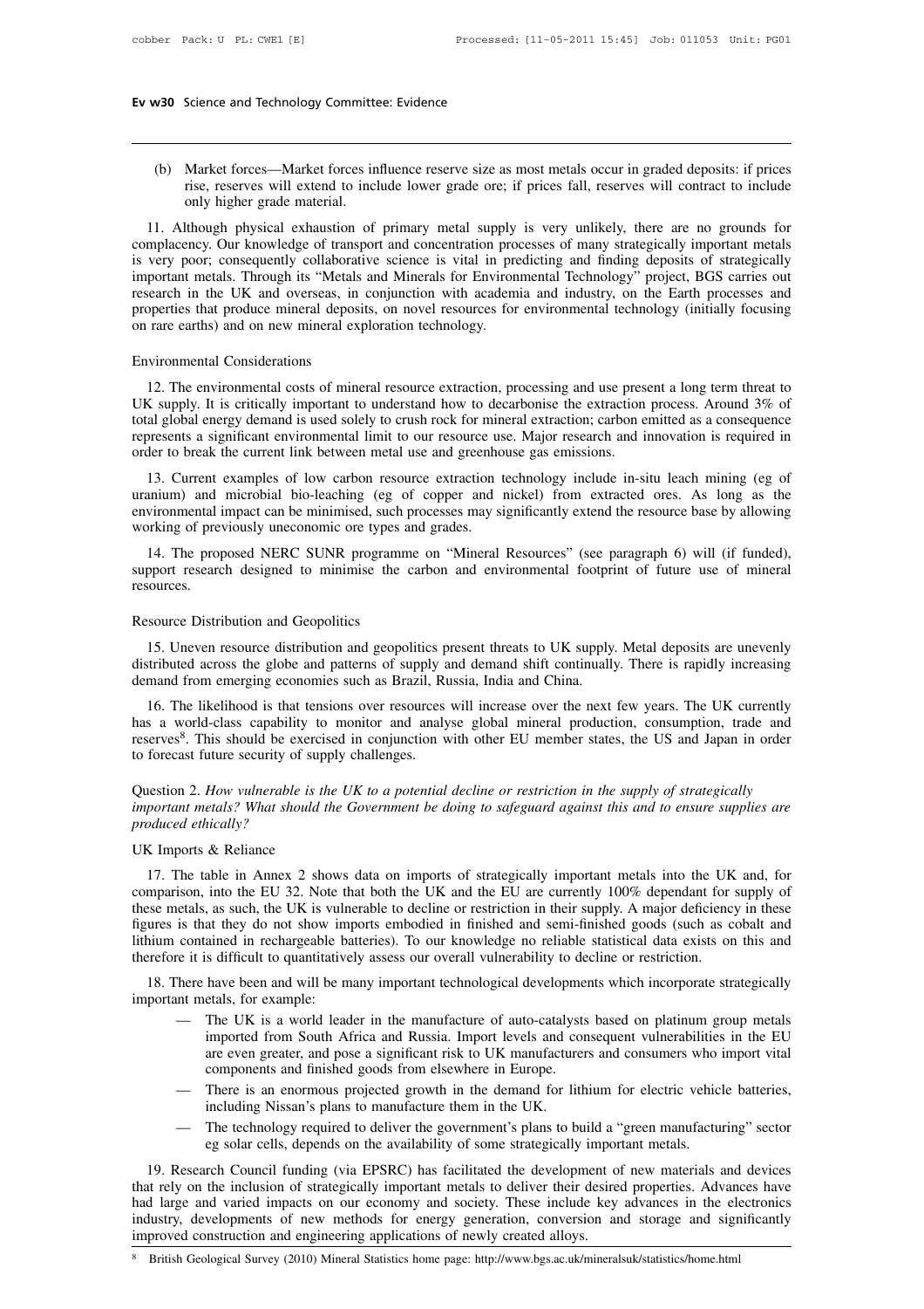(b) Market forces—Market forces influence reserve size as most metals occur in graded deposits: if prices rise, reserves will extend to include lower grade ore; if prices fall, reserves will contract to include only higher grade material.

11. Although physical exhaustion of primary metal supply is very unlikely, there are no grounds for complacency. Our knowledge of transport and concentration processes of many strategically important metals is very poor; consequently collaborative science is vital in predicting and finding deposits of strategically important metals. Through its "Metals and Minerals for Environmental Technology" project, BGS carries out research in the UK and overseas, in conjunction with academia and industry, on the Earth processes and properties that produce mineral deposits, on novel resources for environmental technology (initially focusing on rare earths) and on new mineral exploration technology.

Environmental Considerations

12. The environmental costs of mineral resource extraction, processing and use present a long term threat to UK supply. It is critically important to understand how to decarbonise the extraction process. Around 3% of total global energy demand is used solely to crush rock for mineral extraction; carbon emitted as a consequence represents a significant environmental limit to our resource use. Major research and innovation is required in order to break the current link between metal use and greenhouse gas emissions.

13. Current examples of low carbon resource extraction technology include in-situ leach mining (eg of uranium) and microbial bio-leaching (eg of copper and nickel) from extracted ores. As long as the environmental impact can be minimised, such processes may significantly extend the resource base by allowing working of previously uneconomic ore types and grades.

14. The proposed NERC SUNR programme on "Mineral Resources" (see paragraph 6) will (if funded), support research designed to minimise the carbon and environmental footprint of future use of mineral resources.

Resource Distribution and Geopolitics

15. Uneven resource distribution and geopolitics present threats to UK supply. Metal deposits are unevenly distributed across the globe and patterns of supply and demand shift continually. There is rapidly increasing demand from emerging economies such as Brazil, Russia, India and China.

16. The likelihood is that tensions over resources will increase over the next few years. The UK currently has a world-class capability to monitor and analyse global mineral production, consumption, trade and reserves[8]. This should be exercised in conjunction with other EU member states, the US and Japan in order to forecast future security of supply challenges.

Question 2. *How vulnerable is the UK to a potential decline or restriction in the supply of strategically important metals? What should the Government be doing to safeguard against this and to ensure supplies are produced ethically?*

UK Imports & Reliance

17. The table in Annex 2 shows data on imports of strategically important metals into the UK and, for comparison, into the EU 32. Note that both the UK and the EU are currently 100% dependant for supply of these metals, as such, the UK is vulnerable to decline or restriction in their supply. A major deficiency in these figures is that they do not show imports embodied in finished and semi-finished goods (such as cobalt and lithium contained in rechargeable batteries). To our knowledge no reliable statistical data exists on this and therefore it is difficult to quantitatively assess our overall vulnerability to decline or restriction.

18. There have been and will be many important technological developments which incorporate strategically important metals, for example:

- The UK is a world leader in the manufacture of auto-catalysts based on platinum group metals imported from South Africa and Russia. Import levels and consequent vulnerabilities in the EU are even greater, and pose a significant risk to UK manufacturers and consumers who import vital components and finished goods from elsewhere in Europe.
- There is an enormous projected growth in the demand for lithium for electric vehicle batteries, including Nissan's plans to manufacture them in the UK.
- The technology required to deliver the government's plans to build a "green manufacturing" sector eg solar cells, depends on the availability of some strategically important metals.

19. Research Council funding (via EPSRC) has facilitated the development of new materials and devices that rely on the inclusion of strategically important metals to deliver their desired properties. Advances have had large and varied impacts on our economy and society. These include key advances in the electronics industry, developments of new methods for energy generation, conversion and storage and significantly improved construction and engineering applications of newly created alloys.

[8] British Geological Survey (2010) Mineral Statistics home page: http://www.bgs.ac.uk/mineralsuk/statistics/home.html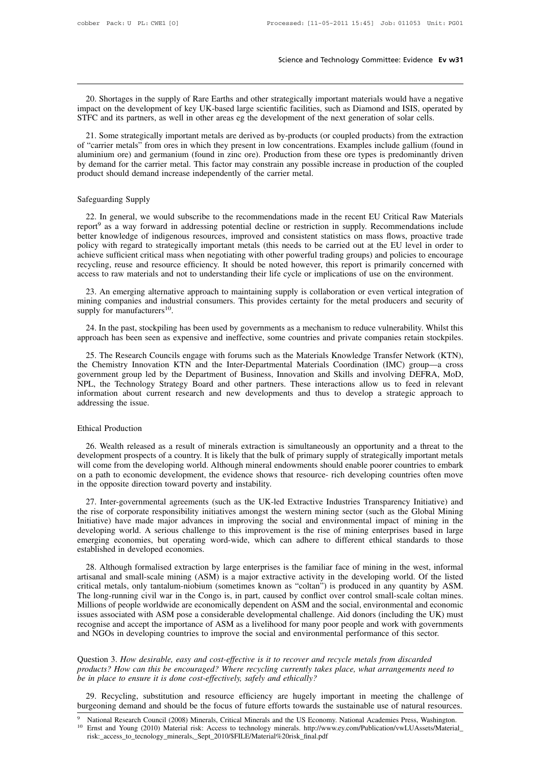20. Shortages in the supply of Rare Earths and other strategically important materials would have a negative impact on the development of key UK-based large scientific facilities, such as Diamond and ISIS, operated by STFC and its partners, as well in other areas eg the development of the next generation of solar cells.

21. Some strategically important metals are derived as by-products (or coupled products) from the extraction of "carrier metals" from ores in which they present in low concentrations. Examples include gallium (found in aluminium ore) and germanium (found in zinc ore). Production from these ore types is predominantly driven by demand for the carrier metal. This factor may constrain any possible increase in production of the coupled product should demand increase independently of the carrier metal.

### Safeguarding Supply

22. In general, we would subscribe to the recommendations made in the recent EU Critical Raw Materials report[9] as a way forward in addressing potential decline or restriction in supply. Recommendations include better knowledge of indigenous resources, improved and consistent statistics on mass flows, proactive trade policy with regard to strategically important metals (this needs to be carried out at the EU level in order to achieve sufficient critical mass when negotiating with other powerful trading groups) and policies to encourage recycling, reuse and resource efficiency. It should be noted however, this report is primarily concerned with access to raw materials and not to understanding their life cycle or implications of use on the environment.

23. An emerging alternative approach to maintaining supply is collaboration or even vertical integration of mining companies and industrial consumers. This provides certainty for the metal producers and security of supply for manufacturers[10].

24. In the past, stockpiling has been used by governments as a mechanism to reduce vulnerability. Whilst this approach has been seen as expensive and ineffective, some countries and private companies retain stockpiles.

25. The Research Councils engage with forums such as the Materials Knowledge Transfer Network (KTN), the Chemistry Innovation KTN and the Inter-Departmental Materials Coordination (IMC) group—a cross government group led by the Department of Business, Innovation and Skills and involving DEFRA, MoD, NPL, the Technology Strategy Board and other partners. These interactions allow us to feed in relevant information about current research and new developments and thus to develop a strategic approach to addressing the issue.

### Ethical Production

26. Wealth released as a result of minerals extraction is simultaneously an opportunity and a threat to the development prospects of a country. It is likely that the bulk of primary supply of strategically important metals will come from the developing world. Although mineral endowments should enable poorer countries to embark on a path to economic development, the evidence shows that resource- rich developing countries often move in the opposite direction toward poverty and instability.

27. Inter-governmental agreements (such as the UK-led Extractive Industries Transparency Initiative) and the rise of corporate responsibility initiatives amongst the western mining sector (such as the Global Mining Initiative) have made major advances in improving the social and environmental impact of mining in the developing world. A serious challenge to this improvement is the rise of mining enterprises based in large emerging economies, but operating word-wide, which can adhere to different ethical standards to those established in developed economies.

28. Although formalised extraction by large enterprises is the familiar face of mining in the west, informal artisanal and small-scale mining (ASM) is a major extractive activity in the developing world. Of the listed critical metals, only tantalum-niobium (sometimes known as "coltan") is produced in any quantity by ASM. The long-running civil war in the Congo is, in part, caused by conflict over control small-scale coltan mines. Millions of people worldwide are economically dependent on ASM and the social, environmental and economic issues associated with ASM pose a considerable developmental challenge. Aid donors (including the UK) must recognise and accept the importance of ASM as a livelihood for many poor people and work with governments and NGOs in developing countries to improve the social and environmental performance of this sector.

Question 3. *How desirable, easy and cost-effective is it to recover and recycle metals from discarded products? How can this be encouraged? Where recycling currently takes place, what arrangements need to be in place to ensure it is done cost-effectively, safely and ethically?*

29. Recycling, substitution and resource efficiency are hugely important in meeting the challenge of burgeoning demand and should be the focus of future efforts towards the sustainable use of natural resources.

[9] National Research Council (2008) Minerals, Critical Minerals and the US Economy. National Academies Press, Washington.

[10] Ernst and Young (2010) Material risk: Access to technology minerals. http://www.ey.com/Publication/vwLUAssets/Material_risk:_access_to_tecnology_minerals,_Sept_2010/$FILE/Material%20risk_final.pdf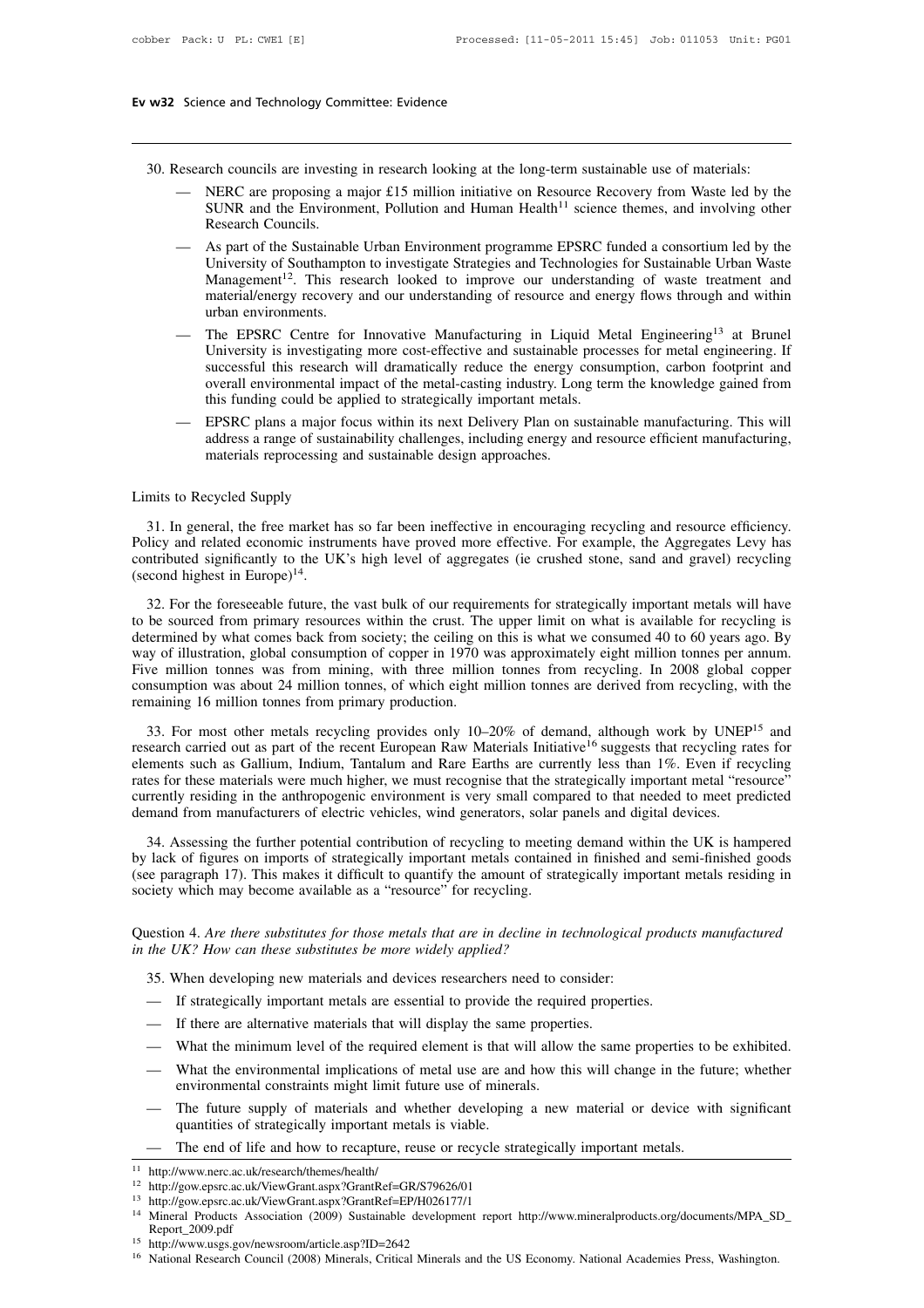30. Research councils are investing in research looking at the long-term sustainable use of materials:

- NERC are proposing a major £15 million initiative on Resource Recovery from Waste led by the SUNR and the Environment, Pollution and Human Health[11] science themes, and involving other Research Councils.
- As part of the Sustainable Urban Environment programme EPSRC funded a consortium led by the University of Southampton to investigate Strategies and Technologies for Sustainable Urban Waste Management[12]. This research looked to improve our understanding of waste treatment and material/energy recovery and our understanding of resource and energy flows through and within urban environments.
- The EPSRC Centre for Innovative Manufacturing in Liquid Metal Engineering[13] at Brunel University is investigating more cost-effective and sustainable processes for metal engineering. If successful this research will dramatically reduce the energy consumption, carbon footprint and overall environmental impact of the metal-casting industry. Long term the knowledge gained from this funding could be applied to strategically important metals.
- EPSRC plans a major focus within its next Delivery Plan on sustainable manufacturing. This will address a range of sustainability challenges, including energy and resource efficient manufacturing, materials reprocessing and sustainable design approaches.

Limits to Recycled Supply

31. In general, the free market has so far been ineffective in encouraging recycling and resource efficiency. Policy and related economic instruments have proved more effective. For example, the Aggregates Levy has contributed significantly to the UK's high level of aggregates (ie crushed stone, sand and gravel) recycling (second highest in Europe)[14].

32. For the foreseeable future, the vast bulk of our requirements for strategically important metals will have to be sourced from primary resources within the crust. The upper limit on what is available for recycling is determined by what comes back from society; the ceiling on this is what we consumed 40 to 60 years ago. By way of illustration, global consumption of copper in 1970 was approximately eight million tonnes per annum. Five million tonnes was from mining, with three million tonnes from recycling. In 2008 global copper consumption was about 24 million tonnes, of which eight million tonnes are derived from recycling, with the remaining 16 million tonnes from primary production.

33. For most other metals recycling provides only 10–20% of demand, although work by UNEP[15] and research carried out as part of the recent European Raw Materials Initiative[16] suggests that recycling rates for elements such as Gallium, Indium, Tantalum and Rare Earths are currently less than 1%. Even if recycling rates for these materials were much higher, we must recognise that the strategically important metal "resource" currently residing in the anthropogenic environment is very small compared to that needed to meet predicted demand from manufacturers of electric vehicles, wind generators, solar panels and digital devices.

34. Assessing the further potential contribution of recycling to meeting demand within the UK is hampered by lack of figures on imports of strategically important metals contained in finished and semi-finished goods (see paragraph 17). This makes it difficult to quantify the amount of strategically important metals residing in society which may become available as a "resource" for recycling.

Question 4. *Are there substitutes for those metals that are in decline in technological products manufactured in the UK? How can these substitutes be more widely applied?*

35. When developing new materials and devices researchers need to consider:

- If strategically important metals are essential to provide the required properties.
- If there are alternative materials that will display the same properties.
- What the minimum level of the required element is that will allow the same properties to be exhibited.
- What the environmental implications of metal use are and how this will change in the future; whether environmental constraints might limit future use of minerals.
- The future supply of materials and whether developing a new material or device with significant quantities of strategically important metals is viable.
- The end of life and how to recapture, reuse or recycle strategically important metals.

[11] http://www.nerc.ac.uk/research/themes/health/
[12] http://gow.epsrc.ac.uk/ViewGrant.aspx?GrantRef=GR/S79626/01
[13] http://gow.epsrc.ac.uk/ViewGrant.aspx?GrantRef=EP/H026177/1
[14] Mineral Products Association (2009) Sustainable development report http://www.mineralproducts.org/documents/MPA_SD_Report_2009.pdf
[15] http://www.usgs.gov/newsroom/article.asp?ID=2642
[16] National Research Council (2008) Minerals, Critical Minerals and the US Economy. National Academies Press, Washington.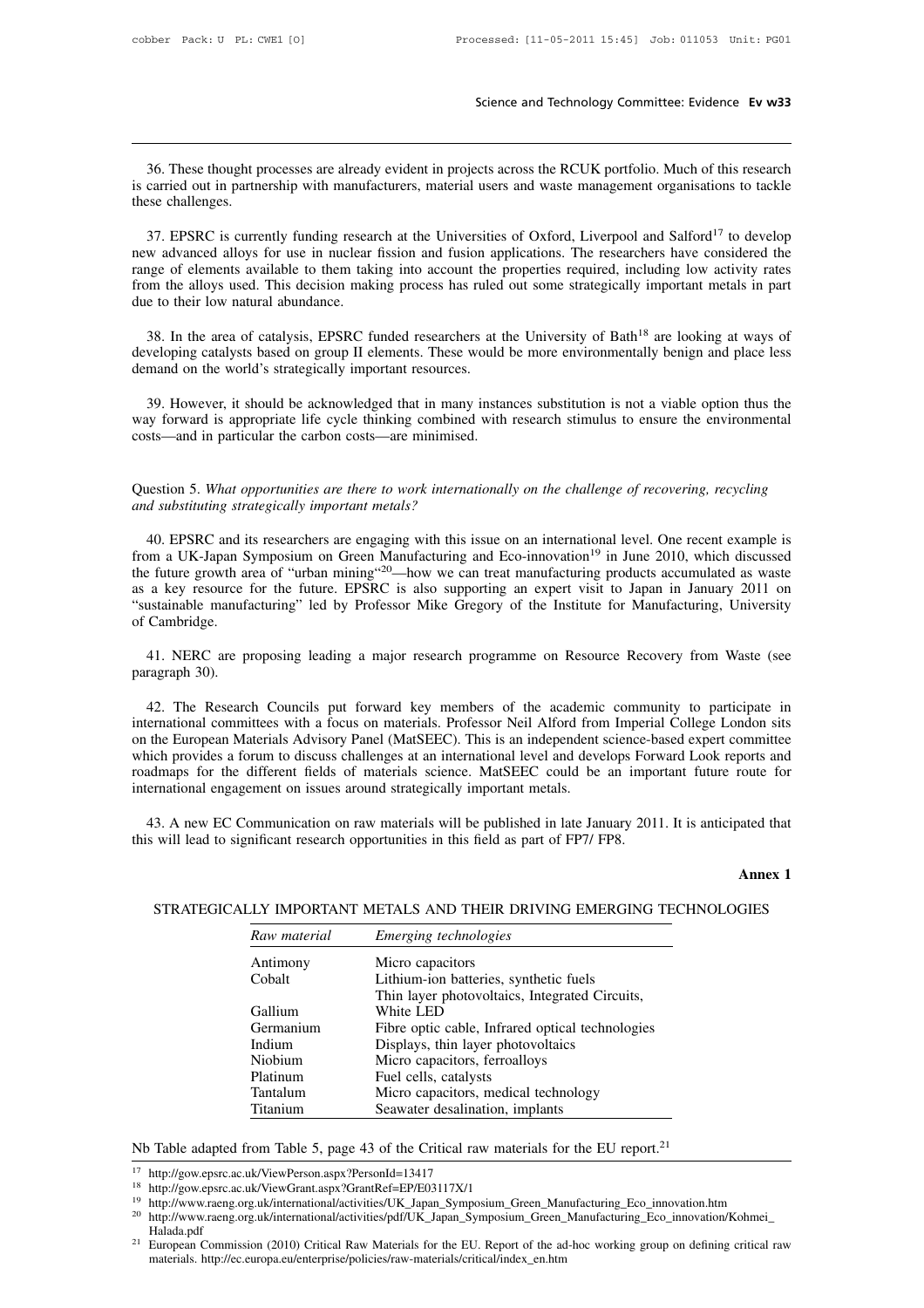36. These thought processes are already evident in projects across the RCUK portfolio. Much of this research is carried out in partnership with manufacturers, material users and waste management organisations to tackle these challenges.

37. EPSRC is currently funding research at the Universities of Oxford, Liverpool and Salford[17] to develop new advanced alloys for use in nuclear fission and fusion applications. The researchers have considered the range of elements available to them taking into account the properties required, including low activity rates from the alloys used. This decision making process has ruled out some strategically important metals in part due to their low natural abundance.

38. In the area of catalysis, EPSRC funded researchers at the University of Bath[18] are looking at ways of developing catalysts based on group II elements. These would be more environmentally benign and place less demand on the world's strategically important resources.

39. However, it should be acknowledged that in many instances substitution is not a viable option thus the way forward is appropriate life cycle thinking combined with research stimulus to ensure the environmental costs—and in particular the carbon costs—are minimised.

Question 5. *What opportunities are there to work internationally on the challenge of recovering, recycling and substituting strategically important metals?*

40. EPSRC and its researchers are engaging with this issue on an international level. One recent example is from a UK-Japan Symposium on Green Manufacturing and Eco-innovation[19] in June 2010, which discussed the future growth area of "urban mining"[20]—how we can treat manufacturing products accumulated as waste as a key resource for the future. EPSRC is also supporting an expert visit to Japan in January 2011 on "sustainable manufacturing" led by Professor Mike Gregory of the Institute for Manufacturing, University of Cambridge.

41. NERC are proposing leading a major research programme on Resource Recovery from Waste (see paragraph 30).

42. The Research Councils put forward key members of the academic community to participate in international committees with a focus on materials. Professor Neil Alford from Imperial College London sits on the European Materials Advisory Panel (MatSEEC). This is an independent science-based expert committee which provides a forum to discuss challenges at an international level and develops Forward Look reports and roadmaps for the different fields of materials science. MatSEEC could be an important future route for international engagement on issues around strategically important metals.

43. A new EC Communication on raw materials will be published in late January 2011. It is anticipated that this will lead to significant research opportunities in this field as part of FP7/ FP8.

**Annex 1**

STRATEGICALLY IMPORTANT METALS AND THEIR DRIVING EMERGING TECHNOLOGIES

| *Raw material* | *Emerging technologies* |
|---|---|
| Antimony | Micro capacitors |
| Cobalt | Lithium-ion batteries, synthetic fuels |
| Gallium | Thin layer photovoltaics, Integrated Circuits, White LED |
| Germanium | Fibre optic cable, Infrared optical technologies |
| Indium | Displays, thin layer photovoltaics |
| Niobium | Micro capacitors, ferroalloys |
| Platinum | Fuel cells, catalysts |
| Tantalum | Micro capacitors, medical technology |
| Titanium | Seawater desalination, implants |

Nb Table adapted from Table 5, page 43 of the Critical raw materials for the EU report.[21]

[17] http://gow.epsrc.ac.uk/ViewPerson.aspx?PersonId=13417

[18] http://gow.epsrc.ac.uk/ViewGrant.aspx?GrantRef=EP/E03117X/1

[19] http://www.raeng.org.uk/international/activities/UK_Japan_Symposium_Green_Manufacturing_Eco_innovation.htm

[20] http://www.raeng.org.uk/international/activities/pdf/UK_Japan_Symposium_Green_Manufacturing_Eco_innovation/Kohmei_Halada.pdf

[21] European Commission (2010) Critical Raw Materials for the EU. Report of the ad-hoc working group on defining critical raw materials. http://ec.europa.eu/enterprise/policies/raw-materials/critical/index_en.htm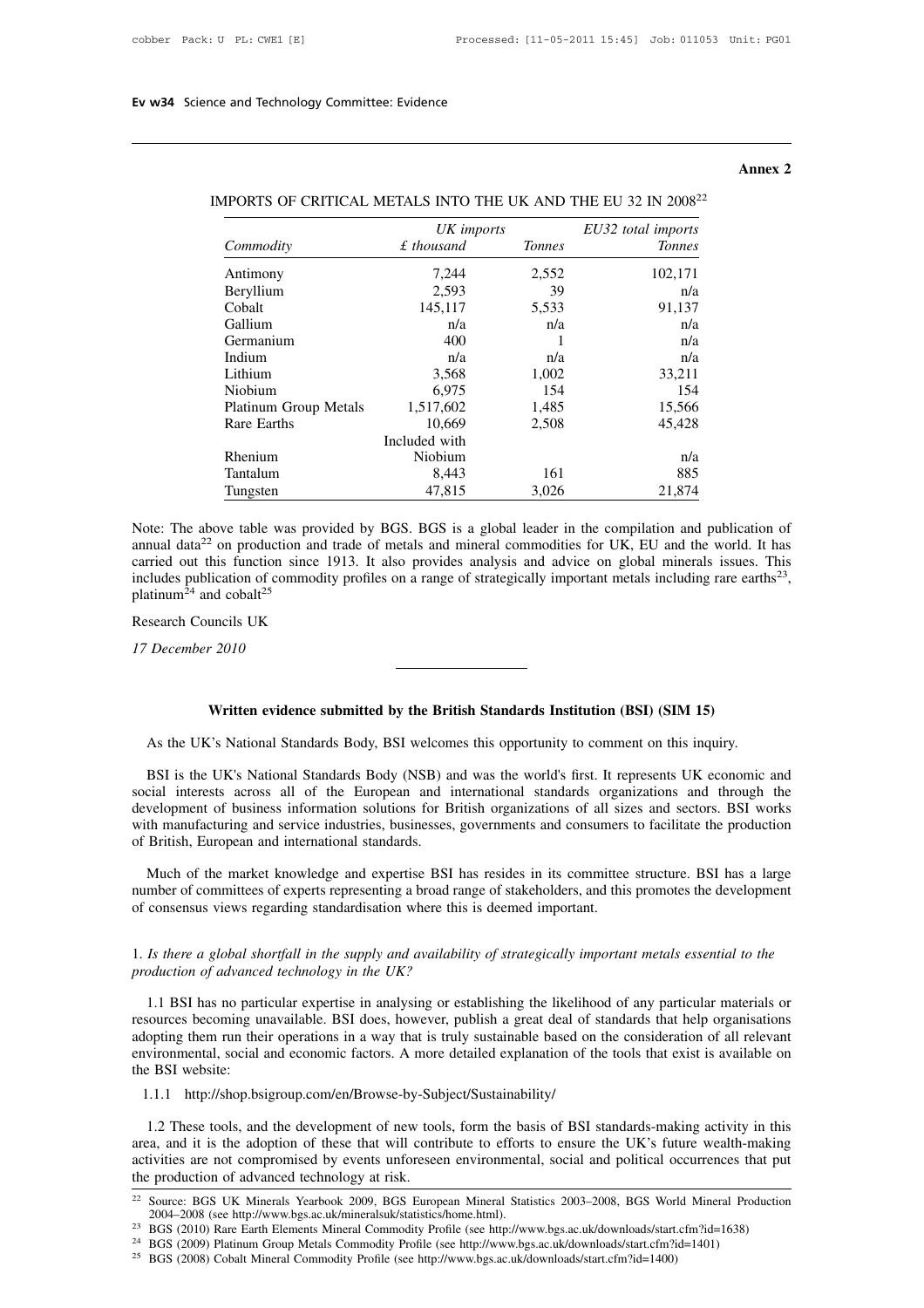**Annex 2**

IMPORTS OF CRITICAL METALS INTO THE UK AND THE EU 32 IN 2008[22]

| Commodity | UK imports £ thousand | UK imports Tonnes | EU32 total imports Tonnes |
|---|---|---|---|
| Antimony | 7,244 | 2,552 | 102,171 |
| Beryllium | 2,593 | 39 | n/a |
| Cobalt | 145,117 | 5,533 | 91,137 |
| Gallium | n/a | n/a | n/a |
| Germanium | 400 | 1 | n/a |
| Indium | n/a | n/a | n/a |
| Lithium | 3,568 | 1,002 | 33,211 |
| Niobium | 6,975 | 154 | 154 |
| Platinum Group Metals | 1,517,602 | 1,485 | 15,566 |
| Rare Earths | 10,669 | 2,508 | 45,428 |
| Rhenium | Included with Niobium | | n/a |
| Tantalum | 8,443 | 161 | 885 |
| Tungsten | 47,815 | 3,026 | 21,874 |

Note: The above table was provided by BGS. BGS is a global leader in the compilation and publication of annual data[22] on production and trade of metals and mineral commodities for UK, EU and the world. It has carried out this function since 1913. It also provides analysis and advice on global minerals issues. This includes publication of commodity profiles on a range of strategically important metals including rare earths[23], platinum[24] and cobalt[25]

Research Councils UK

*17 December 2010*

---

## Written evidence submitted by the British Standards Institution (BSI) (SIM 15)

As the UK's National Standards Body, BSI welcomes this opportunity to comment on this inquiry.

BSI is the UK's National Standards Body (NSB) and was the world's first. It represents UK economic and social interests across all of the European and international standards organizations and through the development of business information solutions for British organizations of all sizes and sectors. BSI works with manufacturing and service industries, businesses, governments and consumers to facilitate the production of British, European and international standards.

Much of the market knowledge and expertise BSI has resides in its committee structure. BSI has a large number of committees of experts representing a broad range of stakeholders, and this promotes the development of consensus views regarding standardisation where this is deemed important.

1. *Is there a global shortfall in the supply and availability of strategically important metals essential to the production of advanced technology in the UK?*

1.1 BSI has no particular expertise in analysing or establishing the likelihood of any particular materials or resources becoming unavailable. BSI does, however, publish a great deal of standards that help organisations adopting them run their operations in a way that is truly sustainable based on the consideration of all relevant environmental, social and economic factors. A more detailed explanation of the tools that exist is available on the BSI website:

1.1.1 http://shop.bsigroup.com/en/Browse-by-Subject/Sustainability/

1.2 These tools, and the development of new tools, form the basis of BSI standards-making activity in this area, and it is the adoption of these that will contribute to efforts to ensure the UK's future wealth-making activities are not compromised by events unforeseen environmental, social and political occurrences that put the production of advanced technology at risk.

---

[22] Source: BGS UK Minerals Yearbook 2009, BGS European Mineral Statistics 2003–2008, BGS World Mineral Production 2004–2008 (see http://www.bgs.ac.uk/mineralsuk/statistics/home.html).

[23] BGS (2010) Rare Earth Elements Mineral Commodity Profile (see http://www.bgs.ac.uk/downloads/start.cfm?id=1638)

[24] BGS (2009) Platinum Group Metals Commodity Profile (see http://www.bgs.ac.uk/downloads/start.cfm?id=1401)

[25] BGS (2008) Cobalt Mineral Commodity Profile (see http://www.bgs.ac.uk/downloads/start.cfm?id=1400)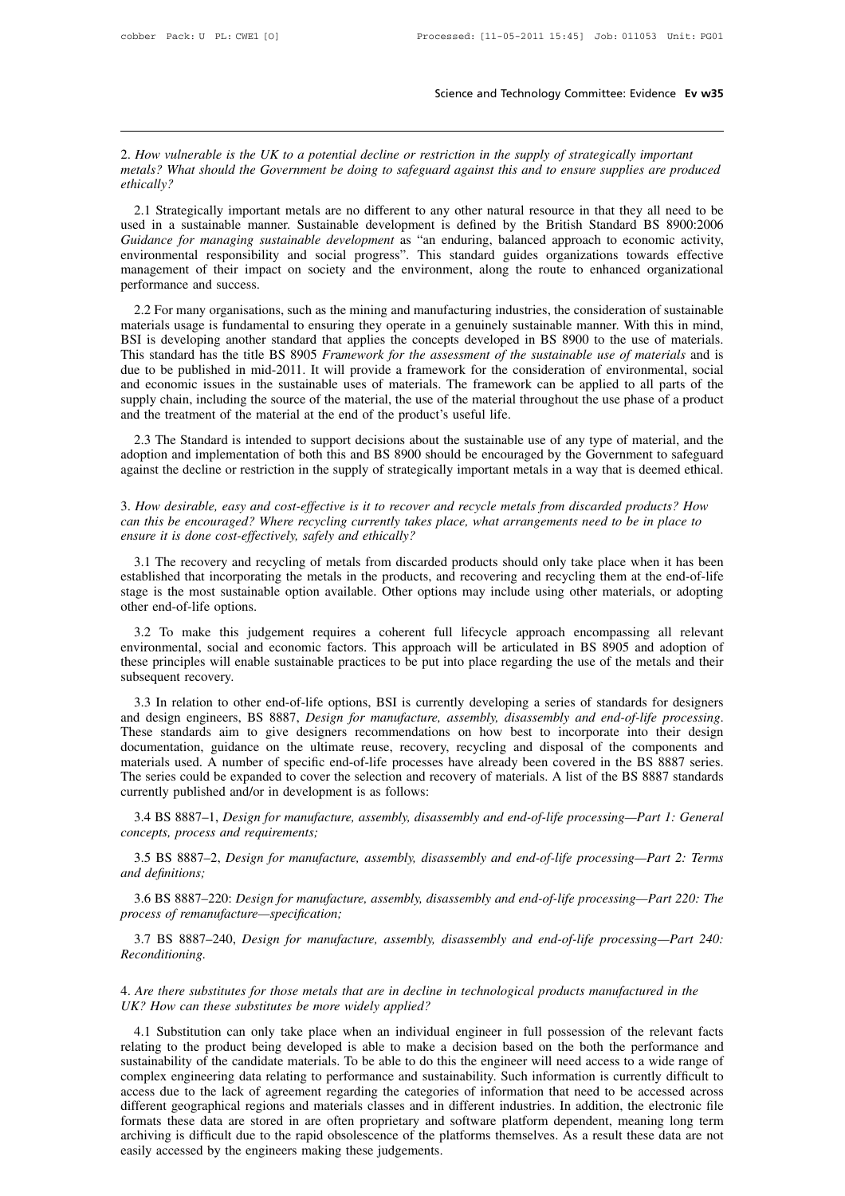2. *How vulnerable is the UK to a potential decline or restriction in the supply of strategically important metals? What should the Government be doing to safeguard against this and to ensure supplies are produced ethically?*

2.1 Strategically important metals are no different to any other natural resource in that they all need to be used in a sustainable manner. Sustainable development is defined by the British Standard BS 8900:2006 *Guidance for managing sustainable development* as "an enduring, balanced approach to economic activity, environmental responsibility and social progress". This standard guides organizations towards effective management of their impact on society and the environment, along the route to enhanced organizational performance and success.

2.2 For many organisations, such as the mining and manufacturing industries, the consideration of sustainable materials usage is fundamental to ensuring they operate in a genuinely sustainable manner. With this in mind, BSI is developing another standard that applies the concepts developed in BS 8900 to the use of materials. This standard has the title BS 8905 *Framework for the assessment of the sustainable use of materials* and is due to be published in mid-2011. It will provide a framework for the consideration of environmental, social and economic issues in the sustainable uses of materials. The framework can be applied to all parts of the supply chain, including the source of the material, the use of the material throughout the use phase of a product and the treatment of the material at the end of the product's useful life.

2.3 The Standard is intended to support decisions about the sustainable use of any type of material, and the adoption and implementation of both this and BS 8900 should be encouraged by the Government to safeguard against the decline or restriction in the supply of strategically important metals in a way that is deemed ethical.

3. *How desirable, easy and cost-effective is it to recover and recycle metals from discarded products? How can this be encouraged? Where recycling currently takes place, what arrangements need to be in place to ensure it is done cost-effectively, safely and ethically?*

3.1 The recovery and recycling of metals from discarded products should only take place when it has been established that incorporating the metals in the products, and recovering and recycling them at the end-of-life stage is the most sustainable option available. Other options may include using other materials, or adopting other end-of-life options.

3.2 To make this judgement requires a coherent full lifecycle approach encompassing all relevant environmental, social and economic factors. This approach will be articulated in BS 8905 and adoption of these principles will enable sustainable practices to be put into place regarding the use of the metals and their subsequent recovery.

3.3 In relation to other end-of-life options, BSI is currently developing a series of standards for designers and design engineers, BS 8887, *Design for manufacture, assembly, disassembly and end-of-life processing*. These standards aim to give designers recommendations on how best to incorporate into their design documentation, guidance on the ultimate reuse, recovery, recycling and disposal of the components and materials used. A number of specific end-of-life processes have already been covered in the BS 8887 series. The series could be expanded to cover the selection and recovery of materials. A list of the BS 8887 standards currently published and/or in development is as follows:

3.4 BS 8887–1, *Design for manufacture, assembly, disassembly and end-of-life processing—Part 1: General concepts, process and requirements;*

3.5 BS 8887–2, *Design for manufacture, assembly, disassembly and end-of-life processing—Part 2: Terms and definitions;*

3.6 BS 8887–220: *Design for manufacture, assembly, disassembly and end-of-life processing—Part 220: The process of remanufacture—specification;*

3.7 BS 8887–240, *Design for manufacture, assembly, disassembly and end-of-life processing—Part 240: Reconditioning.*

4. *Are there substitutes for those metals that are in decline in technological products manufactured in the UK? How can these substitutes be more widely applied?*

4.1 Substitution can only take place when an individual engineer in full possession of the relevant facts relating to the product being developed is able to make a decision based on the both the performance and sustainability of the candidate materials. To be able to do this the engineer will need access to a wide range of complex engineering data relating to performance and sustainability. Such information is currently difficult to access due to the lack of agreement regarding the categories of information that need to be accessed across different geographical regions and materials classes and in different industries. In addition, the electronic file formats these data are stored in are often proprietary and software platform dependent, meaning long term archiving is difficult due to the rapid obsolescence of the platforms themselves. As a result these data are not easily accessed by the engineers making these judgements.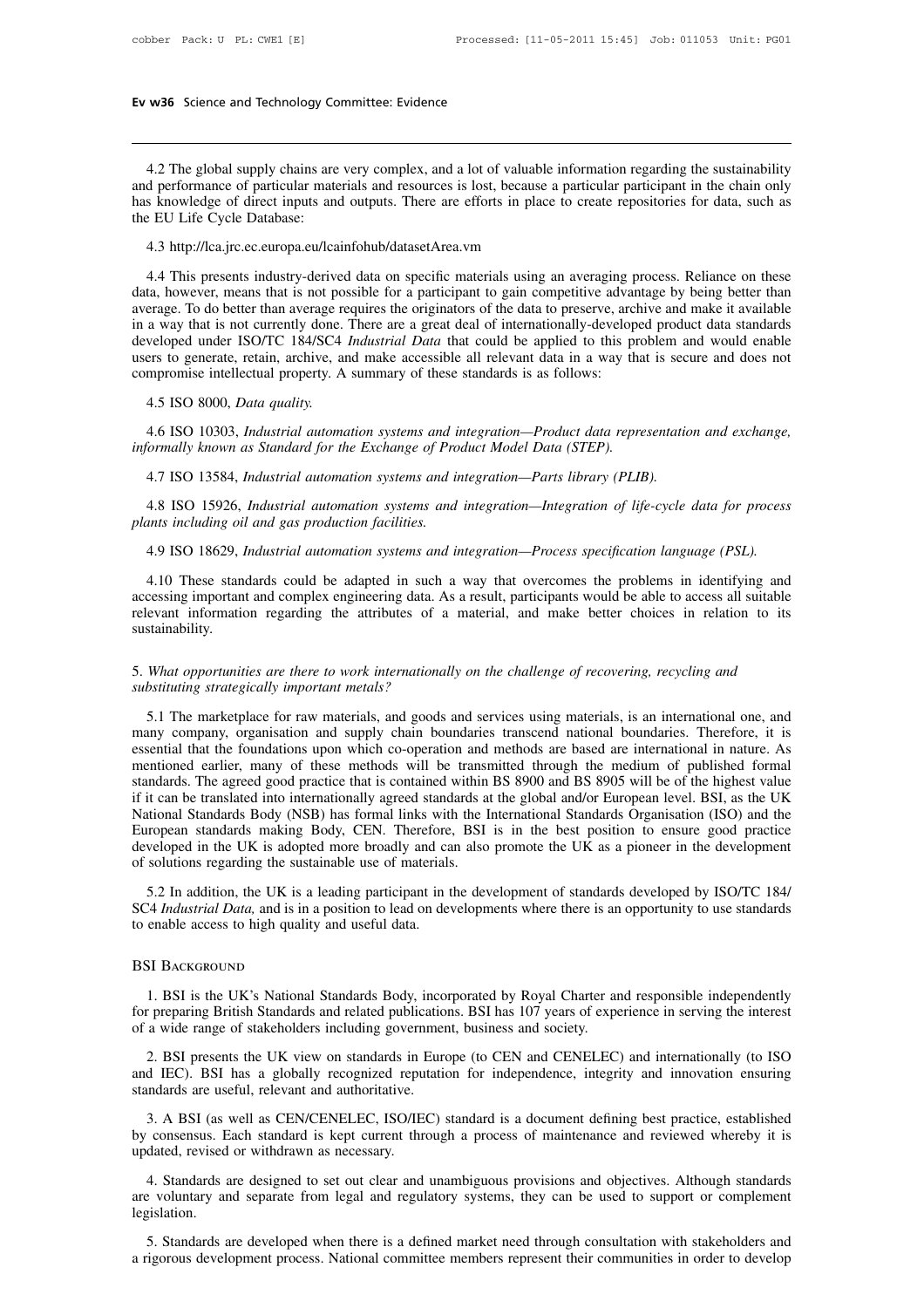4.2 The global supply chains are very complex, and a lot of valuable information regarding the sustainability and performance of particular materials and resources is lost, because a particular participant in the chain only has knowledge of direct inputs and outputs. There are efforts in place to create repositories for data, such as the EU Life Cycle Database:

4.3 http://lca.jrc.ec.europa.eu/lcainfohub/datasetArea.vm

4.4 This presents industry-derived data on specific materials using an averaging process. Reliance on these data, however, means that is not possible for a participant to gain competitive advantage by being better than average. To do better than average requires the originators of the data to preserve, archive and make it available in a way that is not currently done. There are a great deal of internationally-developed product data standards developed under ISO/TC 184/SC4 *Industrial Data* that could be applied to this problem and would enable users to generate, retain, archive, and make accessible all relevant data in a way that is secure and does not compromise intellectual property. A summary of these standards is as follows:

4.5 ISO 8000, *Data quality.*

4.6 ISO 10303, *Industrial automation systems and integration—Product data representation and exchange, informally known as Standard for the Exchange of Product Model Data (STEP).*

4.7 ISO 13584, *Industrial automation systems and integration—Parts library (PLIB).*

4.8 ISO 15926, *Industrial automation systems and integration—Integration of life-cycle data for process plants including oil and gas production facilities.*

4.9 ISO 18629, *Industrial automation systems and integration—Process specification language (PSL).*

4.10 These standards could be adapted in such a way that overcomes the problems in identifying and accessing important and complex engineering data. As a result, participants would be able to access all suitable relevant information regarding the attributes of a material, and make better choices in relation to its sustainability.

5. *What opportunities are there to work internationally on the challenge of recovering, recycling and substituting strategically important metals?*

5.1 The marketplace for raw materials, and goods and services using materials, is an international one, and many company, organisation and supply chain boundaries transcend national boundaries. Therefore, it is essential that the foundations upon which co-operation and methods are based are international in nature. As mentioned earlier, many of these methods will be transmitted through the medium of published formal standards. The agreed good practice that is contained within BS 8900 and BS 8905 will be of the highest value if it can be translated into internationally agreed standards at the global and/or European level. BSI, as the UK National Standards Body (NSB) has formal links with the International Standards Organisation (ISO) and the European standards making Body, CEN. Therefore, BSI is in the best position to ensure good practice developed in the UK is adopted more broadly and can also promote the UK as a pioneer in the development of solutions regarding the sustainable use of materials.

5.2 In addition, the UK is a leading participant in the development of standards developed by ISO/TC 184/SC4 *Industrial Data,* and is in a position to lead on developments where there is an opportunity to use standards to enable access to high quality and useful data.

## BSI Background

1. BSI is the UK's National Standards Body, incorporated by Royal Charter and responsible independently for preparing British Standards and related publications. BSI has 107 years of experience in serving the interest of a wide range of stakeholders including government, business and society.

2. BSI presents the UK view on standards in Europe (to CEN and CENELEC) and internationally (to ISO and IEC). BSI has a globally recognized reputation for independence, integrity and innovation ensuring standards are useful, relevant and authoritative.

3. A BSI (as well as CEN/CENELEC, ISO/IEC) standard is a document defining best practice, established by consensus. Each standard is kept current through a process of maintenance and reviewed whereby it is updated, revised or withdrawn as necessary.

4. Standards are designed to set out clear and unambiguous provisions and objectives. Although standards are voluntary and separate from legal and regulatory systems, they can be used to support or complement legislation.

5. Standards are developed when there is a defined market need through consultation with stakeholders and a rigorous development process. National committee members represent their communities in order to develop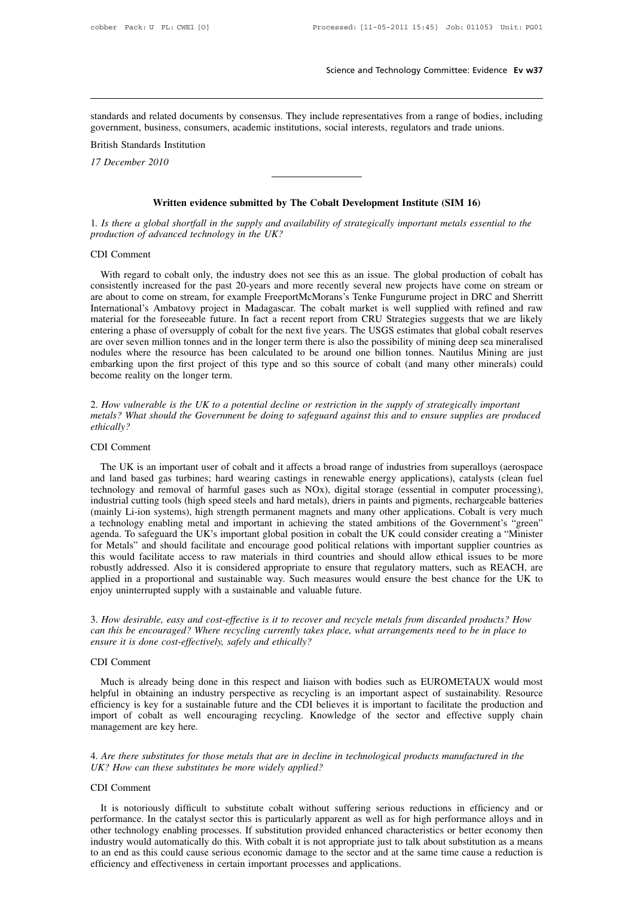standards and related documents by consensus. They include representatives from a range of bodies, including government, business, consumers, academic institutions, social interests, regulators and trade unions.

British Standards Institution

*17 December 2010*

---

## Written evidence submitted by The Cobalt Development Institute (SIM 16)

1. *Is there a global shortfall in the supply and availability of strategically important metals essential to the production of advanced technology in the UK?*

CDI Comment

With regard to cobalt only, the industry does not see this as an issue. The global production of cobalt has consistently increased for the past 20-years and more recently several new projects have come on stream or are about to come on stream, for example FreeportMcMorans's Tenke Fungurume project in DRC and Sherritt International's Ambatovy project in Madagascar. The cobalt market is well supplied with refined and raw material for the foreseeable future. In fact a recent report from CRU Strategies suggests that we are likely entering a phase of oversupply of cobalt for the next five years. The USGS estimates that global cobalt reserves are over seven million tonnes and in the longer term there is also the possibility of mining deep sea mineralised nodules where the resource has been calculated to be around one billion tonnes. Nautilus Mining are just embarking upon the first project of this type and so this source of cobalt (and many other minerals) could become reality on the longer term.

2. *How vulnerable is the UK to a potential decline or restriction in the supply of strategically important metals? What should the Government be doing to safeguard against this and to ensure supplies are produced ethically?*

CDI Comment

The UK is an important user of cobalt and it affects a broad range of industries from superalloys (aerospace and land based gas turbines; hard wearing castings in renewable energy applications), catalysts (clean fuel technology and removal of harmful gases such as NOx), digital storage (essential in computer processing), industrial cutting tools (high speed steels and hard metals), driers in paints and pigments, rechargeable batteries (mainly Li-ion systems), high strength permanent magnets and many other applications. Cobalt is very much a technology enabling metal and important in achieving the stated ambitions of the Government's "green" agenda. To safeguard the UK's important global position in cobalt the UK could consider creating a "Minister for Metals" and should facilitate and encourage good political relations with important supplier countries as this would facilitate access to raw materials in third countries and should allow ethical issues to be more robustly addressed. Also it is considered appropriate to ensure that regulatory matters, such as REACH, are applied in a proportional and sustainable way. Such measures would ensure the best chance for the UK to enjoy uninterrupted supply with a sustainable and valuable future.

3. *How desirable, easy and cost-effective is it to recover and recycle metals from discarded products? How can this be encouraged? Where recycling currently takes place, what arrangements need to be in place to ensure it is done cost-effectively, safely and ethically?*

CDI Comment

Much is already being done in this respect and liaison with bodies such as EUROMETAUX would most helpful in obtaining an industry perspective as recycling is an important aspect of sustainability. Resource efficiency is key for a sustainable future and the CDI believes it is important to facilitate the production and import of cobalt as well encouraging recycling. Knowledge of the sector and effective supply chain management are key here.

4. *Are there substitutes for those metals that are in decline in technological products manufactured in the UK? How can these substitutes be more widely applied?*

CDI Comment

It is notoriously difficult to substitute cobalt without suffering serious reductions in efficiency and or performance. In the catalyst sector this is particularly apparent as well as for high performance alloys and in other technology enabling processes. If substitution provided enhanced characteristics or better economy then industry would automatically do this. With cobalt it is not appropriate just to talk about substitution as a means to an end as this could cause serious economic damage to the sector and at the same time cause a reduction is efficiency and effectiveness in certain important processes and applications.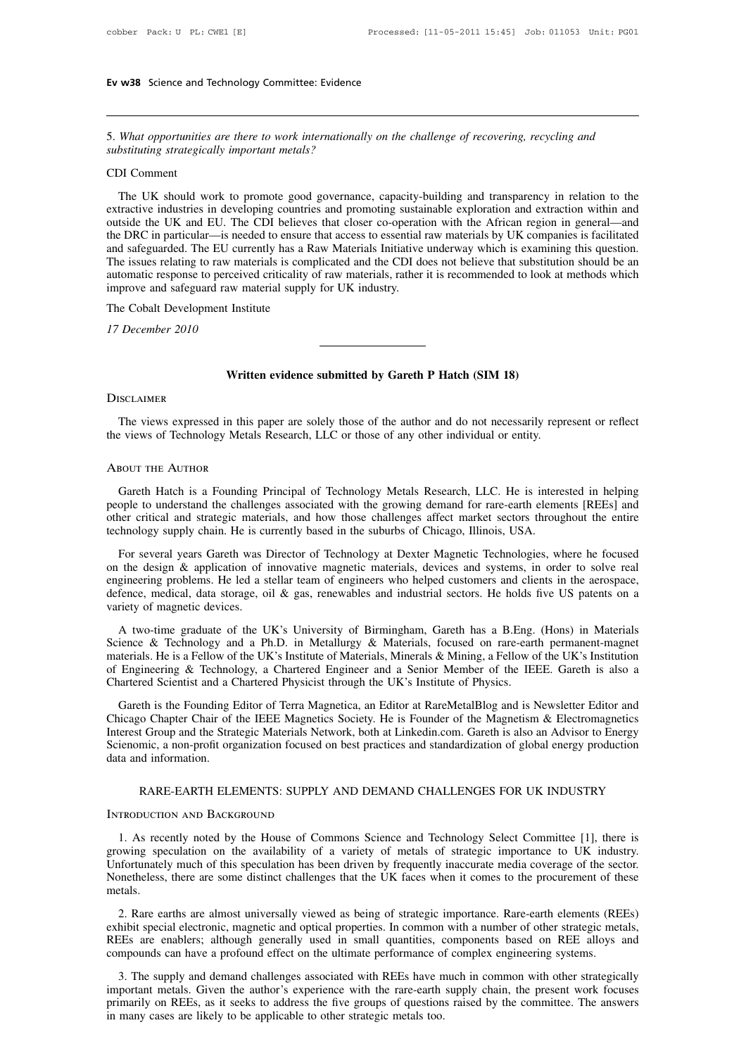5. *What opportunities are there to work internationally on the challenge of recovering, recycling and substituting strategically important metals?*

CDI Comment

The UK should work to promote good governance, capacity-building and transparency in relation to the extractive industries in developing countries and promoting sustainable exploration and extraction within and outside the UK and EU. The CDI believes that closer co-operation with the African region in general—and the DRC in particular—is needed to ensure that access to essential raw materials by UK companies is facilitated and safeguarded. The EU currently has a Raw Materials Initiative underway which is examining this question. The issues relating to raw materials is complicated and the CDI does not believe that substitution should be an automatic response to perceived criticality of raw materials, rather it is recommended to look at methods which improve and safeguard raw material supply for UK industry.

The Cobalt Development Institute

*17 December 2010*

---

## Written evidence submitted by Gareth P Hatch (SIM 18)

### Disclaimer

The views expressed in this paper are solely those of the author and do not necessarily represent or reflect the views of Technology Metals Research, LLC or those of any other individual or entity.

### About the Author

Gareth Hatch is a Founding Principal of Technology Metals Research, LLC. He is interested in helping people to understand the challenges associated with the growing demand for rare-earth elements [REEs] and other critical and strategic materials, and how those challenges affect market sectors throughout the entire technology supply chain. He is currently based in the suburbs of Chicago, Illinois, USA.

For several years Gareth was Director of Technology at Dexter Magnetic Technologies, where he focused on the design & application of innovative magnetic materials, devices and systems, in order to solve real engineering problems. He led a stellar team of engineers who helped customers and clients in the aerospace, defence, medical, data storage, oil & gas, renewables and industrial sectors. He holds five US patents on a variety of magnetic devices.

A two-time graduate of the UK's University of Birmingham, Gareth has a B.Eng. (Hons) in Materials Science & Technology and a Ph.D. in Metallurgy & Materials, focused on rare-earth permanent-magnet materials. He is a Fellow of the UK's Institute of Materials, Minerals & Mining, a Fellow of the UK's Institution of Engineering & Technology, a Chartered Engineer and a Senior Member of the IEEE. Gareth is also a Chartered Scientist and a Chartered Physicist through the UK's Institute of Physics.

Gareth is the Founding Editor of Terra Magnetica, an Editor at RareMetalBlog and is Newsletter Editor and Chicago Chapter Chair of the IEEE Magnetics Society. He is Founder of the Magnetism & Electromagnetics Interest Group and the Strategic Materials Network, both at Linkedin.com. Gareth is also an Advisor to Energy Scienomic, a non-profit organization focused on best practices and standardization of global energy production data and information.

## RARE-EARTH ELEMENTS: SUPPLY AND DEMAND CHALLENGES FOR UK INDUSTRY

### Introduction and Background

1. As recently noted by the House of Commons Science and Technology Select Committee [1], there is growing speculation on the availability of a variety of metals of strategic importance to UK industry. Unfortunately much of this speculation has been driven by frequently inaccurate media coverage of the sector. Nonetheless, there are some distinct challenges that the UK faces when it comes to the procurement of these metals.

2. Rare earths are almost universally viewed as being of strategic importance. Rare-earth elements (REEs) exhibit special electronic, magnetic and optical properties. In common with a number of other strategic metals, REEs are enablers; although generally used in small quantities, components based on REE alloys and compounds can have a profound effect on the ultimate performance of complex engineering systems.

3. The supply and demand challenges associated with REEs have much in common with other strategically important metals. Given the author's experience with the rare-earth supply chain, the present work focuses primarily on REEs, as it seeks to address the five groups of questions raised by the committee. The answers in many cases are likely to be applicable to other strategic metals too.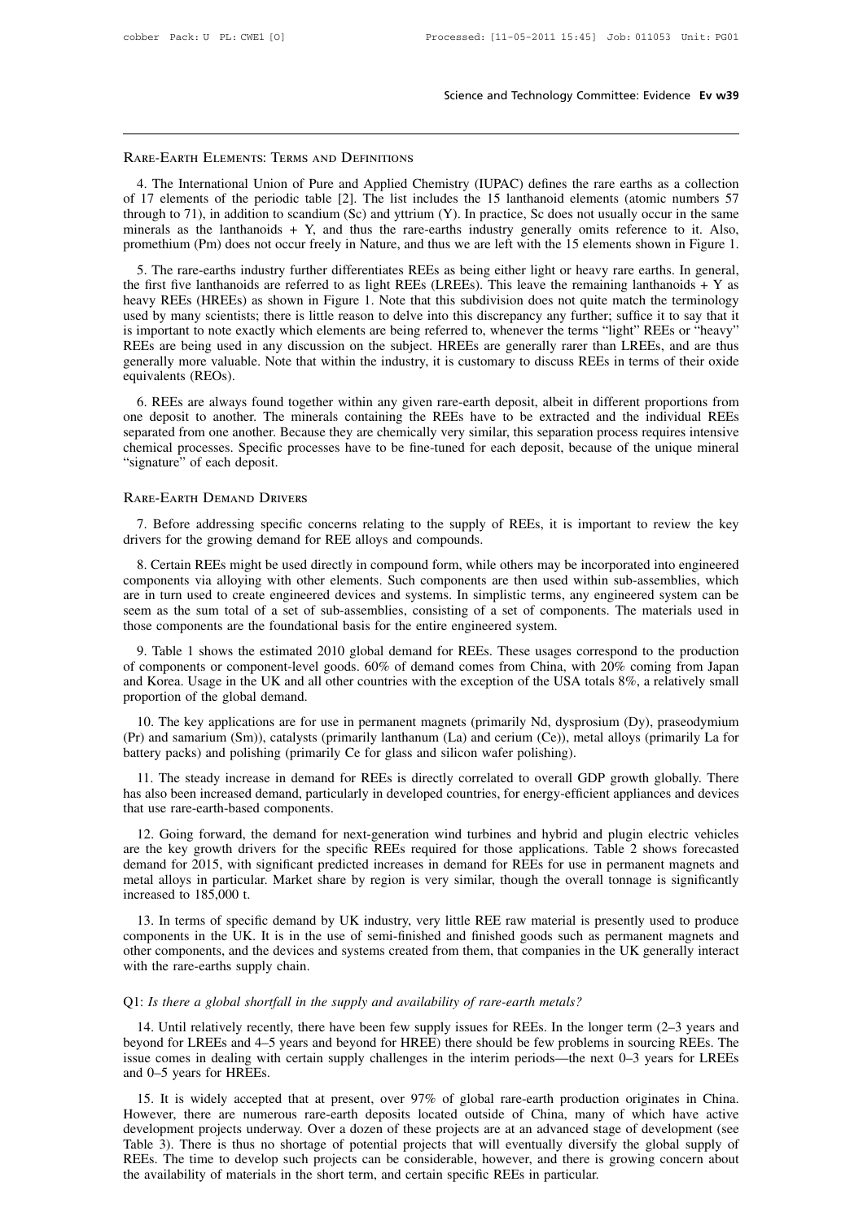## Rare-Earth Elements: Terms and Definitions

4. The International Union of Pure and Applied Chemistry (IUPAC) defines the rare earths as a collection of 17 elements of the periodic table [2]. The list includes the 15 lanthanoid elements (atomic numbers 57 through to 71), in addition to scandium (Sc) and yttrium (Y). In practice, Sc does not usually occur in the same minerals as the lanthanoids + Y, and thus the rare-earths industry generally omits reference to it. Also, promethium (Pm) does not occur freely in Nature, and thus we are left with the 15 elements shown in Figure 1.

5. The rare-earths industry further differentiates REEs as being either light or heavy rare earths. In general, the first five lanthanoids are referred to as light REEs (LREEs). This leave the remaining lanthanoids + Y as heavy REEs (HREEs) as shown in Figure 1. Note that this subdivision does not quite match the terminology used by many scientists; there is little reason to delve into this discrepancy any further; suffice it to say that it is important to note exactly which elements are being referred to, whenever the terms "light" REEs or "heavy" REEs are being used in any discussion on the subject. HREEs are generally rarer than LREEs, and are thus generally more valuable. Note that within the industry, it is customary to discuss REEs in terms of their oxide equivalents (REOs).

6. REEs are always found together within any given rare-earth deposit, albeit in different proportions from one deposit to another. The minerals containing the REEs have to be extracted and the individual REEs separated from one another. Because they are chemically very similar, this separation process requires intensive chemical processes. Specific processes have to be fine-tuned for each deposit, because of the unique mineral "signature" of each deposit.

## Rare-Earth Demand Drivers

7. Before addressing specific concerns relating to the supply of REEs, it is important to review the key drivers for the growing demand for REE alloys and compounds.

8. Certain REEs might be used directly in compound form, while others may be incorporated into engineered components via alloying with other elements. Such components are then used within sub-assemblies, which are in turn used to create engineered devices and systems. In simplistic terms, any engineered system can be seem as the sum total of a set of sub-assemblies, consisting of a set of components. The materials used in those components are the foundational basis for the entire engineered system.

9. Table 1 shows the estimated 2010 global demand for REEs. These usages correspond to the production of components or component-level goods. 60% of demand comes from China, with 20% coming from Japan and Korea. Usage in the UK and all other countries with the exception of the USA totals 8%, a relatively small proportion of the global demand.

10. The key applications are for use in permanent magnets (primarily Nd, dysprosium (Dy), praseodymium (Pr) and samarium (Sm)), catalysts (primarily lanthanum (La) and cerium (Ce)), metal alloys (primarily La for battery packs) and polishing (primarily Ce for glass and silicon wafer polishing).

11. The steady increase in demand for REEs is directly correlated to overall GDP growth globally. There has also been increased demand, particularly in developed countries, for energy-efficient appliances and devices that use rare-earth-based components.

12. Going forward, the demand for next-generation wind turbines and hybrid and plugin electric vehicles are the key growth drivers for the specific REEs required for those applications. Table 2 shows forecasted demand for 2015, with significant predicted increases in demand for REEs for use in permanent magnets and metal alloys in particular. Market share by region is very similar, though the overall tonnage is significantly increased to 185,000 t.

13. In terms of specific demand by UK industry, very little REE raw material is presently used to produce components in the UK. It is in the use of semi-finished and finished goods such as permanent magnets and other components, and the devices and systems created from them, that companies in the UK generally interact with the rare-earths supply chain.

## Q1: *Is there a global shortfall in the supply and availability of rare-earth metals?*

14. Until relatively recently, there have been few supply issues for REEs. In the longer term (2–3 years and beyond for LREEs and 4–5 years and beyond for HREE) there should be few problems in sourcing REEs. The issue comes in dealing with certain supply challenges in the interim periods—the next 0–3 years for LREEs and 0–5 years for HREEs.

15. It is widely accepted that at present, over 97% of global rare-earth production originates in China. However, there are numerous rare-earth deposits located outside of China, many of which have active development projects underway. Over a dozen of these projects are at an advanced stage of development (see Table 3). There is thus no shortage of potential projects that will eventually diversify the global supply of REEs. The time to develop such projects can be considerable, however, and there is growing concern about the availability of materials in the short term, and certain specific REEs in particular.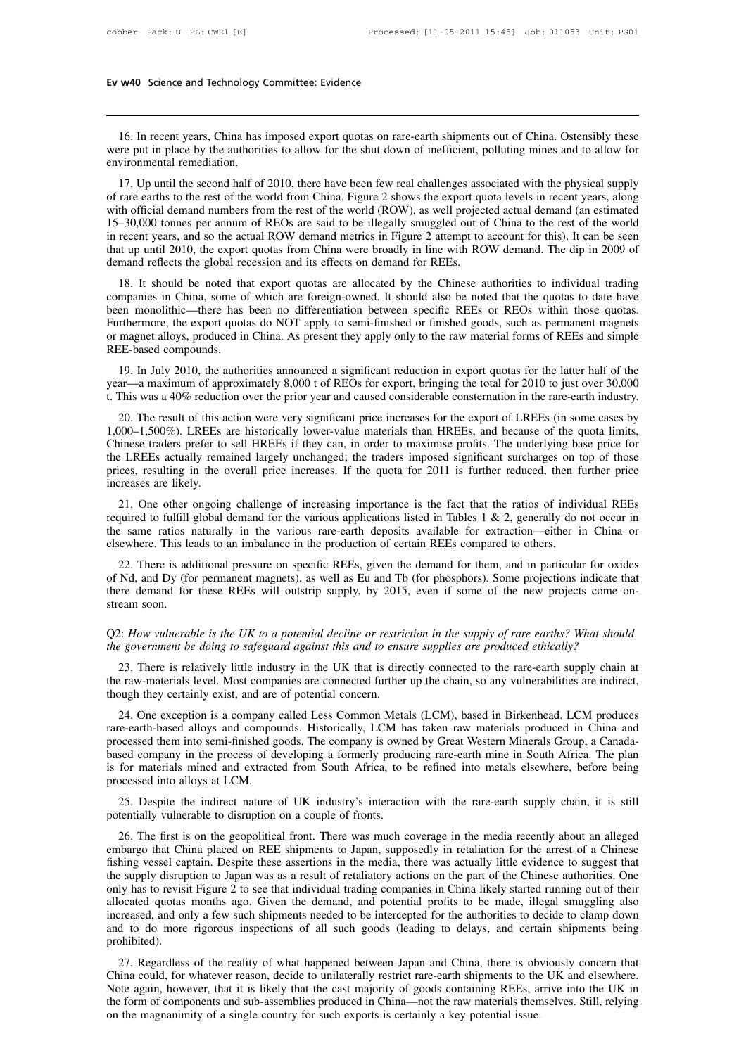16. In recent years, China has imposed export quotas on rare-earth shipments out of China. Ostensibly these were put in place by the authorities to allow for the shut down of inefficient, polluting mines and to allow for environmental remediation.

17. Up until the second half of 2010, there have been few real challenges associated with the physical supply of rare earths to the rest of the world from China. Figure 2 shows the export quota levels in recent years, along with official demand numbers from the rest of the world (ROW), as well projected actual demand (an estimated 15–30,000 tonnes per annum of REOs are said to be illegally smuggled out of China to the rest of the world in recent years, and so the actual ROW demand metrics in Figure 2 attempt to account for this). It can be seen that up until 2010, the export quotas from China were broadly in line with ROW demand. The dip in 2009 of demand reflects the global recession and its effects on demand for REEs.

18. It should be noted that export quotas are allocated by the Chinese authorities to individual trading companies in China, some of which are foreign-owned. It should also be noted that the quotas to date have been monolithic—there has been no differentiation between specific REEs or REOs within those quotas. Furthermore, the export quotas do NOT apply to semi-finished or finished goods, such as permanent magnets or magnet alloys, produced in China. As present they apply only to the raw material forms of REEs and simple REE-based compounds.

19. In July 2010, the authorities announced a significant reduction in export quotas for the latter half of the year—a maximum of approximately 8,000 t of REOs for export, bringing the total for 2010 to just over 30,000 t. This was a 40% reduction over the prior year and caused considerable consternation in the rare-earth industry.

20. The result of this action were very significant price increases for the export of LREEs (in some cases by 1,000–1,500%). LREEs are historically lower-value materials than HREEs, and because of the quota limits, Chinese traders prefer to sell HREEs if they can, in order to maximise profits. The underlying base price for the LREEs actually remained largely unchanged; the traders imposed significant surcharges on top of those prices, resulting in the overall price increases. If the quota for 2011 is further reduced, then further price increases are likely.

21. One other ongoing challenge of increasing importance is the fact that the ratios of individual REEs required to fulfill global demand for the various applications listed in Tables 1 & 2, generally do not occur in the same ratios naturally in the various rare-earth deposits available for extraction—either in China or elsewhere. This leads to an imbalance in the production of certain REEs compared to others.

22. There is additional pressure on specific REEs, given the demand for them, and in particular for oxides of Nd, and Dy (for permanent magnets), as well as Eu and Tb (for phosphors). Some projections indicate that there demand for these REEs will outstrip supply, by 2015, even if some of the new projects come on-stream soon.

Q2: *How vulnerable is the UK to a potential decline or restriction in the supply of rare earths? What should the government be doing to safeguard against this and to ensure supplies are produced ethically?*

23. There is relatively little industry in the UK that is directly connected to the rare-earth supply chain at the raw-materials level. Most companies are connected further up the chain, so any vulnerabilities are indirect, though they certainly exist, and are of potential concern.

24. One exception is a company called Less Common Metals (LCM), based in Birkenhead. LCM produces rare-earth-based alloys and compounds. Historically, LCM has taken raw materials produced in China and processed them into semi-finished goods. The company is owned by Great Western Minerals Group, a Canada-based company in the process of developing a formerly producing rare-earth mine in South Africa. The plan is for materials mined and extracted from South Africa, to be refined into metals elsewhere, before being processed into alloys at LCM.

25. Despite the indirect nature of UK industry's interaction with the rare-earth supply chain, it is still potentially vulnerable to disruption on a couple of fronts.

26. The first is on the geopolitical front. There was much coverage in the media recently about an alleged embargo that China placed on REE shipments to Japan, supposedly in retaliation for the arrest of a Chinese fishing vessel captain. Despite these assertions in the media, there was actually little evidence to suggest that the supply disruption to Japan was as a result of retaliatory actions on the part of the Chinese authorities. One only has to revisit Figure 2 to see that individual trading companies in China likely started running out of their allocated quotas months ago. Given the demand, and potential profits to be made, illegal smuggling also increased, and only a few such shipments needed to be intercepted for the authorities to decide to clamp down and to do more rigorous inspections of all such goods (leading to delays, and certain shipments being prohibited).

27. Regardless of the reality of what happened between Japan and China, there is obviously concern that China could, for whatever reason, decide to unilaterally restrict rare-earth shipments to the UK and elsewhere. Note again, however, that it is likely that the cast majority of goods containing REEs, arrive into the UK in the form of components and sub-assemblies produced in China—not the raw materials themselves. Still, relying on the magnanimity of a single country for such exports is certainly a key potential issue.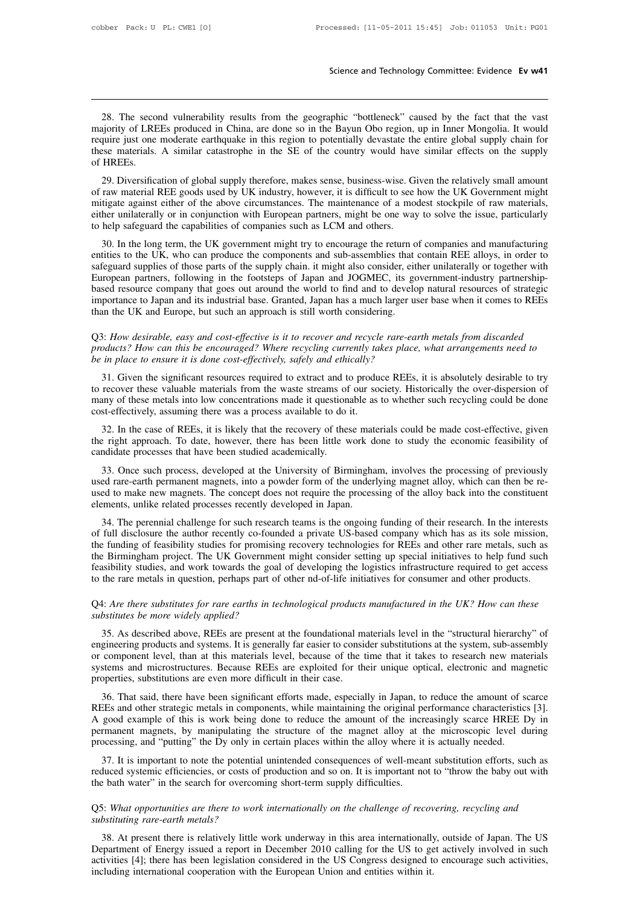28. The second vulnerability results from the geographic "bottleneck" caused by the fact that the vast majority of LREEs produced in China, are done so in the Bayun Obo region, up in Inner Mongolia. It would require just one moderate earthquake in this region to potentially devastate the entire global supply chain for these materials. A similar catastrophe in the SE of the country would have similar effects on the supply of HREEs.

29. Diversification of global supply therefore, makes sense, business-wise. Given the relatively small amount of raw material REE goods used by UK industry, however, it is difficult to see how the UK Government might mitigate against either of the above circumstances. The maintenance of a modest stockpile of raw materials, either unilaterally or in conjunction with European partners, might be one way to solve the issue, particularly to help safeguard the capabilities of companies such as LCM and others.

30. In the long term, the UK government might try to encourage the return of companies and manufacturing entities to the UK, who can produce the components and sub-assemblies that contain REE alloys, in order to safeguard supplies of those parts of the supply chain. it might also consider, either unilaterally or together with European partners, following in the footsteps of Japan and JOGMEC, its government-industry partnership-based resource company that goes out around the world to find and to develop natural resources of strategic importance to Japan and its industrial base. Granted, Japan has a much larger user base when it comes to REEs than the UK and Europe, but such an approach is still worth considering.

Q3: *How desirable, easy and cost-effective is it to recover and recycle rare-earth metals from discarded products? How can this be encouraged? Where recycling currently takes place, what arrangements need to be in place to ensure it is done cost-effectively, safely and ethically?*

31. Given the significant resources required to extract and to produce REEs, it is absolutely desirable to try to recover these valuable materials from the waste streams of our society. Historically the over-dispersion of many of these metals into low concentrations made it questionable as to whether such recycling could be done cost-effectively, assuming there was a process available to do it.

32. In the case of REEs, it is likely that the recovery of these materials could be made cost-effective, given the right approach. To date, however, there has been little work done to study the economic feasibility of candidate processes that have been studied academically.

33. Once such process, developed at the University of Birmingham, involves the processing of previously used rare-earth permanent magnets, into a powder form of the underlying magnet alloy, which can then be re-used to make new magnets. The concept does not require the processing of the alloy back into the constituent elements, unlike related processes recently developed in Japan.

34. The perennial challenge for such research teams is the ongoing funding of their research. In the interests of full disclosure the author recently co-founded a private US-based company which has as its sole mission, the funding of feasibility studies for promising recovery technologies for REEs and other rare metals, such as the Birmingham project. The UK Government might consider setting up special initiatives to help fund such feasibility studies, and work towards the goal of developing the logistics infrastructure required to get access to the rare metals in question, perhaps part of other nd-of-life initiatives for consumer and other products.

Q4: *Are there substitutes for rare earths in technological products manufactured in the UK? How can these substitutes be more widely applied?*

35. As described above, REEs are present at the foundational materials level in the "structural hierarchy" of engineering products and systems. It is generally far easier to consider substitutions at the system, sub-assembly or component level, than at this materials level, because of the time that it takes to research new materials systems and microstructures. Because REEs are exploited for their unique optical, electronic and magnetic properties, substitutions are even more difficult in their case.

36. That said, there have been significant efforts made, especially in Japan, to reduce the amount of scarce REEs and other strategic metals in components, while maintaining the original performance characteristics [3]. A good example of this is work being done to reduce the amount of the increasingly scarce HREE Dy in permanent magnets, by manipulating the structure of the magnet alloy at the microscopic level during processing, and "putting" the Dy only in certain places within the alloy where it is actually needed.

37. It is important to note the potential unintended consequences of well-meant substitution efforts, such as reduced systemic efficiencies, or costs of production and so on. It is important not to "throw the baby out with the bath water" in the search for overcoming short-term supply difficulties.

Q5: *What opportunities are there to work internationally on the challenge of recovering, recycling and substituting rare-earth metals?*

38. At present there is relatively little work underway in this area internationally, outside of Japan. The US Department of Energy issued a report in December 2010 calling for the US to get actively involved in such activities [4]; there has been legislation considered in the US Congress designed to encourage such activities, including international cooperation with the European Union and entities within it.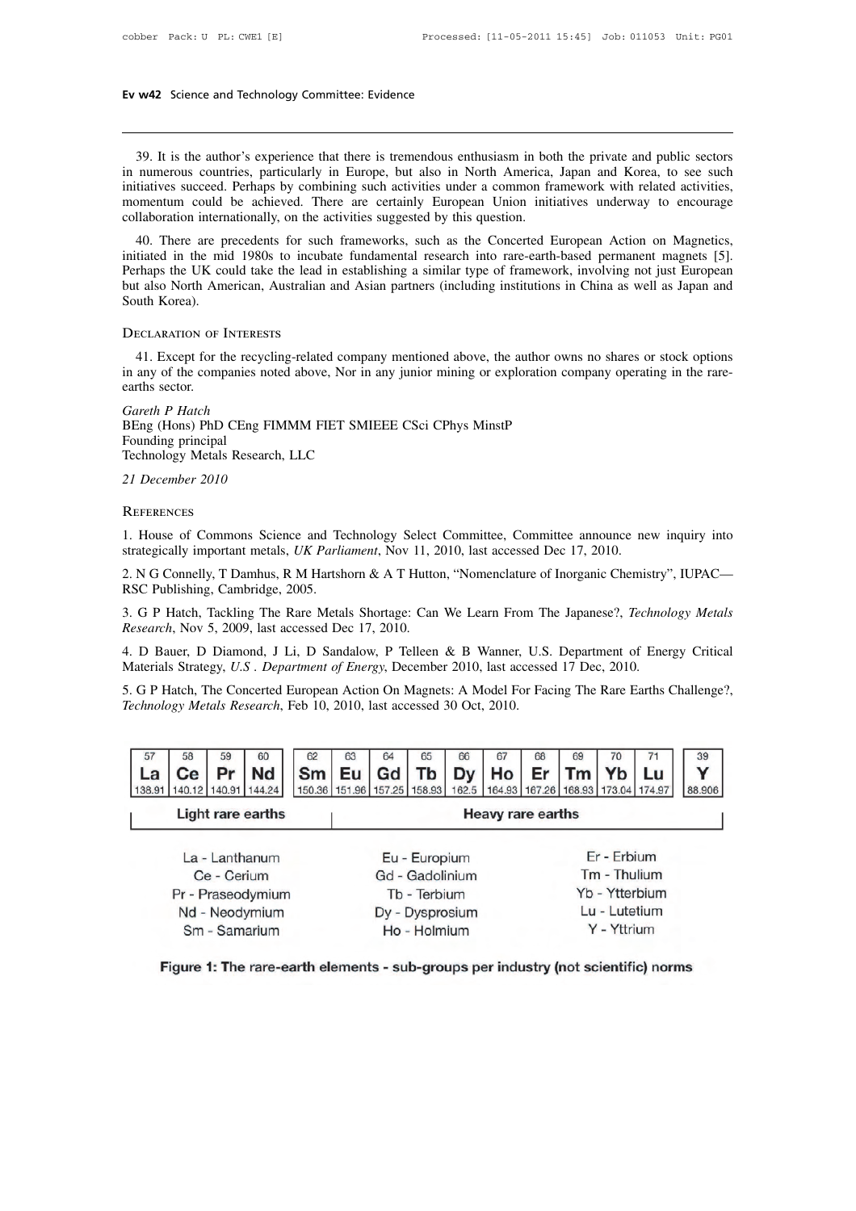39. It is the author's experience that there is tremendous enthusiasm in both the private and public sectors in numerous countries, particularly in Europe, but also in North America, Japan and Korea, to see such initiatives succeed. Perhaps by combining such activities under a common framework with related activities, momentum could be achieved. There are certainly European Union initiatives underway to encourage collaboration internationally, on the activities suggested by this question.

40. There are precedents for such frameworks, such as the Concerted European Action on Magnetics, initiated in the mid 1980s to incubate fundamental research into rare-earth-based permanent magnets [5]. Perhaps the UK could take the lead in establishing a similar type of framework, involving not just European but also North American, Australian and Asian partners (including institutions in China as well as Japan and South Korea).

## Declaration of Interests

41. Except for the recycling-related company mentioned above, the author owns no shares or stock options in any of the companies noted above, Nor in any junior mining or exploration company operating in the rare-earths sector.

*Gareth P Hatch*
BEng (Hons) PhD CEng FIMMM FIET SMIEEE CSci CPhys MinstP
Founding principal
Technology Metals Research, LLC

*21 December 2010*

## References

1. House of Commons Science and Technology Select Committee, Committee announce new inquiry into strategically important metals, *UK Parliament*, Nov 11, 2010, last accessed Dec 17, 2010.

2. N G Connelly, T Damhus, R M Hartshorn & A T Hutton, "Nomenclature of Inorganic Chemistry", IUPAC—RSC Publishing, Cambridge, 2005.

3. G P Hatch, Tackling The Rare Metals Shortage: Can We Learn From The Japanese?, *Technology Metals Research*, Nov 5, 2009, last accessed Dec 17, 2010.

4. D Bauer, D Diamond, J Li, D Sandalow, P Telleen & B Wanner, U.S. Department of Energy Critical Materials Strategy, *U.S . Department of Energy*, December 2010, last accessed 17 Dec, 2010.

5. G P Hatch, The Concerted European Action On Magnets: A Model For Facing The Rare Earths Challenge?, *Technology Metals Research*, Feb 10, 2010, last accessed 30 Oct, 2010.

| 57 | 58 | 59 | 60 | 62 | 63 | 64 | 65 | 66 | 67 | 68 | 69 | 70 | 71 | 39 |
|---|---|---|---|---|---|---|---|---|---|---|---|---|---|---|
| La | Ce | Pr | Nd | Sm | Eu | Gd | Tb | Dy | Ho | Er | Tm | Yb | Lu | Y |
| 138.91 | 140.12 | 140.91 | 144.24 | 150.36 | 151.96 | 157.25 | 158.93 | 162.5 | 164.93 | 167.26 | 168.93 | 173.04 | 174.97 | 88.906 |
| Light rare earths | | | | Heavy rare earths | | | | | | | | | | |

La - Lanthanum
Ce - Cerium
Pr - Praseodymium
Nd - Neodymium
Sm - Samarium

Eu - Europium
Gd - Gadolinium
Tb - Terbium
Dy - Dysprosium
Ho - Holmium

Er - Erbium
Tm - Thulium
Yb - Ytterbium
Lu - Lutetium
Y - Yttrium

**Figure 1: The rare-earth elements - sub-groups per industry (not scientific) norms**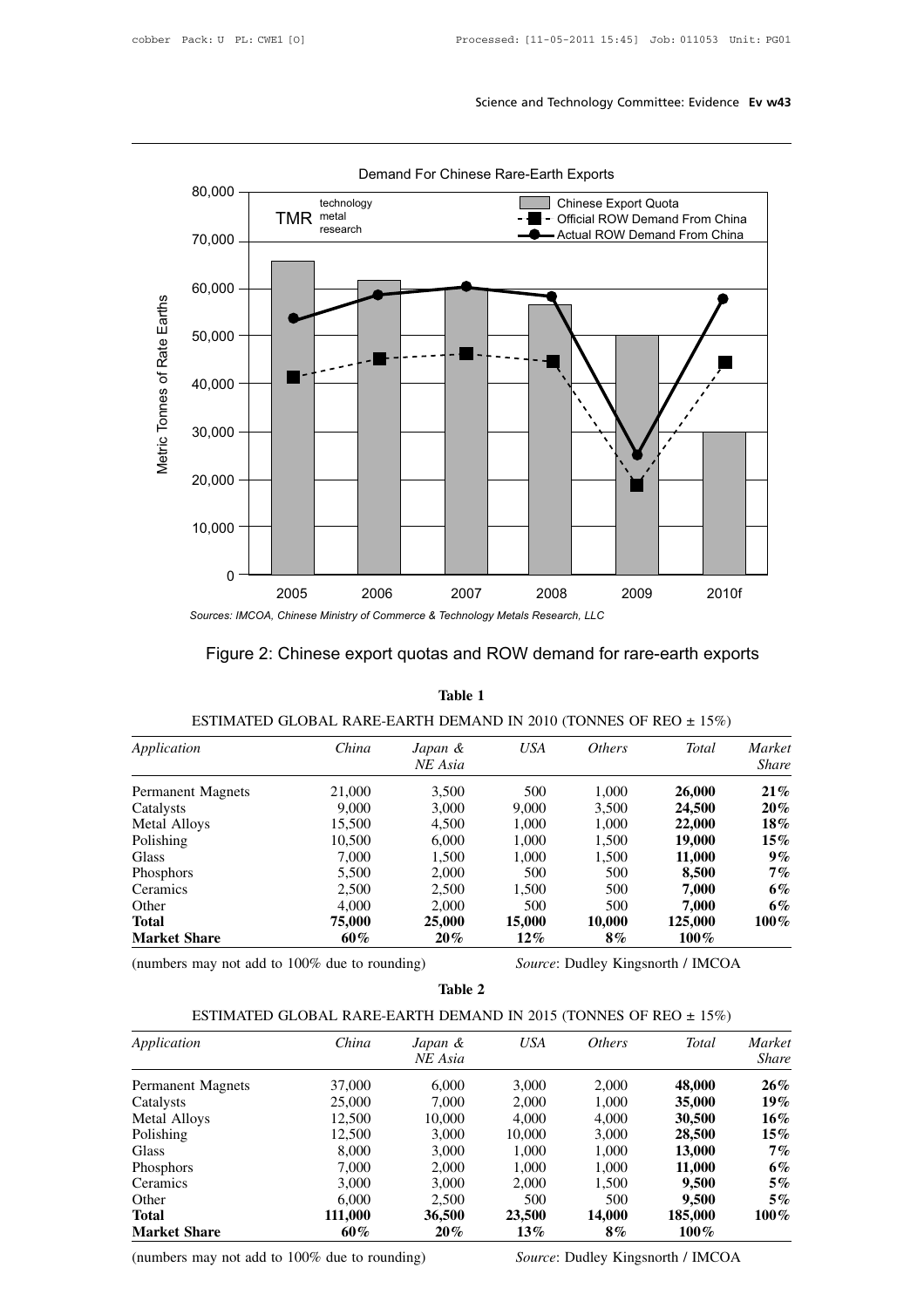Figure 2: Chinese export quotas and ROW demand for rare-earth exports

**Table 1**

ESTIMATED GLOBAL RARE-EARTH DEMAND IN 2010 (TONNES OF REO ± 15%)

| *Application* | *China* | *Japan & NE Asia* | *USA* | *Others* | *Total* | *Market Share* |
|---|---|---|---|---|---|---|
| Permanent Magnets | 21,000 | 3,500 | 500 | 1,000 | **26,000** | **21%** |
| Catalysts | 9,000 | 3,000 | 9,000 | 3,500 | **24,500** | **20%** |
| Metal Alloys | 15,500 | 4,500 | 1,000 | 1,000 | **22,000** | **18%** |
| Polishing | 10,500 | 6,000 | 1,000 | 1,500 | **19,000** | **15%** |
| Glass | 7,000 | 1,500 | 1,000 | 1,500 | **11,000** | **9%** |
| Phosphors | 5,500 | 2,000 | 500 | 500 | **8,500** | **7%** |
| Ceramics | 2,500 | 2,500 | 1,500 | 500 | **7,000** | **6%** |
| Other | 4,000 | 2,000 | 500 | 500 | **7,000** | **6%** |
| **Total** | **75,000** | **25,000** | **15,000** | **10,000** | **125,000** | **100%** |
| **Market Share** | **60%** | **20%** | **12%** | **8%** | **100%** | |

(numbers may not add to 100% due to rounding) *Source*: Dudley Kingsnorth / IMCOA

**Table 2**

ESTIMATED GLOBAL RARE-EARTH DEMAND IN 2015 (TONNES OF REO ± 15%)

| *Application* | *China* | *Japan & NE Asia* | *USA* | *Others* | *Total* | *Market Share* |
|---|---|---|---|---|---|---|
| Permanent Magnets | 37,000 | 6,000 | 3,000 | 2,000 | **48,000** | **26%** |
| Catalysts | 25,000 | 7,000 | 2,000 | 1,000 | **35,000** | **19%** |
| Metal Alloys | 12,500 | 10,000 | 4,000 | 4,000 | **30,500** | **16%** |
| Polishing | 12,500 | 3,000 | 10,000 | 3,000 | **28,500** | **15%** |
| Glass | 8,000 | 3,000 | 1,000 | 1,000 | **13,000** | **7%** |
| Phosphors | 7,000 | 2,000 | 1,000 | 1,000 | **11,000** | **6%** |
| Ceramics | 3,000 | 3,000 | 2,000 | 1,500 | **9,500** | **5%** |
| Other | 6,000 | 2,500 | 500 | 500 | **9,500** | **5%** |
| **Total** | **111,000** | **36,500** | **23,500** | **14,000** | **185,000** | **100%** |
| **Market Share** | **60%** | **20%** | **13%** | **8%** | **100%** | |

(numbers may not add to 100% due to rounding) *Source*: Dudley Kingsnorth / IMCOA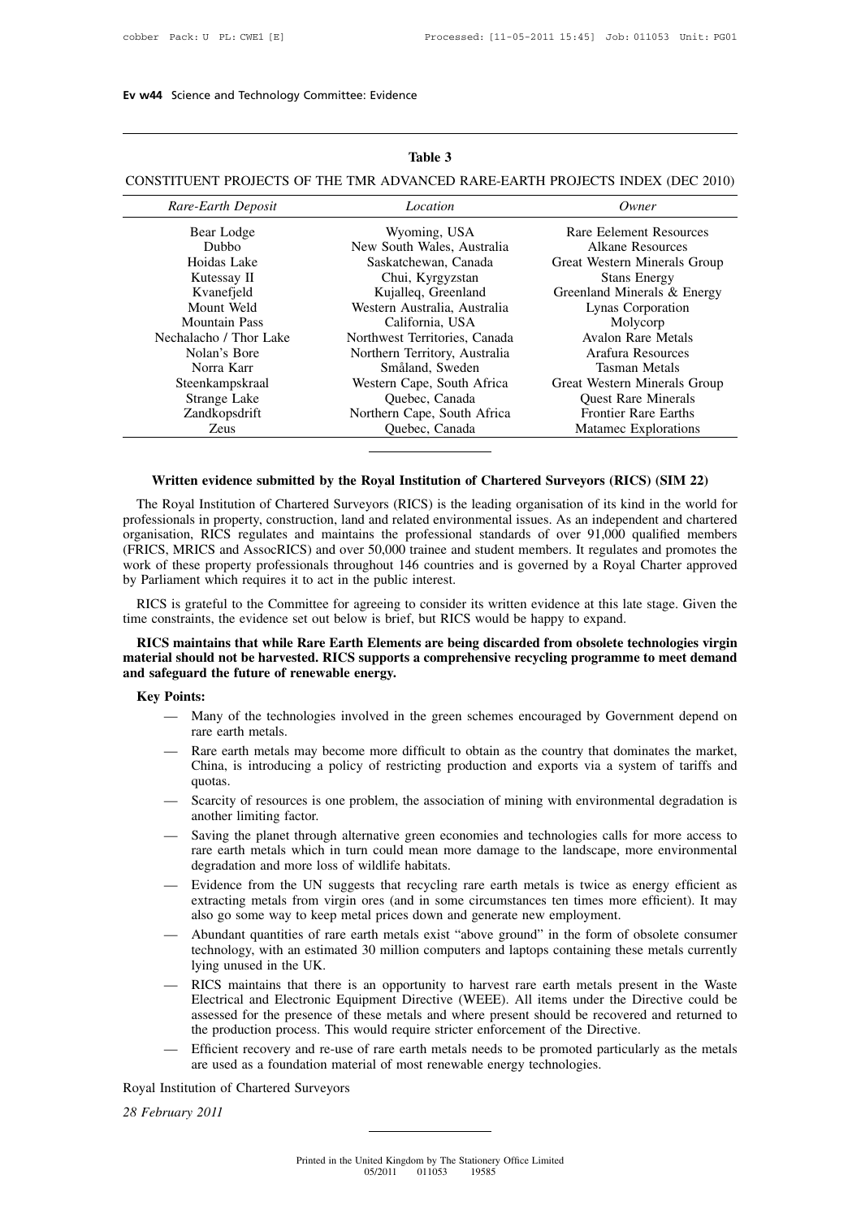**Table 3**

CONSTITUENT PROJECTS OF THE TMR ADVANCED RARE-EARTH PROJECTS INDEX (DEC 2010)

| *Rare-Earth Deposit* | *Location* | *Owner* |
|---|---|---|
| Bear Lodge | Wyoming, USA | Rare Eelement Resources |
| Dubbo | New South Wales, Australia | Alkane Resources |
| Hoidas Lake | Saskatchewan, Canada | Great Western Minerals Group |
| Kutessay II | Chui, Kyrgyzstan | Stans Energy |
| Kvanefjeld | Kujalleq, Greenland | Greenland Minerals & Energy |
| Mount Weld | Western Australia, Australia | Lynas Corporation |
| Mountain Pass | California, USA | Molycorp |
| Nechalacho / Thor Lake | Northwest Territories, Canada | Avalon Rare Metals |
| Nolan's Bore | Northern Territory, Australia | Arafura Resources |
| Norra Karr | Småland, Sweden | Tasman Metals |
| Steenkampskraal | Western Cape, South Africa | Great Western Minerals Group |
| Strange Lake | Quebec, Canada | Quest Rare Minerals |
| Zandkopsdrift | Northern Cape, South Africa | Frontier Rare Earths |
| Zeus | Quebec, Canada | Matamec Explorations |

## Written evidence submitted by the Royal Institution of Chartered Surveyors (RICS) (SIM 22)

The Royal Institution of Chartered Surveyors (RICS) is the leading organisation of its kind in the world for professionals in property, construction, land and related environmental issues. As an independent and chartered organisation, RICS regulates and maintains the professional standards of over 91,000 qualified members (FRICS, MRICS and AssocRICS) and over 50,000 trainee and student members. It regulates and promotes the work of these property professionals throughout 146 countries and is governed by a Royal Charter approved by Parliament which requires it to act in the public interest.

RICS is grateful to the Committee for agreeing to consider its written evidence at this late stage. Given the time constraints, the evidence set out below is brief, but RICS would be happy to expand.

**RICS maintains that while Rare Earth Elements are being discarded from obsolete technologies virgin material should not be harvested. RICS supports a comprehensive recycling programme to meet demand and safeguard the future of renewable energy.**

**Key Points:**

- Many of the technologies involved in the green schemes encouraged by Government depend on rare earth metals.
- Rare earth metals may become more difficult to obtain as the country that dominates the market, China, is introducing a policy of restricting production and exports via a system of tariffs and quotas.
- Scarcity of resources is one problem, the association of mining with environmental degradation is another limiting factor.
- Saving the planet through alternative green economies and technologies calls for more access to rare earth metals which in turn could mean more damage to the landscape, more environmental degradation and more loss of wildlife habitats.
- Evidence from the UN suggests that recycling rare earth metals is twice as energy efficient as extracting metals from virgin ores (and in some circumstances ten times more efficient). It may also go some way to keep metal prices down and generate new employment.
- Abundant quantities of rare earth metals exist "above ground" in the form of obsolete consumer technology, with an estimated 30 million computers and laptops containing these metals currently lying unused in the UK.
- RICS maintains that there is an opportunity to harvest rare earth metals present in the Waste Electrical and Electronic Equipment Directive (WEEE). All items under the Directive could be assessed for the presence of these metals and where present should be recovered and returned to the production process. This would require stricter enforcement of the Directive.
- Efficient recovery and re-use of rare earth metals needs to be promoted particularly as the metals are used as a foundation material of most renewable energy technologies.

Royal Institution of Chartered Surveyors

*28 February 2011*